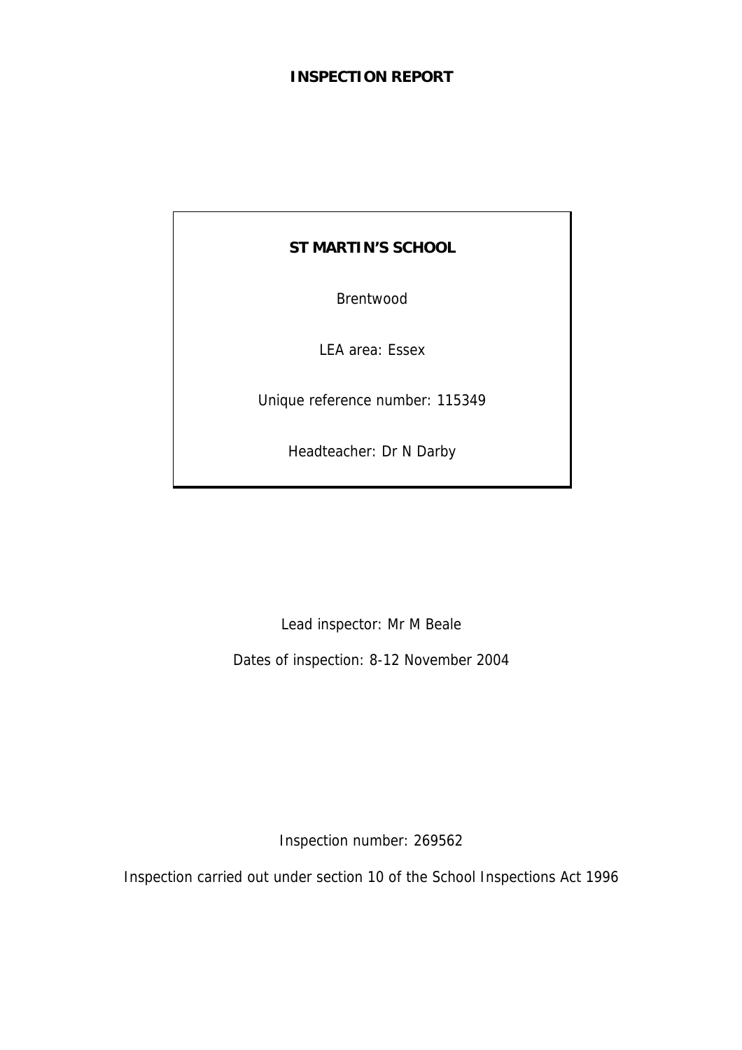# INSPECTION REPORT

**ST MARTIN'S SCHOOL**

Brentwood

LEA area: Essex

Unique reference number: 115349

Headteacher: Dr N Darby

Lead inspector: Mr M Beale

Dates of inspection: 8-12 November 2004

Inspection number: 269562

Inspection carried out under section 10 of the School Inspections Act 1996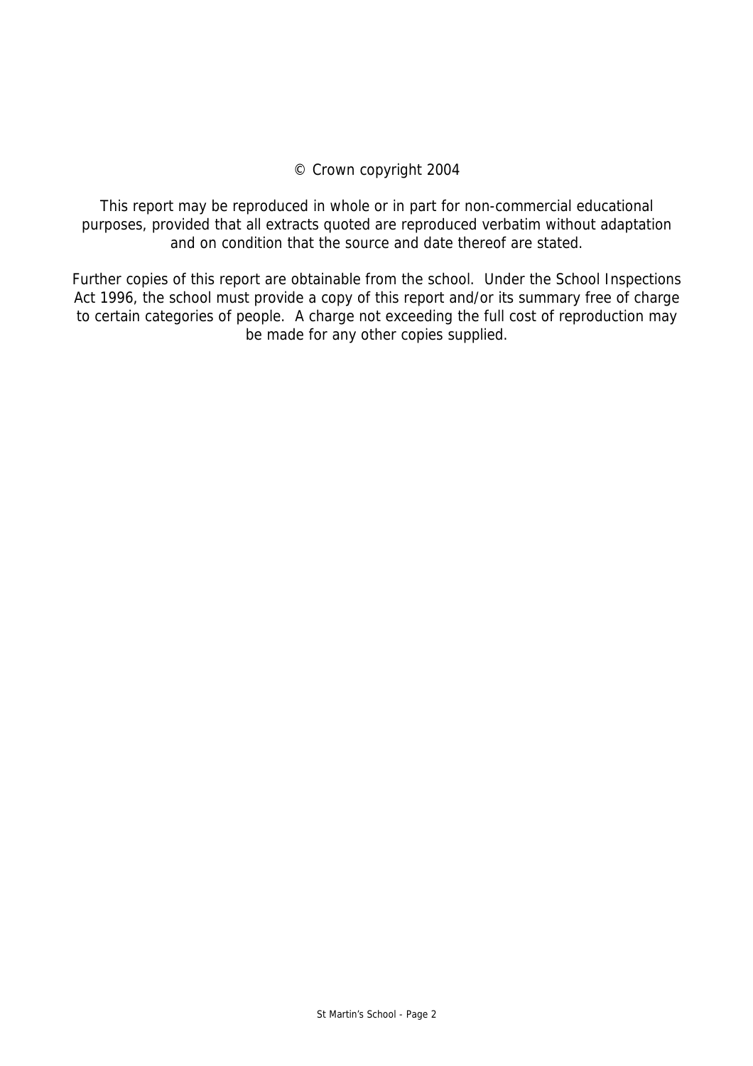© Crown copyright 2004

This report may be reproduced in whole or in part for non-commercial educational purposes, provided that all extracts quoted are reproduced verbatim without adaptation and on condition that the source and date thereof are stated.

Further copies of this report are obtainable from the school. Under the School Inspections Act 1996, the school must provide a copy of this report and/or its summary free of charge to certain categories of people. A charge not exceeding the full cost of reproduction may be made for any other copies supplied.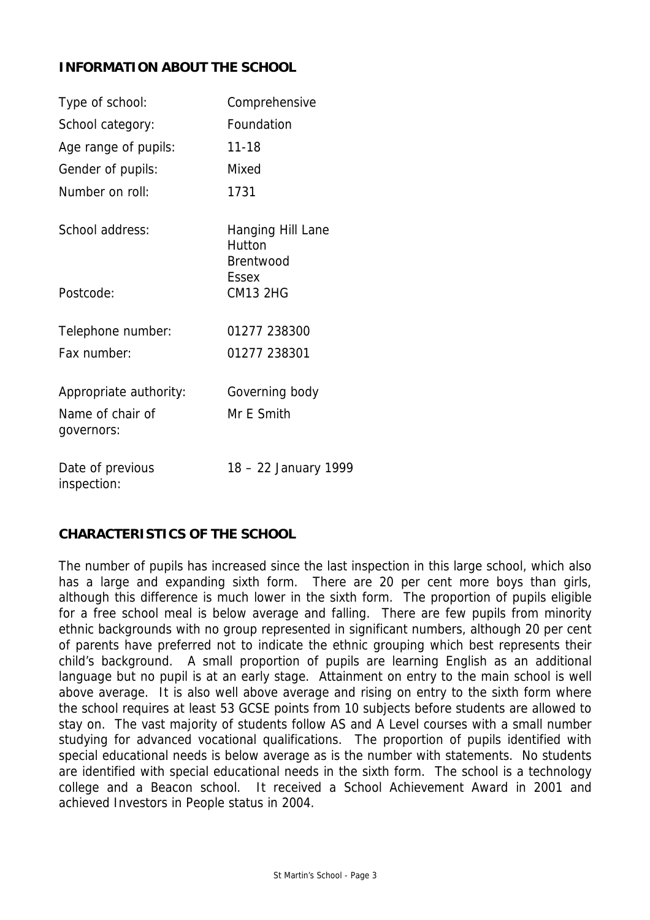## INFORMATION ABOUT THE SCHOOL

| | |
|---|---|
| Type of school: | Comprehensive |
| School category: | Foundation |
| Age range of pupils: | 11-18 |
| Gender of pupils: | Mixed |
| Number on roll: | 1731 |
| School address: | Hanging Hill Lane<br>Hutton<br>Brentwood<br>Essex |
| Postcode: | CM13 2HG |
| Telephone number: | 01277 238300 |
| Fax number: | 01277 238301 |
| Appropriate authority: | Governing body |
| Name of chair of governors: | Mr E Smith |
| Date of previous inspection: | 18 – 22 January 1999 |

## CHARACTERISTICS OF THE SCHOOL

The number of pupils has increased since the last inspection in this large school, which also has a large and expanding sixth form. There are 20 per cent more boys than girls, although this difference is much lower in the sixth form. The proportion of pupils eligible for a free school meal is below average and falling. There are few pupils from minority ethnic backgrounds with no group represented in significant numbers, although 20 per cent of parents have preferred not to indicate the ethnic grouping which best represents their child's background. A small proportion of pupils are learning English as an additional language but no pupil is at an early stage. Attainment on entry to the main school is well above average. It is also well above average and rising on entry to the sixth form where the school requires at least 53 GCSE points from 10 subjects before students are allowed to stay on. The vast majority of students follow AS and A Level courses with a small number studying for advanced vocational qualifications. The proportion of pupils identified with special educational needs is below average as is the number with statements. No students are identified with special educational needs in the sixth form. The school is a technology college and a Beacon school. It received a School Achievement Award in 2001 and achieved Investors in People status in 2004.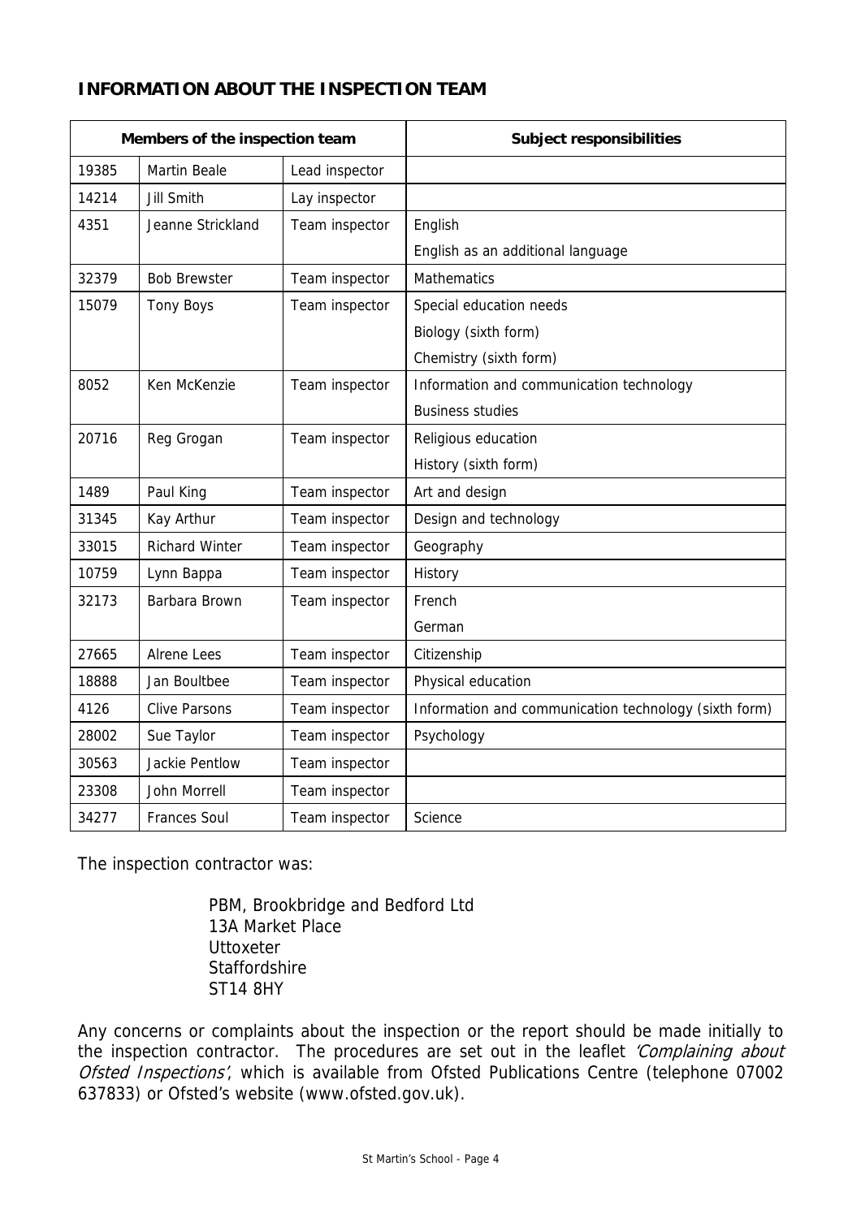## INFORMATION ABOUT THE INSPECTION TEAM

| Members of the inspection team | | | Subject responsibilities |
|---|---|---|---|
| 19385 | Martin Beale | Lead inspector | |
| 14214 | Jill Smith | Lay inspector | |
| 4351 | Jeanne Strickland | Team inspector | English |
| | | | English as an additional language |
| 32379 | Bob Brewster | Team inspector | Mathematics |
| 15079 | Tony Boys | Team inspector | Special education needs |
| | | | Biology (sixth form) |
| | | | Chemistry (sixth form) |
| 8052 | Ken McKenzie | Team inspector | Information and communication technology |
| | | | Business studies |
| 20716 | Reg Grogan | Team inspector | Religious education |
| | | | History (sixth form) |
| 1489 | Paul King | Team inspector | Art and design |
| 31345 | Kay Arthur | Team inspector | Design and technology |
| 33015 | Richard Winter | Team inspector | Geography |
| 10759 | Lynn Bappa | Team inspector | History |
| 32173 | Barbara Brown | Team inspector | French |
| | | | German |
| 27665 | Alrene Lees | Team inspector | Citizenship |
| 18888 | Jan Boultbee | Team inspector | Physical education |
| 4126 | Clive Parsons | Team inspector | Information and communication technology (sixth form) |
| 28002 | Sue Taylor | Team inspector | Psychology |
| 30563 | Jackie Pentlow | Team inspector | |
| 23308 | John Morrell | Team inspector | |
| 34277 | Frances Soul | Team inspector | Science |

The inspection contractor was:

PBM, Brookbridge and Bedford Ltd  
13A Market Place  
Uttoxeter  
Staffordshire  
ST14 8HY

Any concerns or complaints about the inspection or the report should be made initially to the inspection contractor. The procedures are set out in the leaflet *'Complaining about Ofsted Inspections'*, which is available from Ofsted Publications Centre (telephone 07002 637833) or Ofsted's website (www.ofsted.gov.uk).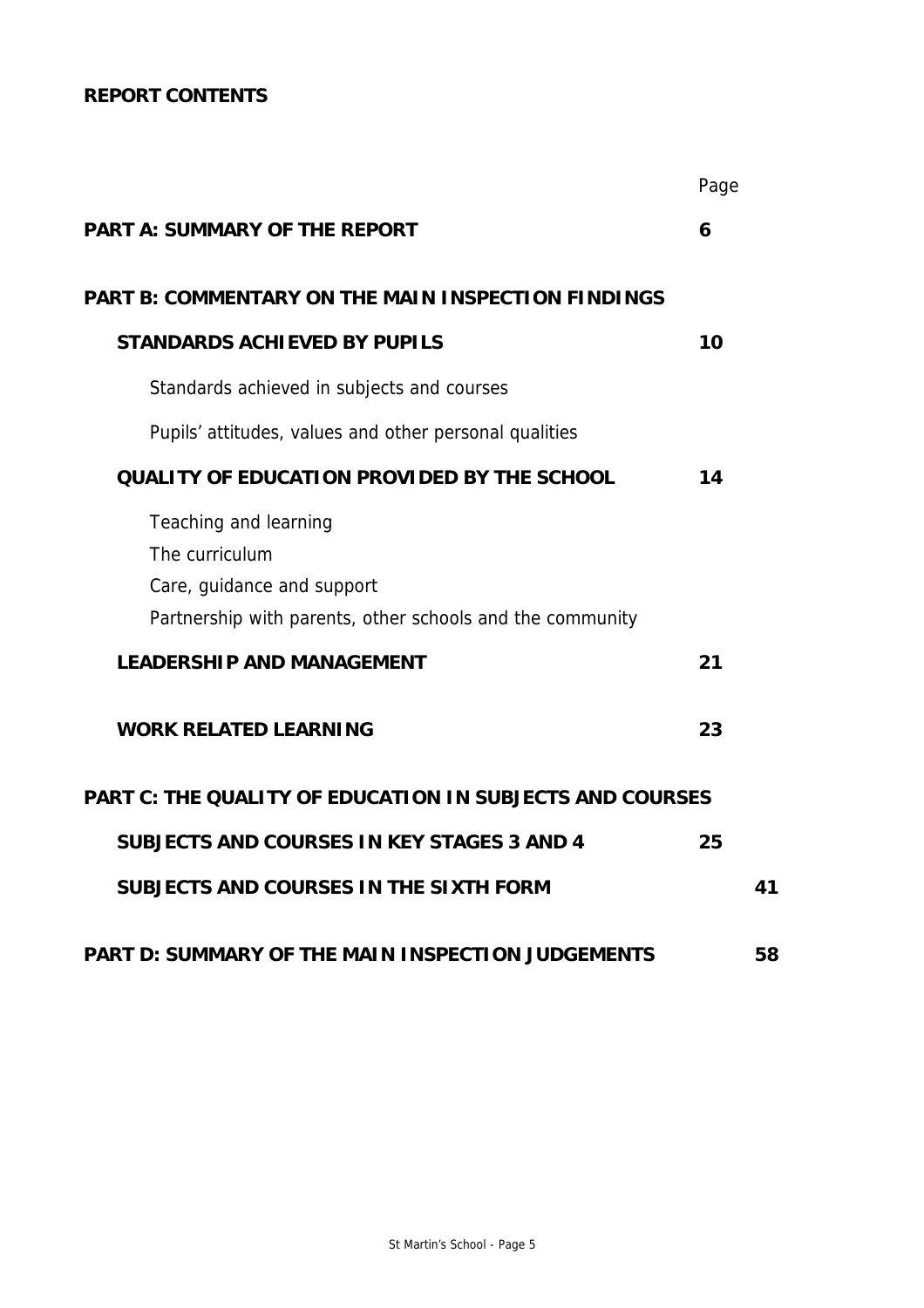**REPORT CONTENTS**

| | Page |
|---|---|
| **PART A: SUMMARY OF THE REPORT** | **6** |
| **PART B: COMMENTARY ON THE MAIN INSPECTION FINDINGS** | |
| **STANDARDS ACHIEVED BY PUPILS** | **10** |
| Standards achieved in subjects and courses | |
| Pupils' attitudes, values and other personal qualities | |
| **QUALITY OF EDUCATION PROVIDED BY THE SCHOOL** | **14** |
| Teaching and learning | |
| The curriculum | |
| Care, guidance and support | |
| Partnership with parents, other schools and the community | |
| **LEADERSHIP AND MANAGEMENT** | **21** |
| **WORK RELATED LEARNING** | **23** |
| **PART C: THE QUALITY OF EDUCATION IN SUBJECTS AND COURSES** | |
| **SUBJECTS AND COURSES IN KEY STAGES 3 AND 4** | **25** |
| **SUBJECTS AND COURSES IN THE SIXTH FORM** | **41** |
| **PART D: SUMMARY OF THE MAIN INSPECTION JUDGEMENTS** | **58** |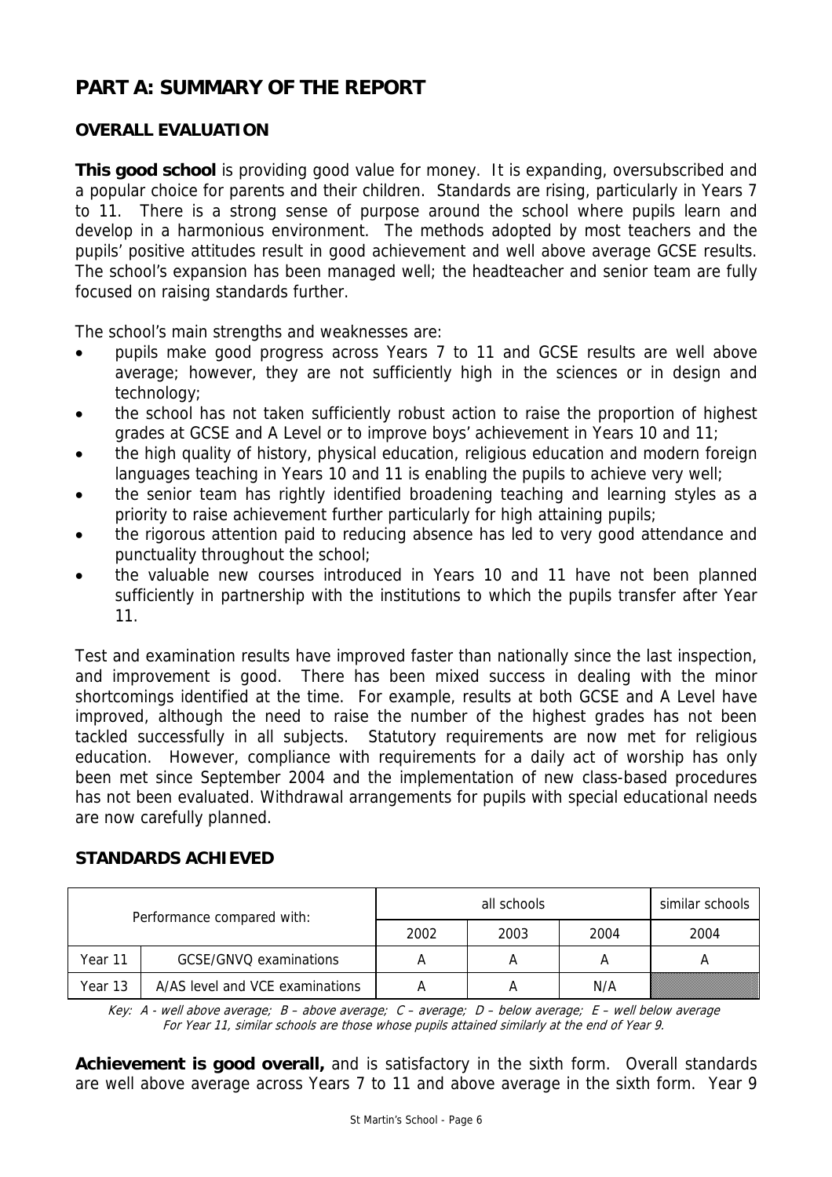# PART A: SUMMARY OF THE REPORT

## OVERALL EVALUATION

**This good school** is providing good value for money. It is expanding, oversubscribed and a popular choice for parents and their children. Standards are rising, particularly in Years 7 to 11. There is a strong sense of purpose around the school where pupils learn and develop in a harmonious environment. The methods adopted by most teachers and the pupils' positive attitudes result in good achievement and well above average GCSE results. The school's expansion has been managed well; the headteacher and senior team are fully focused on raising standards further.

The school's main strengths and weaknesses are:

- pupils make good progress across Years 7 to 11 and GCSE results are well above average; however, they are not sufficiently high in the sciences or in design and technology;
- the school has not taken sufficiently robust action to raise the proportion of highest grades at GCSE and A Level or to improve boys' achievement in Years 10 and 11;
- the high quality of history, physical education, religious education and modern foreign languages teaching in Years 10 and 11 is enabling the pupils to achieve very well;
- the senior team has rightly identified broadening teaching and learning styles as a priority to raise achievement further particularly for high attaining pupils;
- the rigorous attention paid to reducing absence has led to very good attendance and punctuality throughout the school;
- the valuable new courses introduced in Years 10 and 11 have not been planned sufficiently in partnership with the institutions to which the pupils transfer after Year 11.

Test and examination results have improved faster than nationally since the last inspection, and improvement is good. There has been mixed success in dealing with the minor shortcomings identified at the time. For example, results at both GCSE and A Level have improved, although the need to raise the number of the highest grades has not been tackled successfully in all subjects. Statutory requirements are now met for religious education. However, compliance with requirements for a daily act of worship has only been met since September 2004 and the implementation of new class-based procedures has not been evaluated. Withdrawal arrangements for pupils with special educational needs are now carefully planned.

## STANDARDS ACHIEVED

| Performance compared with: | | all schools | | | similar schools |
|---|---|---|---|---|---|
| | | 2002 | 2003 | 2004 | 2004 |
| Year 11 | GCSE/GNVQ examinations | A | A | A | A |
| Year 13 | A/AS level and VCE examinations | A | A | N/A | |

*Key: A - well above average; B – above average; C – average; D – below average; E – well below average*
*For Year 11, similar schools are those whose pupils attained similarly at the end of Year 9.*

**Achievement is good overall,** and is satisfactory in the sixth form. Overall standards are well above average across Years 7 to 11 and above average in the sixth form. Year 9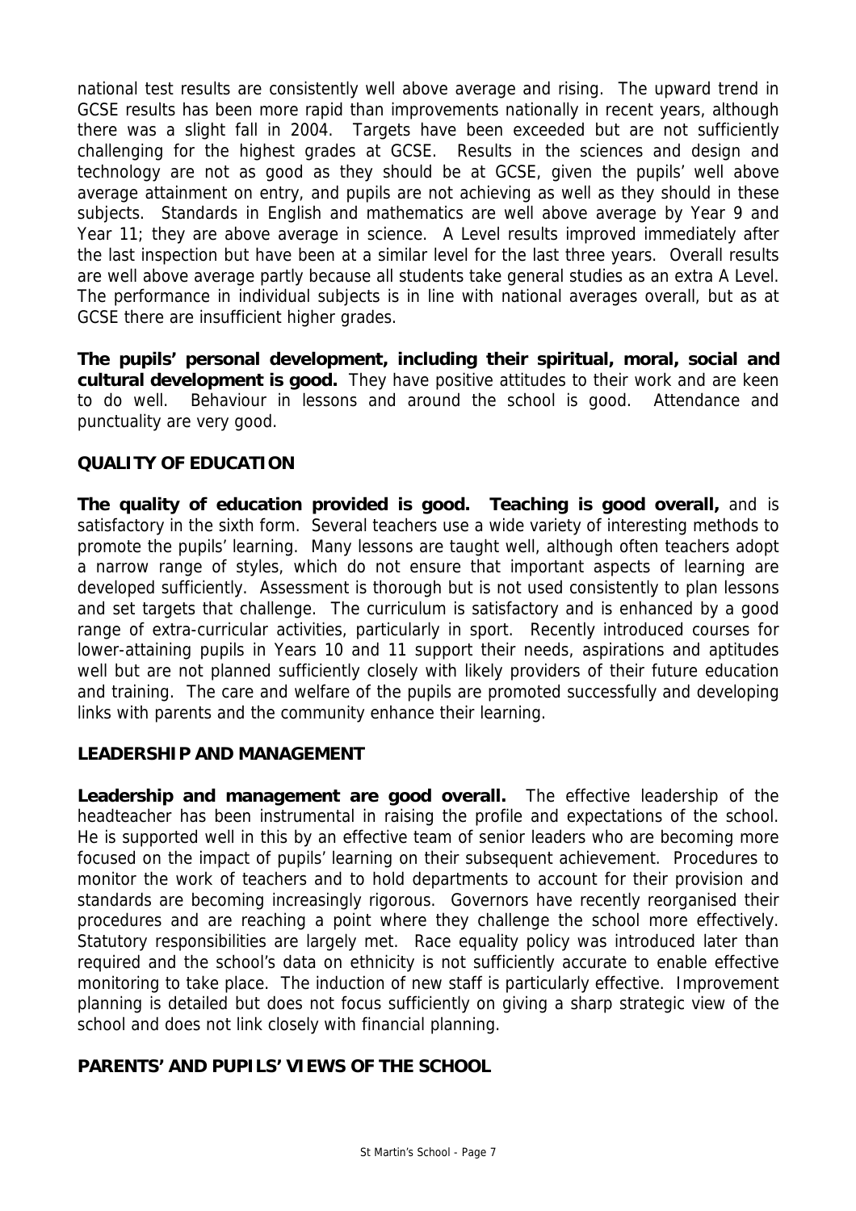national test results are consistently well above average and rising. The upward trend in GCSE results has been more rapid than improvements nationally in recent years, although there was a slight fall in 2004. Targets have been exceeded but are not sufficiently challenging for the highest grades at GCSE. Results in the sciences and design and technology are not as good as they should be at GCSE, given the pupils' well above average attainment on entry, and pupils are not achieving as well as they should in these subjects. Standards in English and mathematics are well above average by Year 9 and Year 11; they are above average in science. A Level results improved immediately after the last inspection but have been at a similar level for the last three years. Overall results are well above average partly because all students take general studies as an extra A Level. The performance in individual subjects is in line with national averages overall, but as at GCSE there are insufficient higher grades.

**The pupils' personal development, including their spiritual, moral, social and cultural development is good.** They have positive attitudes to their work and are keen to do well. Behaviour in lessons and around the school is good. Attendance and punctuality are very good.

## QUALITY OF EDUCATION

**The quality of education provided is good. Teaching is good overall,** and is satisfactory in the sixth form. Several teachers use a wide variety of interesting methods to promote the pupils' learning. Many lessons are taught well, although often teachers adopt a narrow range of styles, which do not ensure that important aspects of learning are developed sufficiently. Assessment is thorough but is not used consistently to plan lessons and set targets that challenge. The curriculum is satisfactory and is enhanced by a good range of extra-curricular activities, particularly in sport. Recently introduced courses for lower-attaining pupils in Years 10 and 11 support their needs, aspirations and aptitudes well but are not planned sufficiently closely with likely providers of their future education and training. The care and welfare of the pupils are promoted successfully and developing links with parents and the community enhance their learning.

## LEADERSHIP AND MANAGEMENT

**Leadership and management are good overall.** The effective leadership of the headteacher has been instrumental in raising the profile and expectations of the school. He is supported well in this by an effective team of senior leaders who are becoming more focused on the impact of pupils' learning on their subsequent achievement. Procedures to monitor the work of teachers and to hold departments to account for their provision and standards are becoming increasingly rigorous. Governors have recently reorganised their procedures and are reaching a point where they challenge the school more effectively. Statutory responsibilities are largely met. Race equality policy was introduced later than required and the school's data on ethnicity is not sufficiently accurate to enable effective monitoring to take place. The induction of new staff is particularly effective. Improvement planning is detailed but does not focus sufficiently on giving a sharp strategic view of the school and does not link closely with financial planning.

## PARENTS' AND PUPILS' VIEWS OF THE SCHOOL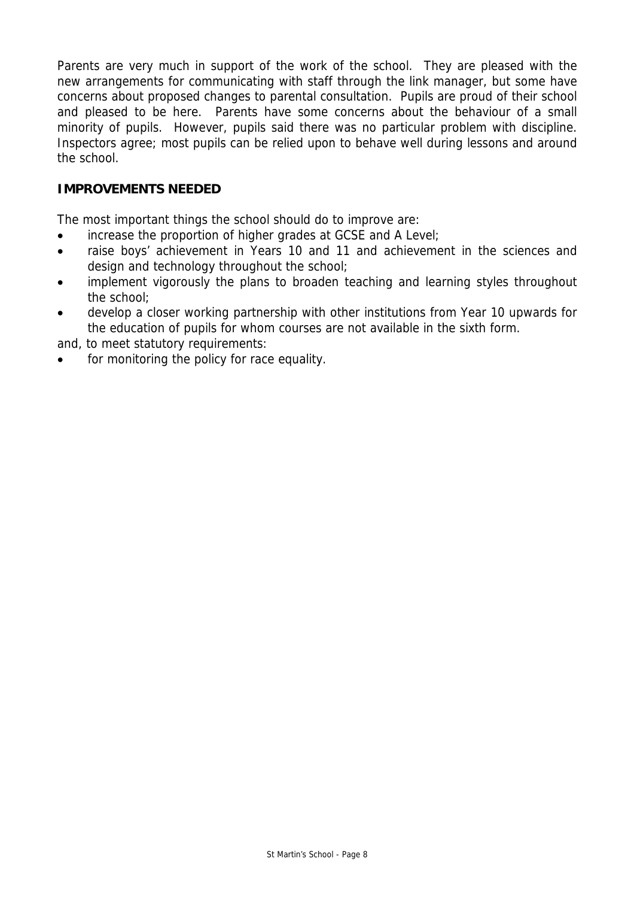Parents are very much in support of the work of the school. They are pleased with the new arrangements for communicating with staff through the link manager, but some have concerns about proposed changes to parental consultation. Pupils are proud of their school and pleased to be here. Parents have some concerns about the behaviour of a small minority of pupils. However, pupils said there was no particular problem with discipline. Inspectors agree; most pupils can be relied upon to behave well during lessons and around the school.

## IMPROVEMENTS NEEDED

The most important things the school should do to improve are:

- increase the proportion of higher grades at GCSE and A Level;
- raise boys' achievement in Years 10 and 11 and achievement in the sciences and design and technology throughout the school;
- implement vigorously the plans to broaden teaching and learning styles throughout the school;
- develop a closer working partnership with other institutions from Year 10 upwards for the education of pupils for whom courses are not available in the sixth form.

and, to meet statutory requirements:

- for monitoring the policy for race equality.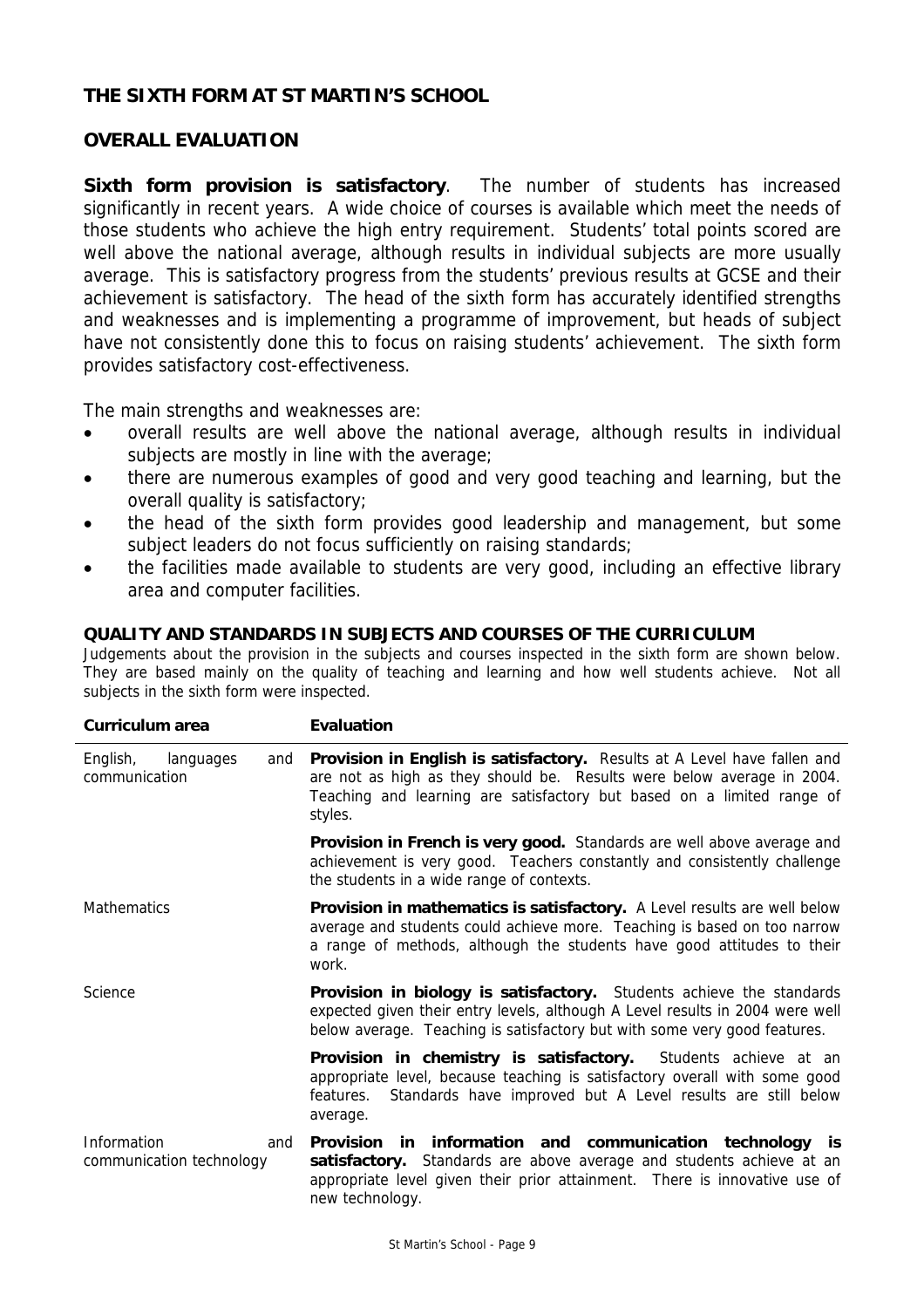## THE SIXTH FORM AT ST MARTIN'S SCHOOL

## OVERALL EVALUATION

**Sixth form provision is satisfactory**. The number of students has increased significantly in recent years. A wide choice of courses is available which meet the needs of those students who achieve the high entry requirement. Students' total points scored are well above the national average, although results in individual subjects are more usually average. This is satisfactory progress from the students' previous results at GCSE and their achievement is satisfactory. The head of the sixth form has accurately identified strengths and weaknesses and is implementing a programme of improvement, but heads of subject have not consistently done this to focus on raising students' achievement. The sixth form provides satisfactory cost-effectiveness.

The main strengths and weaknesses are:

- overall results are well above the national average, although results in individual subjects are mostly in line with the average;
- there are numerous examples of good and very good teaching and learning, but the overall quality is satisfactory;
- the head of the sixth form provides good leadership and management, but some subject leaders do not focus sufficiently on raising standards;
- the facilities made available to students are very good, including an effective library area and computer facilities.

### QUALITY AND STANDARDS IN SUBJECTS AND COURSES OF THE CURRICULUM

Judgements about the provision in the subjects and courses inspected in the sixth form are shown below. They are based mainly on the quality of teaching and learning and how well students achieve. Not all subjects in the sixth form were inspected.

| Curriculum area | Evaluation |
|---|---|
| English, languages and communication | **Provision in English is satisfactory.** Results at A Level have fallen and are not as high as they should be. Results were below average in 2004. Teaching and learning are satisfactory but based on a limited range of styles. |
| | **Provision in French is very good.** Standards are well above average and achievement is very good. Teachers constantly and consistently challenge the students in a wide range of contexts. |
| Mathematics | **Provision in mathematics is satisfactory.** A Level results are well below average and students could achieve more. Teaching is based on too narrow a range of methods, although the students have good attitudes to their work. |
| Science | **Provision in biology is satisfactory.** Students achieve the standards expected given their entry levels, although A Level results in 2004 were well below average. Teaching is satisfactory but with some very good features. |
| | **Provision in chemistry is satisfactory.** Students achieve at an appropriate level, because teaching is satisfactory overall with some good features. Standards have improved but A Level results are still below average. |
| Information and communication technology | **Provision in information and communication technology is satisfactory.** Standards are above average and students achieve at an appropriate level given their prior attainment. There is innovative use of new technology. |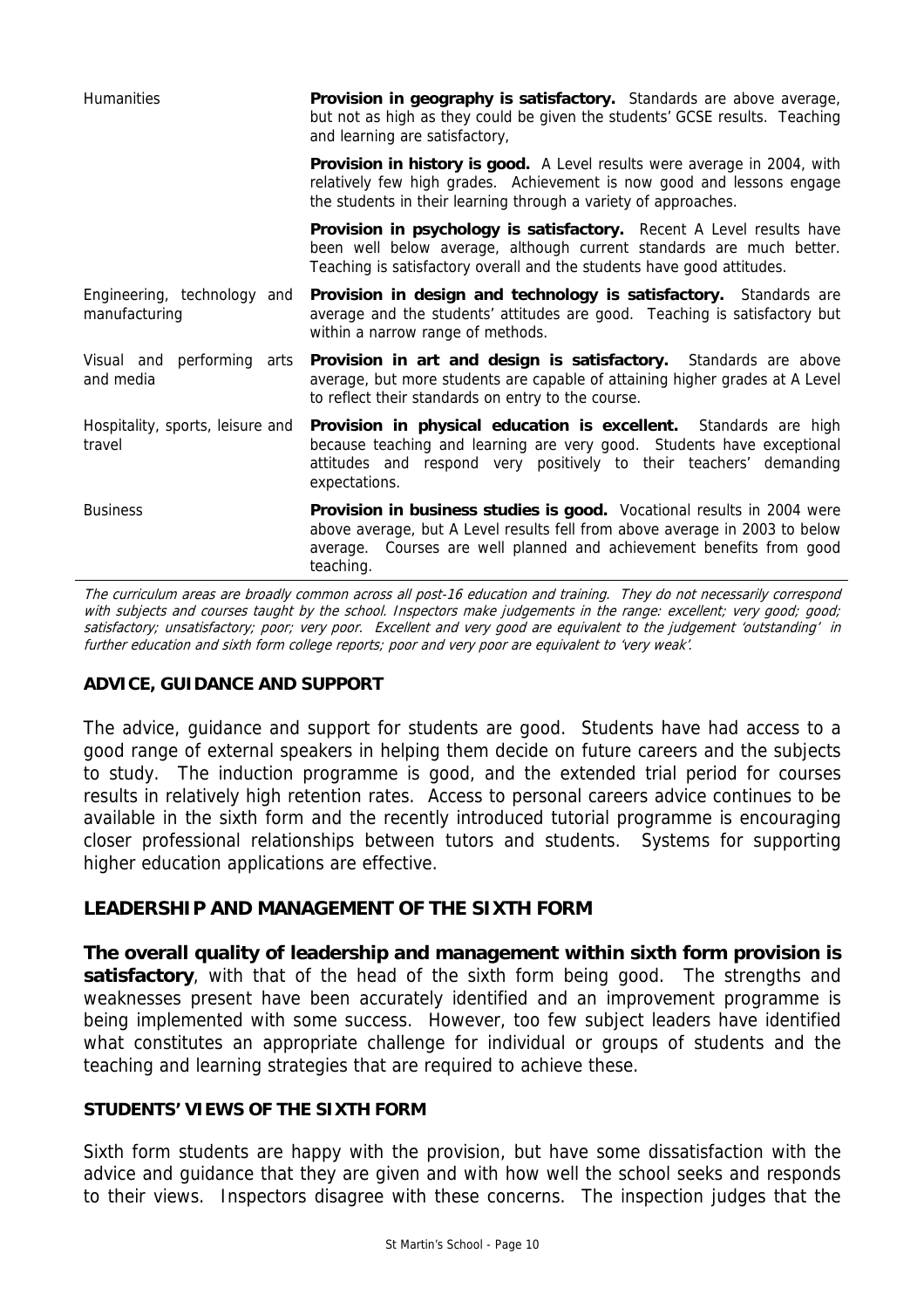| | |
|---|---|
| Humanities | **Provision in geography is satisfactory.** Standards are above average, but not as high as they could be given the students' GCSE results. Teaching and learning are satisfactory, |
| | **Provision in history is good.** A Level results were average in 2004, with relatively few high grades. Achievement is now good and lessons engage the students in their learning through a variety of approaches. |
| | **Provision in psychology is satisfactory.** Recent A Level results have been well below average, although current standards are much better. Teaching is satisfactory overall and the students have good attitudes. |
| Engineering, technology and manufacturing | **Provision in design and technology is satisfactory.** Standards are average and the students' attitudes are good. Teaching is satisfactory but within a narrow range of methods. |
| Visual and performing arts and media | **Provision in art and design is satisfactory.** Standards are above average, but more students are capable of attaining higher grades at A Level to reflect their standards on entry to the course. |
| Hospitality, sports, leisure and travel | **Provision in physical education is excellent.** Standards are high because teaching and learning are very good. Students have exceptional attitudes and respond very positively to their teachers' demanding expectations. |
| Business | **Provision in business studies is good.** Vocational results in 2004 were above average, but A Level results fell from above average in 2003 to below average. Courses are well planned and achievement benefits from good teaching. |

*The curriculum areas are broadly common across all post-16 education and training. They do not necessarily correspond with subjects and courses taught by the school. Inspectors make judgements in the range: excellent; very good; good; satisfactory; unsatisfactory; poor; very poor. Excellent and very good are equivalent to the judgement 'outstanding' in further education and sixth form college reports; poor and very poor are equivalent to 'very weak'.*

## ADVICE, GUIDANCE AND SUPPORT

The advice, guidance and support for students are good. Students have had access to a good range of external speakers in helping them decide on future careers and the subjects to study. The induction programme is good, and the extended trial period for courses results in relatively high retention rates. Access to personal careers advice continues to be available in the sixth form and the recently introduced tutorial programme is encouraging closer professional relationships between tutors and students. Systems for supporting higher education applications are effective.

## LEADERSHIP AND MANAGEMENT OF THE SIXTH FORM

**The overall quality of leadership and management within sixth form provision is satisfactory**, with that of the head of the sixth form being good. The strengths and weaknesses present have been accurately identified and an improvement programme is being implemented with some success. However, too few subject leaders have identified what constitutes an appropriate challenge for individual or groups of students and the teaching and learning strategies that are required to achieve these.

### STUDENTS' VIEWS OF THE SIXTH FORM

Sixth form students are happy with the provision, but have some dissatisfaction with the advice and guidance that they are given and with how well the school seeks and responds to their views. Inspectors disagree with these concerns. The inspection judges that the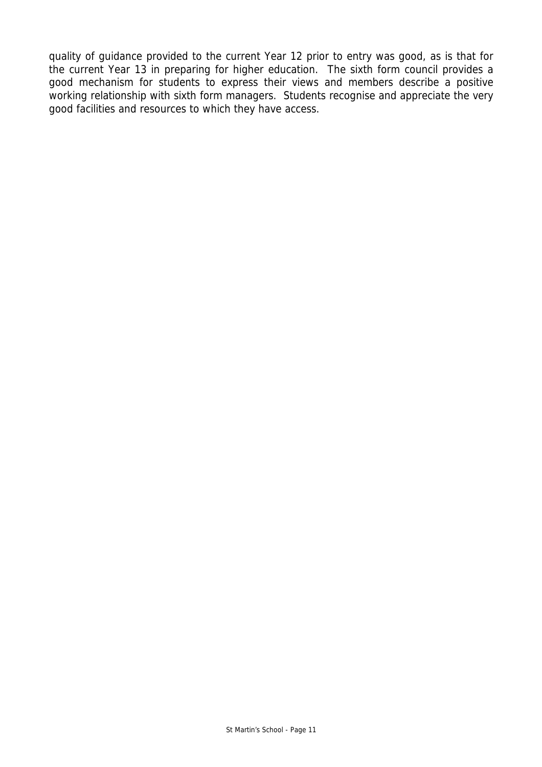quality of guidance provided to the current Year 12 prior to entry was good, as is that for the current Year 13 in preparing for higher education. The sixth form council provides a good mechanism for students to express their views and members describe a positive working relationship with sixth form managers. Students recognise and appreciate the very good facilities and resources to which they have access.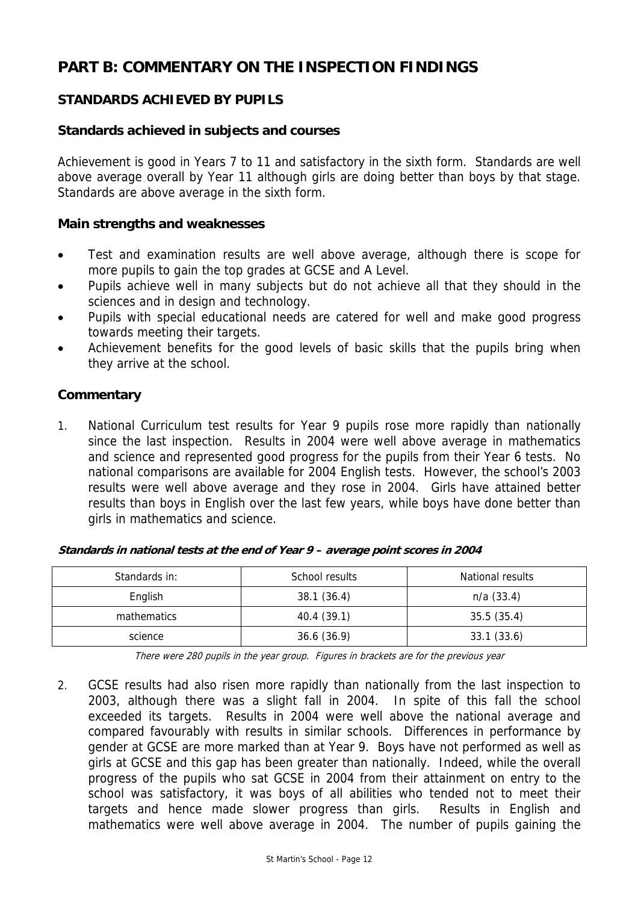# PART B: COMMENTARY ON THE INSPECTION FINDINGS

## STANDARDS ACHIEVED BY PUPILS

### Standards achieved in subjects and courses

Achievement is good in Years 7 to 11 and satisfactory in the sixth form. Standards are well above average overall by Year 11 although girls are doing better than boys by that stage. Standards are above average in the sixth form.

### Main strengths and weaknesses

- Test and examination results are well above average, although there is scope for more pupils to gain the top grades at GCSE and A Level.
- Pupils achieve well in many subjects but do not achieve all that they should in the sciences and in design and technology.
- Pupils with special educational needs are catered for well and make good progress towards meeting their targets.
- Achievement benefits for the good levels of basic skills that the pupils bring when they arrive at the school.

### Commentary

1. National Curriculum test results for Year 9 pupils rose more rapidly than nationally since the last inspection. Results in 2004 were well above average in mathematics and science and represented good progress for the pupils from their Year 6 tests. No national comparisons are available for 2004 English tests. However, the school's 2003 results were well above average and they rose in 2004. Girls have attained better results than boys in English over the last few years, while boys have done better than girls in mathematics and science.

***Standards in national tests at the end of Year 9 – average point scores in 2004***

| Standards in: | School results | National results |
|---|---|---|
| English | 38.1 (36.4) | n/a (33.4) |
| mathematics | 40.4 (39.1) | 35.5 (35.4) |
| science | 36.6 (36.9) | 33.1 (33.6) |

*There were 280 pupils in the year group. Figures in brackets are for the previous year*

2. GCSE results had also risen more rapidly than nationally from the last inspection to 2003, although there was a slight fall in 2004. In spite of this fall the school exceeded its targets. Results in 2004 were well above the national average and compared favourably with results in similar schools. Differences in performance by gender at GCSE are more marked than at Year 9. Boys have not performed as well as girls at GCSE and this gap has been greater than nationally. Indeed, while the overall progress of the pupils who sat GCSE in 2004 from their attainment on entry to the school was satisfactory, it was boys of all abilities who tended not to meet their targets and hence made slower progress than girls. Results in English and mathematics were well above average in 2004. The number of pupils gaining the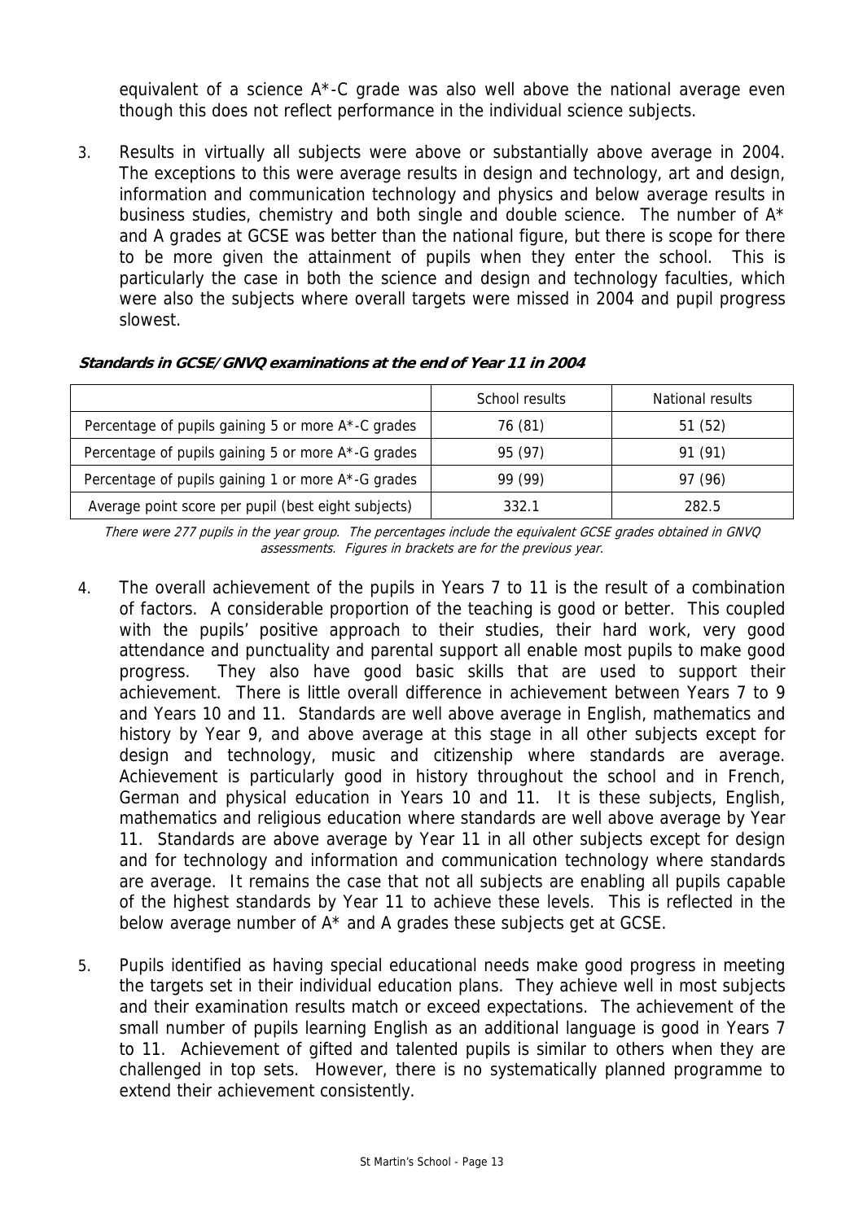equivalent of a science A*-C grade was also well above the national average even though this does not reflect performance in the individual science subjects.

3. Results in virtually all subjects were above or substantially above average in 2004. The exceptions to this were average results in design and technology, art and design, information and communication technology and physics and below average results in business studies, chemistry and both single and double science. The number of A* and A grades at GCSE was better than the national figure, but there is scope for there to be more given the attainment of pupils when they enter the school. This is particularly the case in both the science and design and technology faculties, which were also the subjects where overall targets were missed in 2004 and pupil progress slowest.

***Standards in GCSE/GNVQ examinations at the end of Year 11 in 2004***

| | School results | National results |
|---|---|---|
| Percentage of pupils gaining 5 or more A*-C grades | 76 (81) | 51 (52) |
| Percentage of pupils gaining 5 or more A*-G grades | 95 (97) | 91 (91) |
| Percentage of pupils gaining 1 or more A*-G grades | 99 (99) | 97 (96) |
| Average point score per pupil (best eight subjects) | 332.1 | 282.5 |

*There were 277 pupils in the year group. The percentages include the equivalent GCSE grades obtained in GNVQ assessments. Figures in brackets are for the previous year.*

4. The overall achievement of the pupils in Years 7 to 11 is the result of a combination of factors. A considerable proportion of the teaching is good or better. This coupled with the pupils' positive approach to their studies, their hard work, very good attendance and punctuality and parental support all enable most pupils to make good progress. They also have good basic skills that are used to support their achievement. There is little overall difference in achievement between Years 7 to 9 and Years 10 and 11. Standards are well above average in English, mathematics and history by Year 9, and above average at this stage in all other subjects except for design and technology, music and citizenship where standards are average. Achievement is particularly good in history throughout the school and in French, German and physical education in Years 10 and 11. It is these subjects, English, mathematics and religious education where standards are well above average by Year 11. Standards are above average by Year 11 in all other subjects except for design and for technology and information and communication technology where standards are average. It remains the case that not all subjects are enabling all pupils capable of the highest standards by Year 11 to achieve these levels. This is reflected in the below average number of A* and A grades these subjects get at GCSE.

5. Pupils identified as having special educational needs make good progress in meeting the targets set in their individual education plans. They achieve well in most subjects and their examination results match or exceed expectations. The achievement of the small number of pupils learning English as an additional language is good in Years 7 to 11. Achievement of gifted and talented pupils is similar to others when they are challenged in top sets. However, there is no systematically planned programme to extend their achievement consistently.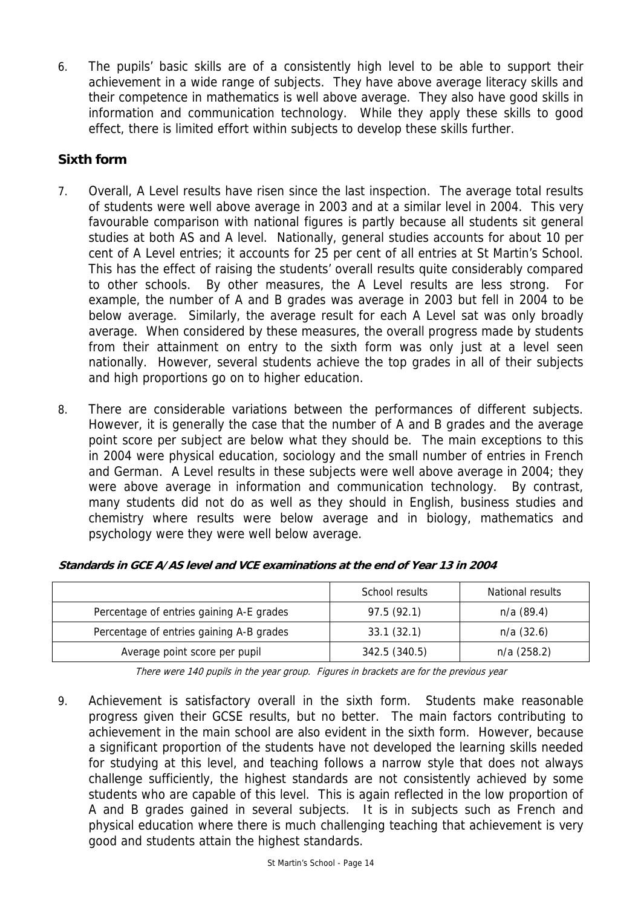6. The pupils' basic skills are of a consistently high level to be able to support their achievement in a wide range of subjects. They have above average literacy skills and their competence in mathematics is well above average. They also have good skills in information and communication technology. While they apply these skills to good effect, there is limited effort within subjects to develop these skills further.

## Sixth form

7. Overall, A Level results have risen since the last inspection. The average total results of students were well above average in 2003 and at a similar level in 2004. This very favourable comparison with national figures is partly because all students sit general studies at both AS and A level. Nationally, general studies accounts for about 10 per cent of A Level entries; it accounts for 25 per cent of all entries at St Martin's School. This has the effect of raising the students' overall results quite considerably compared to other schools. By other measures, the A Level results are less strong. For example, the number of A and B grades was average in 2003 but fell in 2004 to be below average. Similarly, the average result for each A Level sat was only broadly average. When considered by these measures, the overall progress made by students from their attainment on entry to the sixth form was only just at a level seen nationally. However, several students achieve the top grades in all of their subjects and high proportions go on to higher education.

8. There are considerable variations between the performances of different subjects. However, it is generally the case that the number of A and B grades and the average point score per subject are below what they should be. The main exceptions to this in 2004 were physical education, sociology and the small number of entries in French and German. A Level results in these subjects were well above average in 2004; they were above average in information and communication technology. By contrast, many students did not do as well as they should in English, business studies and chemistry where results were below average and in biology, mathematics and psychology were they were well below average.

***Standards in GCE A/AS level and VCE examinations at the end of Year 13 in 2004***

| | School results | National results |
|---|---|---|
| Percentage of entries gaining A-E grades | 97.5 (92.1) | n/a (89.4) |
| Percentage of entries gaining A-B grades | 33.1 (32.1) | n/a (32.6) |
| Average point score per pupil | 342.5 (340.5) | n/a (258.2) |

*There were 140 pupils in the year group. Figures in brackets are for the previous year*

9. Achievement is satisfactory overall in the sixth form. Students make reasonable progress given their GCSE results, but no better. The main factors contributing to achievement in the main school are also evident in the sixth form. However, because a significant proportion of the students have not developed the learning skills needed for studying at this level, and teaching follows a narrow style that does not always challenge sufficiently, the highest standards are not consistently achieved by some students who are capable of this level. This is again reflected in the low proportion of A and B grades gained in several subjects. It is in subjects such as French and physical education where there is much challenging teaching that achievement is very good and students attain the highest standards.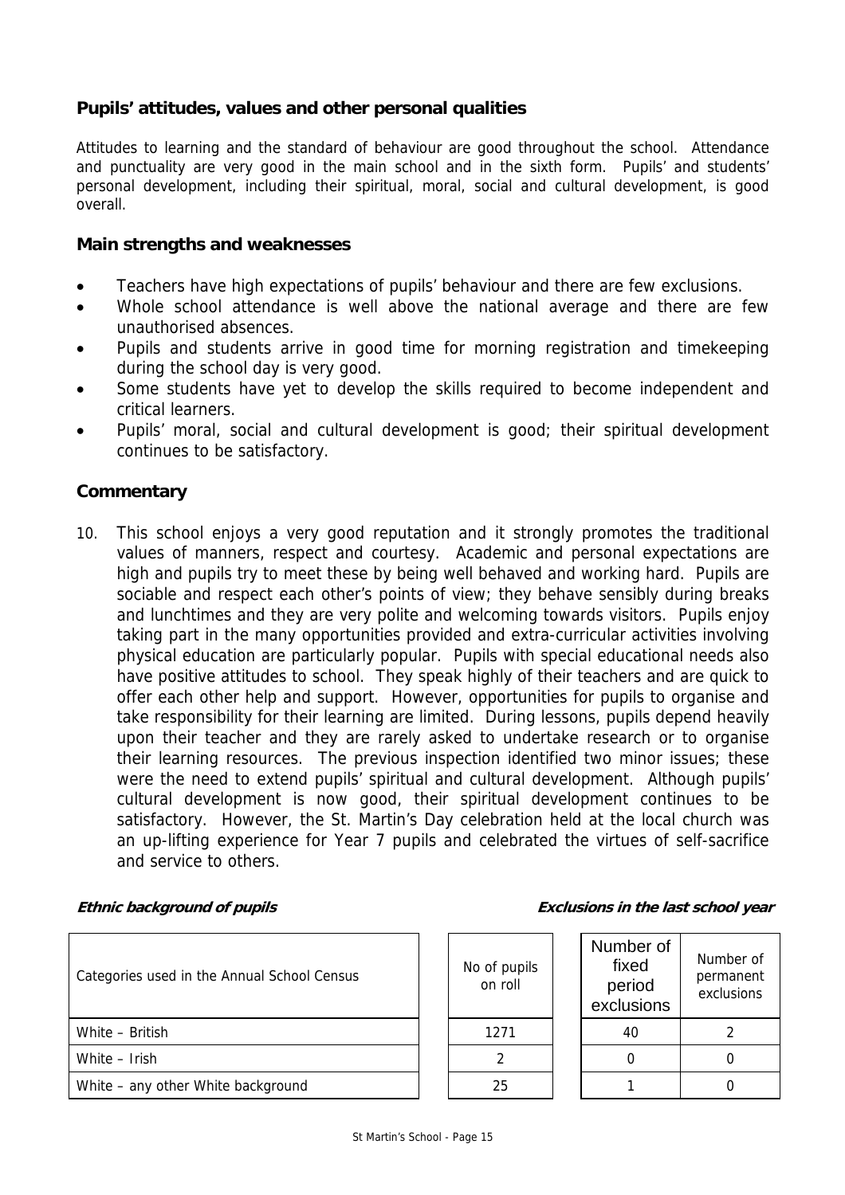## Pupils' attitudes, values and other personal qualities

Attitudes to learning and the standard of behaviour are good throughout the school. Attendance and punctuality are very good in the main school and in the sixth form. Pupils' and students' personal development, including their spiritual, moral, social and cultural development, is good overall.

### Main strengths and weaknesses

- Teachers have high expectations of pupils' behaviour and there are few exclusions.
- Whole school attendance is well above the national average and there are few unauthorised absences.
- Pupils and students arrive in good time for morning registration and timekeeping during the school day is very good.
- Some students have yet to develop the skills required to become independent and critical learners.
- Pupils' moral, social and cultural development is good; their spiritual development continues to be satisfactory.

### Commentary

10. This school enjoys a very good reputation and it strongly promotes the traditional values of manners, respect and courtesy. Academic and personal expectations are high and pupils try to meet these by being well behaved and working hard. Pupils are sociable and respect each other's points of view; they behave sensibly during breaks and lunchtimes and they are very polite and welcoming towards visitors. Pupils enjoy taking part in the many opportunities provided and extra-curricular activities involving physical education are particularly popular. Pupils with special educational needs also have positive attitudes to school. They speak highly of their teachers and are quick to offer each other help and support. However, opportunities for pupils to organise and take responsibility for their learning are limited. During lessons, pupils depend heavily upon their teacher and they are rarely asked to undertake research or to organise their learning resources. The previous inspection identified two minor issues; these were the need to extend pupils' spiritual and cultural development. Although pupils' cultural development is now good, their spiritual development continues to be satisfactory. However, the St. Martin's Day celebration held at the local church was an up-lifting experience for Year 7 pupils and celebrated the virtues of self-sacrifice and service to others.

***Ethnic background of pupils*** ***Exclusions in the last school year***

| Categories used in the Annual School Census | No of pupils on roll | Number of fixed period exclusions | Number of permanent exclusions |
|---|---|---|---|
| White – British | 1271 | 40 | 2 |
| White – Irish | 2 | 0 | 0 |
| White – any other White background | 25 | 1 | 0 |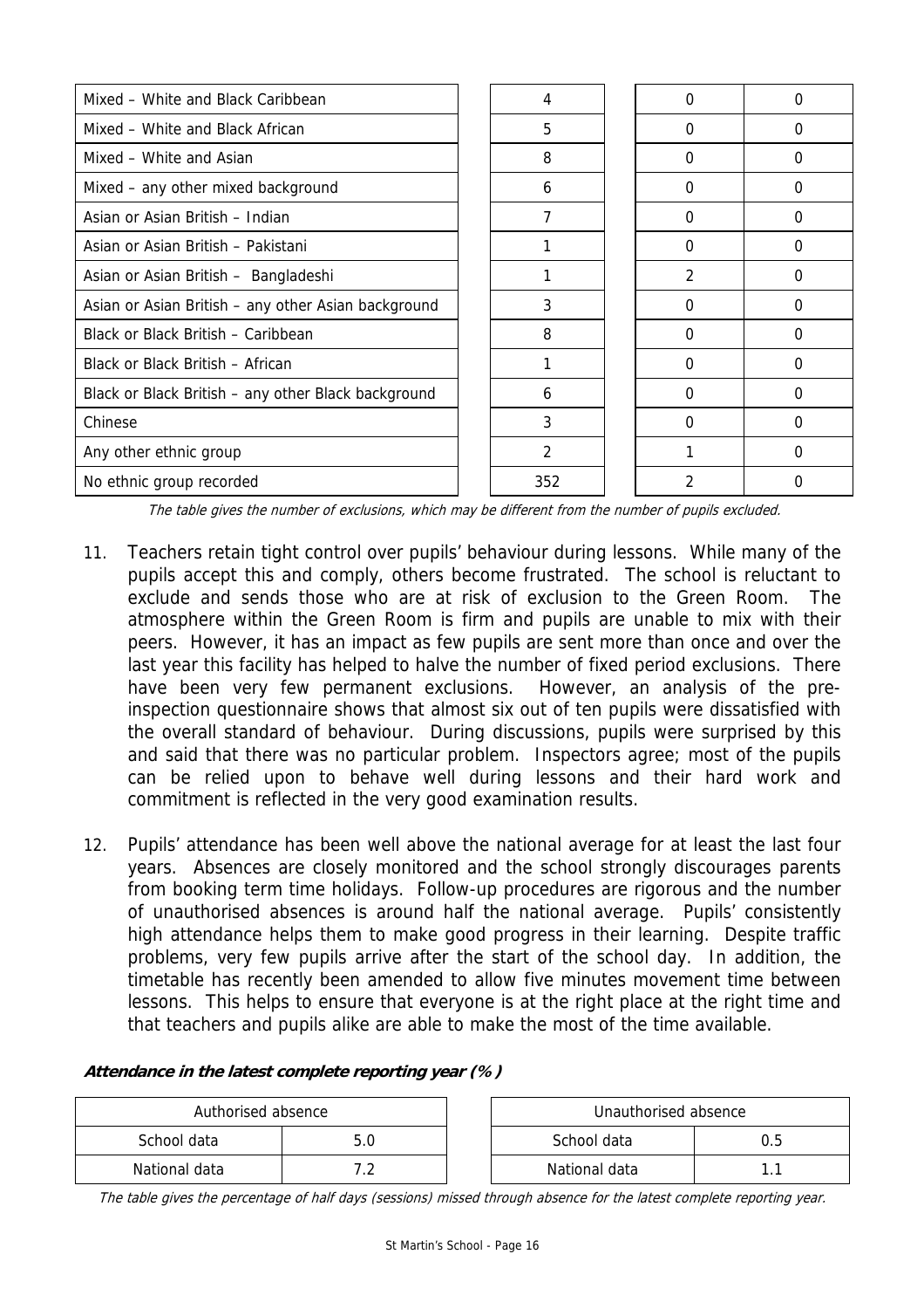| | | | |
|---|---|---|---|
| Mixed – White and Black Caribbean | 4 | 0 | 0 |
| Mixed – White and Black African | 5 | 0 | 0 |
| Mixed – White and Asian | 8 | 0 | 0 |
| Mixed – any other mixed background | 6 | 0 | 0 |
| Asian or Asian British – Indian | 7 | 0 | 0 |
| Asian or Asian British – Pakistani | 1 | 0 | 0 |
| Asian or Asian British – Bangladeshi | 1 | 2 | 0 |
| Asian or Asian British – any other Asian background | 3 | 0 | 0 |
| Black or Black British – Caribbean | 8 | 0 | 0 |
| Black or Black British – African | 1 | 0 | 0 |
| Black or Black British – any other Black background | 6 | 0 | 0 |
| Chinese | 3 | 0 | 0 |
| Any other ethnic group | 2 | 1 | 0 |
| No ethnic group recorded | 352 | 2 | 0 |

*The table gives the number of exclusions, which may be different from the number of pupils excluded.*

11. Teachers retain tight control over pupils' behaviour during lessons. While many of the pupils accept this and comply, others become frustrated. The school is reluctant to exclude and sends those who are at risk of exclusion to the Green Room. The atmosphere within the Green Room is firm and pupils are unable to mix with their peers. However, it has an impact as few pupils are sent more than once and over the last year this facility has helped to halve the number of fixed period exclusions. There have been very few permanent exclusions. However, an analysis of the pre-inspection questionnaire shows that almost six out of ten pupils were dissatisfied with the overall standard of behaviour. During discussions, pupils were surprised by this and said that there was no particular problem. Inspectors agree; most of the pupils can be relied upon to behave well during lessons and their hard work and commitment is reflected in the very good examination results.

12. Pupils' attendance has been well above the national average for at least the last four years. Absences are closely monitored and the school strongly discourages parents from booking term time holidays. Follow-up procedures are rigorous and the number of unauthorised absences is around half the national average. Pupils' consistently high attendance helps them to make good progress in their learning. Despite traffic problems, very few pupils arrive after the start of the school day. In addition, the timetable has recently been amended to allow five minutes movement time between lessons. This helps to ensure that everyone is at the right place at the right time and that teachers and pupils alike are able to make the most of the time available.

***Attendance in the latest complete reporting year (%)***

| Authorised absence | |
|---|---|
| School data | 5.0 |
| National data | 7.2 |

| Unauthorised absence | |
|---|---|
| School data | 0.5 |
| National data | 1.1 |

*The table gives the percentage of half days (sessions) missed through absence for the latest complete reporting year.*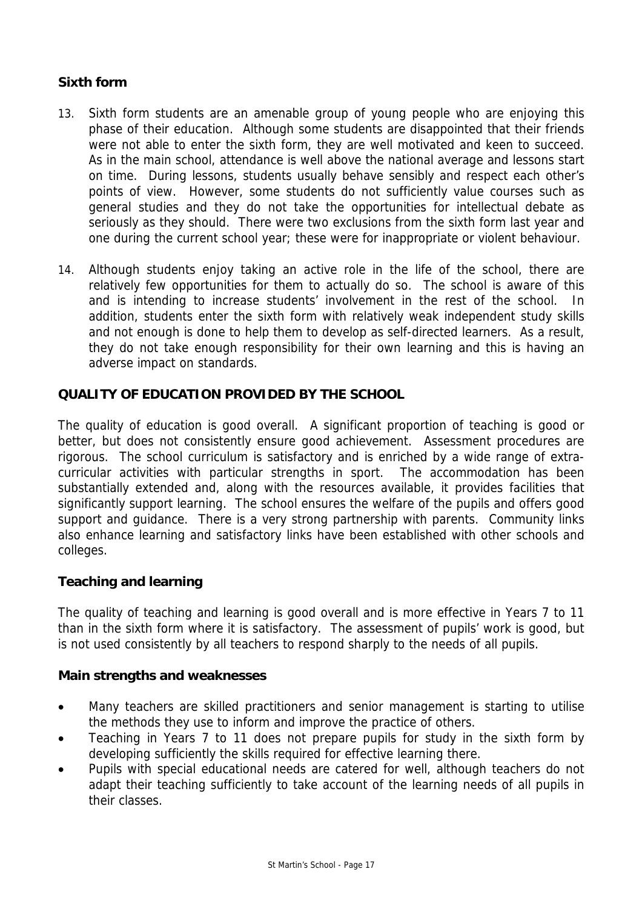### Sixth form

13. Sixth form students are an amenable group of young people who are enjoying this phase of their education. Although some students are disappointed that their friends were not able to enter the sixth form, they are well motivated and keen to succeed. As in the main school, attendance is well above the national average and lessons start on time. During lessons, students usually behave sensibly and respect each other's points of view. However, some students do not sufficiently value courses such as general studies and they do not take the opportunities for intellectual debate as seriously as they should. There were two exclusions from the sixth form last year and one during the current school year; these were for inappropriate or violent behaviour.

14. Although students enjoy taking an active role in the life of the school, there are relatively few opportunities for them to actually do so. The school is aware of this and is intending to increase students' involvement in the rest of the school. In addition, students enter the sixth form with relatively weak independent study skills and not enough is done to help them to develop as self-directed learners. As a result, they do not take enough responsibility for their own learning and this is having an adverse impact on standards.

## QUALITY OF EDUCATION PROVIDED BY THE SCHOOL

The quality of education is good overall. A significant proportion of teaching is good or better, but does not consistently ensure good achievement. Assessment procedures are rigorous. The school curriculum is satisfactory and is enriched by a wide range of extra-curricular activities with particular strengths in sport. The accommodation has been substantially extended and, along with the resources available, it provides facilities that significantly support learning. The school ensures the welfare of the pupils and offers good support and guidance. There is a very strong partnership with parents. Community links also enhance learning and satisfactory links have been established with other schools and colleges.

### Teaching and learning

The quality of teaching and learning is good overall and is more effective in Years 7 to 11 than in the sixth form where it is satisfactory. The assessment of pupils' work is good, but is not used consistently by all teachers to respond sharply to the needs of all pupils.

#### Main strengths and weaknesses

- Many teachers are skilled practitioners and senior management is starting to utilise the methods they use to inform and improve the practice of others.
- Teaching in Years 7 to 11 does not prepare pupils for study in the sixth form by developing sufficiently the skills required for effective learning there.
- Pupils with special educational needs are catered for well, although teachers do not adapt their teaching sufficiently to take account of the learning needs of all pupils in their classes.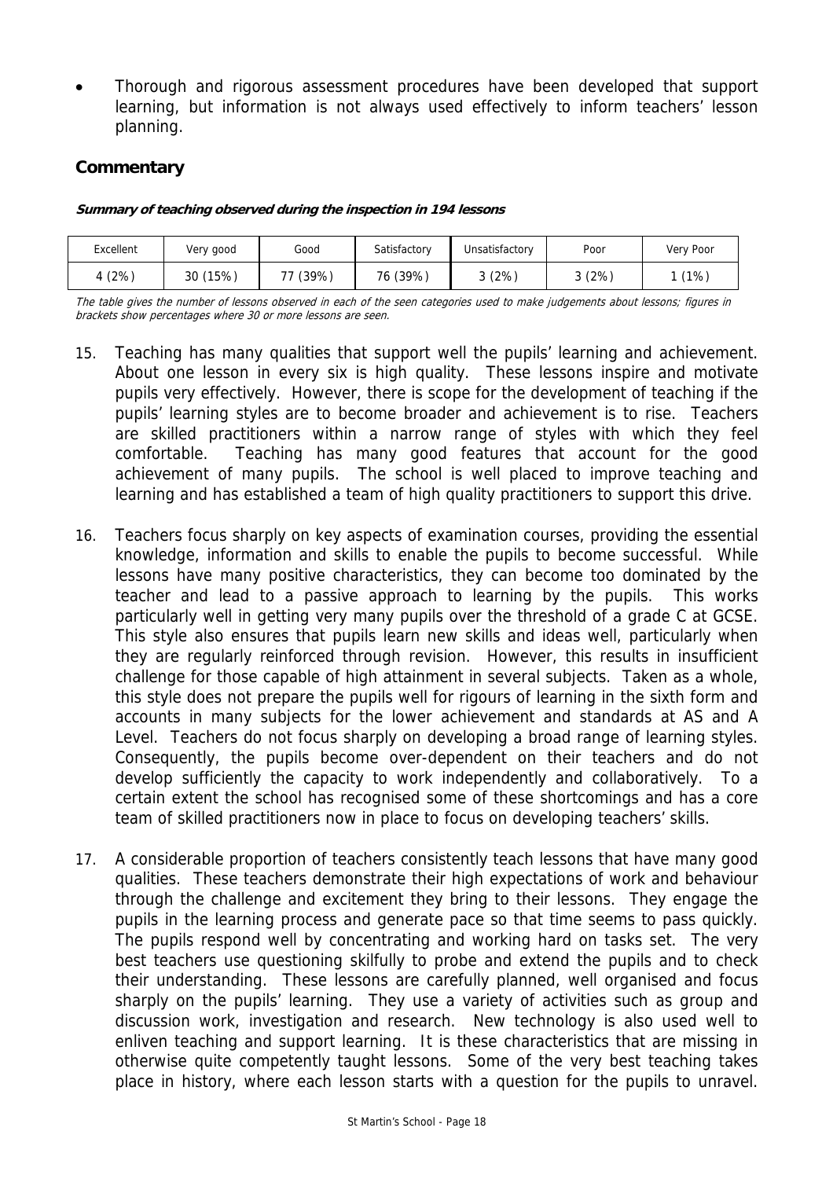- Thorough and rigorous assessment procedures have been developed that support learning, but information is not always used effectively to inform teachers' lesson planning.

## Commentary

***Summary of teaching observed during the inspection in 194 lessons***

| Excellent | Very good | Good | Satisfactory | Unsatisfactory | Poor | Very Poor |
|---|---|---|---|---|---|---|
| 4 (2%) | 30 (15%) | 77 (39%) | 76 (39%) | 3 (2%) | 3 (2%) | 1 (1%) |

*The table gives the number of lessons observed in each of the seen categories used to make judgements about lessons; figures in brackets show percentages where 30 or more lessons are seen.*

15. Teaching has many qualities that support well the pupils' learning and achievement. About one lesson in every six is high quality. These lessons inspire and motivate pupils very effectively. However, there is scope for the development of teaching if the pupils' learning styles are to become broader and achievement is to rise. Teachers are skilled practitioners within a narrow range of styles with which they feel comfortable. Teaching has many good features that account for the good achievement of many pupils. The school is well placed to improve teaching and learning and has established a team of high quality practitioners to support this drive.

16. Teachers focus sharply on key aspects of examination courses, providing the essential knowledge, information and skills to enable the pupils to become successful. While lessons have many positive characteristics, they can become too dominated by the teacher and lead to a passive approach to learning by the pupils. This works particularly well in getting very many pupils over the threshold of a grade C at GCSE. This style also ensures that pupils learn new skills and ideas well, particularly when they are regularly reinforced through revision. However, this results in insufficient challenge for those capable of high attainment in several subjects. Taken as a whole, this style does not prepare the pupils well for rigours of learning in the sixth form and accounts in many subjects for the lower achievement and standards at AS and A Level. Teachers do not focus sharply on developing a broad range of learning styles. Consequently, the pupils become over-dependent on their teachers and do not develop sufficiently the capacity to work independently and collaboratively. To a certain extent the school has recognised some of these shortcomings and has a core team of skilled practitioners now in place to focus on developing teachers' skills.

17. A considerable proportion of teachers consistently teach lessons that have many good qualities. These teachers demonstrate their high expectations of work and behaviour through the challenge and excitement they bring to their lessons. They engage the pupils in the learning process and generate pace so that time seems to pass quickly. The pupils respond well by concentrating and working hard on tasks set. The very best teachers use questioning skilfully to probe and extend the pupils and to check their understanding. These lessons are carefully planned, well organised and focus sharply on the pupils' learning. They use a variety of activities such as group and discussion work, investigation and research. New technology is also used well to enliven teaching and support learning. It is these characteristics that are missing in otherwise quite competently taught lessons. Some of the very best teaching takes place in history, where each lesson starts with a question for the pupils to unravel.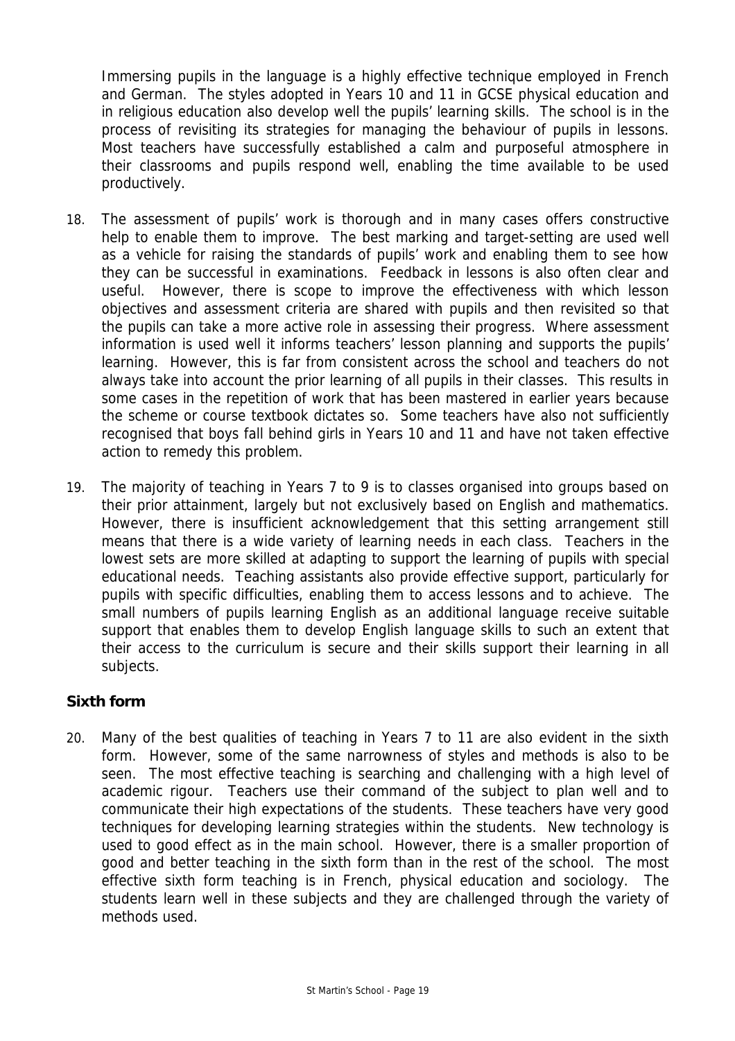Immersing pupils in the language is a highly effective technique employed in French and German. The styles adopted in Years 10 and 11 in GCSE physical education and in religious education also develop well the pupils' learning skills. The school is in the process of revisiting its strategies for managing the behaviour of pupils in lessons. Most teachers have successfully established a calm and purposeful atmosphere in their classrooms and pupils respond well, enabling the time available to be used productively.

18. The assessment of pupils' work is thorough and in many cases offers constructive help to enable them to improve. The best marking and target-setting are used well as a vehicle for raising the standards of pupils' work and enabling them to see how they can be successful in examinations. Feedback in lessons is also often clear and useful. However, there is scope to improve the effectiveness with which lesson objectives and assessment criteria are shared with pupils and then revisited so that the pupils can take a more active role in assessing their progress. Where assessment information is used well it informs teachers' lesson planning and supports the pupils' learning. However, this is far from consistent across the school and teachers do not always take into account the prior learning of all pupils in their classes. This results in some cases in the repetition of work that has been mastered in earlier years because the scheme or course textbook dictates so. Some teachers have also not sufficiently recognised that boys fall behind girls in Years 10 and 11 and have not taken effective action to remedy this problem.

19. The majority of teaching in Years 7 to 9 is to classes organised into groups based on their prior attainment, largely but not exclusively based on English and mathematics. However, there is insufficient acknowledgement that this setting arrangement still means that there is a wide variety of learning needs in each class. Teachers in the lowest sets are more skilled at adapting to support the learning of pupils with special educational needs. Teaching assistants also provide effective support, particularly for pupils with specific difficulties, enabling them to access lessons and to achieve. The small numbers of pupils learning English as an additional language receive suitable support that enables them to develop English language skills to such an extent that their access to the curriculum is secure and their skills support their learning in all subjects.

### Sixth form

20. Many of the best qualities of teaching in Years 7 to 11 are also evident in the sixth form. However, some of the same narrowness of styles and methods is also to be seen. The most effective teaching is searching and challenging with a high level of academic rigour. Teachers use their command of the subject to plan well and to communicate their high expectations of the students. These teachers have very good techniques for developing learning strategies within the students. New technology is used to good effect as in the main school. However, there is a smaller proportion of good and better teaching in the sixth form than in the rest of the school. The most effective sixth form teaching is in French, physical education and sociology. The students learn well in these subjects and they are challenged through the variety of methods used.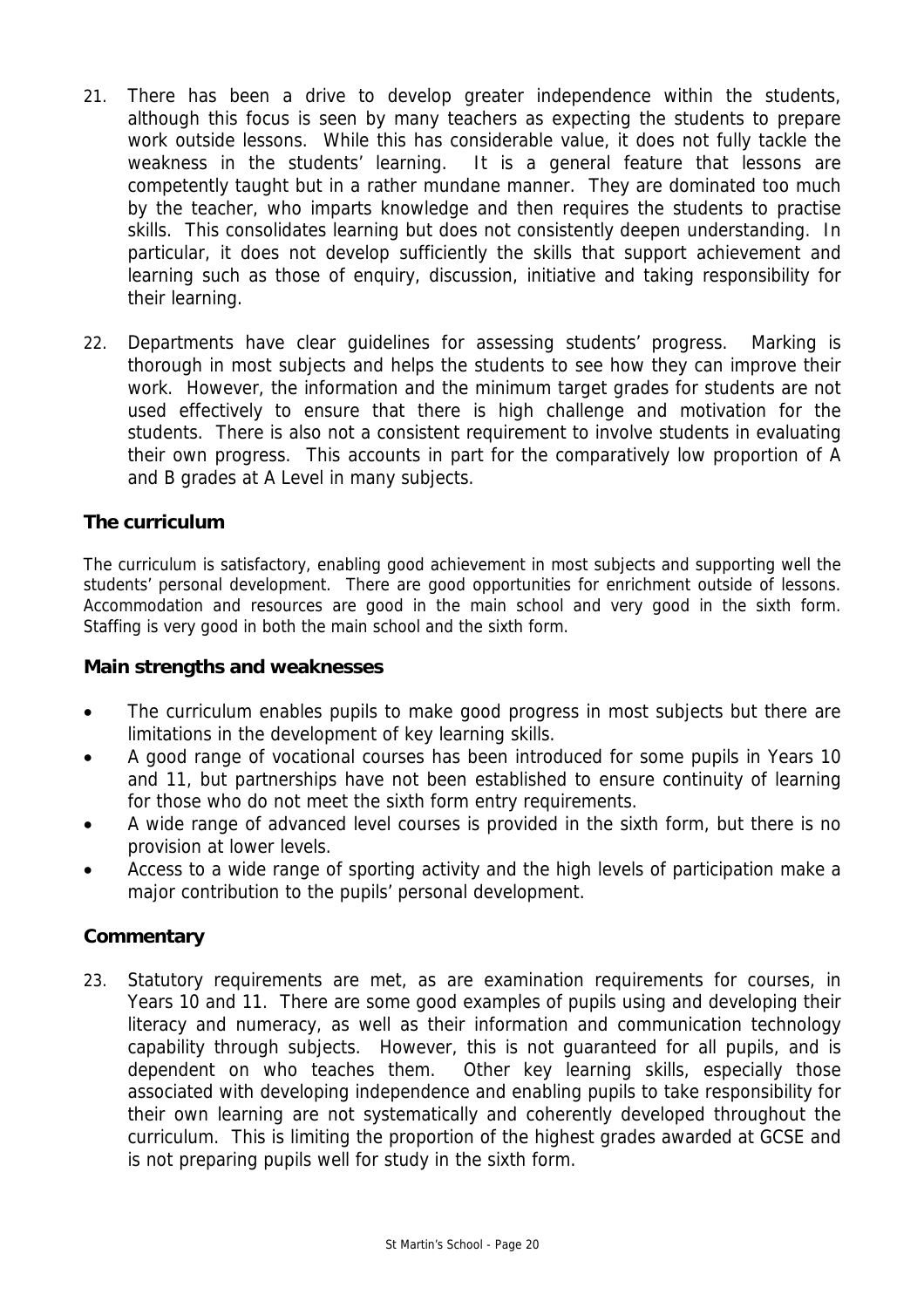21. There has been a drive to develop greater independence within the students, although this focus is seen by many teachers as expecting the students to prepare work outside lessons. While this has considerable value, it does not fully tackle the weakness in the students' learning. It is a general feature that lessons are competently taught but in a rather mundane manner. They are dominated too much by the teacher, who imparts knowledge and then requires the students to practise skills. This consolidates learning but does not consistently deepen understanding. In particular, it does not develop sufficiently the skills that support achievement and learning such as those of enquiry, discussion, initiative and taking responsibility for their learning.

22. Departments have clear guidelines for assessing students' progress. Marking is thorough in most subjects and helps the students to see how they can improve their work. However, the information and the minimum target grades for students are not used effectively to ensure that there is high challenge and motivation for the students. There is also not a consistent requirement to involve students in evaluating their own progress. This accounts in part for the comparatively low proportion of A and B grades at A Level in many subjects.

### The curriculum

The curriculum is satisfactory, enabling good achievement in most subjects and supporting well the students' personal development. There are good opportunities for enrichment outside of lessons. Accommodation and resources are good in the main school and very good in the sixth form. Staffing is very good in both the main school and the sixth form.

### Main strengths and weaknesses

- The curriculum enables pupils to make good progress in most subjects but there are limitations in the development of key learning skills.
- A good range of vocational courses has been introduced for some pupils in Years 10 and 11, but partnerships have not been established to ensure continuity of learning for those who do not meet the sixth form entry requirements.
- A wide range of advanced level courses is provided in the sixth form, but there is no provision at lower levels.
- Access to a wide range of sporting activity and the high levels of participation make a major contribution to the pupils' personal development.

### Commentary

23. Statutory requirements are met, as are examination requirements for courses, in Years 10 and 11. There are some good examples of pupils using and developing their literacy and numeracy, as well as their information and communication technology capability through subjects. However, this is not guaranteed for all pupils, and is dependent on who teaches them. Other key learning skills, especially those associated with developing independence and enabling pupils to take responsibility for their own learning are not systematically and coherently developed throughout the curriculum. This is limiting the proportion of the highest grades awarded at GCSE and is not preparing pupils well for study in the sixth form.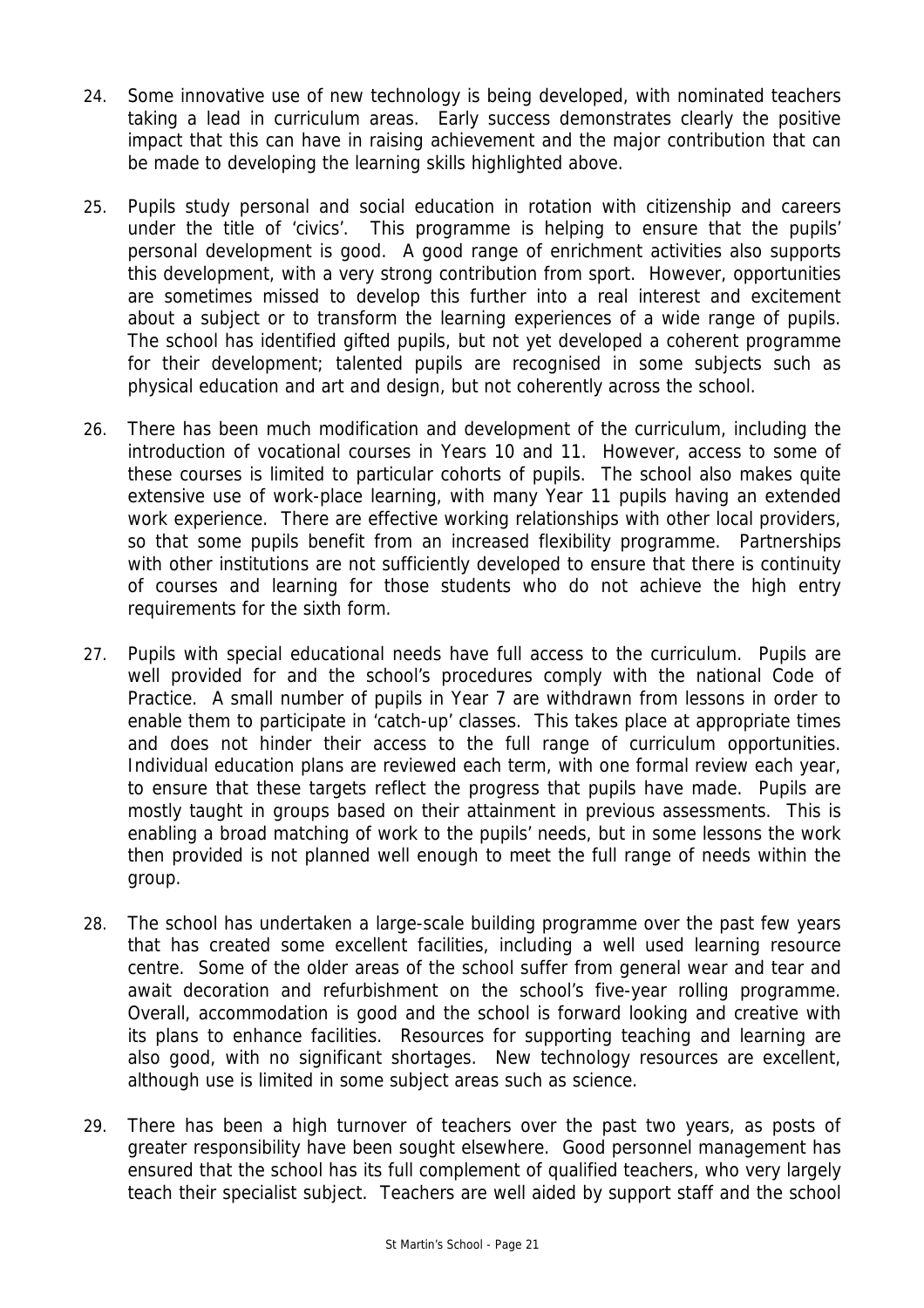24. Some innovative use of new technology is being developed, with nominated teachers taking a lead in curriculum areas. Early success demonstrates clearly the positive impact that this can have in raising achievement and the major contribution that can be made to developing the learning skills highlighted above.

25. Pupils study personal and social education in rotation with citizenship and careers under the title of 'civics'. This programme is helping to ensure that the pupils' personal development is good. A good range of enrichment activities also supports this development, with a very strong contribution from sport. However, opportunities are sometimes missed to develop this further into a real interest and excitement about a subject or to transform the learning experiences of a wide range of pupils. The school has identified gifted pupils, but not yet developed a coherent programme for their development; talented pupils are recognised in some subjects such as physical education and art and design, but not coherently across the school.

26. There has been much modification and development of the curriculum, including the introduction of vocational courses in Years 10 and 11. However, access to some of these courses is limited to particular cohorts of pupils. The school also makes quite extensive use of work-place learning, with many Year 11 pupils having an extended work experience. There are effective working relationships with other local providers, so that some pupils benefit from an increased flexibility programme. Partnerships with other institutions are not sufficiently developed to ensure that there is continuity of courses and learning for those students who do not achieve the high entry requirements for the sixth form.

27. Pupils with special educational needs have full access to the curriculum. Pupils are well provided for and the school's procedures comply with the national Code of Practice. A small number of pupils in Year 7 are withdrawn from lessons in order to enable them to participate in 'catch-up' classes. This takes place at appropriate times and does not hinder their access to the full range of curriculum opportunities. Individual education plans are reviewed each term, with one formal review each year, to ensure that these targets reflect the progress that pupils have made. Pupils are mostly taught in groups based on their attainment in previous assessments. This is enabling a broad matching of work to the pupils' needs, but in some lessons the work then provided is not planned well enough to meet the full range of needs within the group.

28. The school has undertaken a large-scale building programme over the past few years that has created some excellent facilities, including a well used learning resource centre. Some of the older areas of the school suffer from general wear and tear and await decoration and refurbishment on the school's five-year rolling programme. Overall, accommodation is good and the school is forward looking and creative with its plans to enhance facilities. Resources for supporting teaching and learning are also good, with no significant shortages. New technology resources are excellent, although use is limited in some subject areas such as science.

29. There has been a high turnover of teachers over the past two years, as posts of greater responsibility have been sought elsewhere. Good personnel management has ensured that the school has its full complement of qualified teachers, who very largely teach their specialist subject. Teachers are well aided by support staff and the school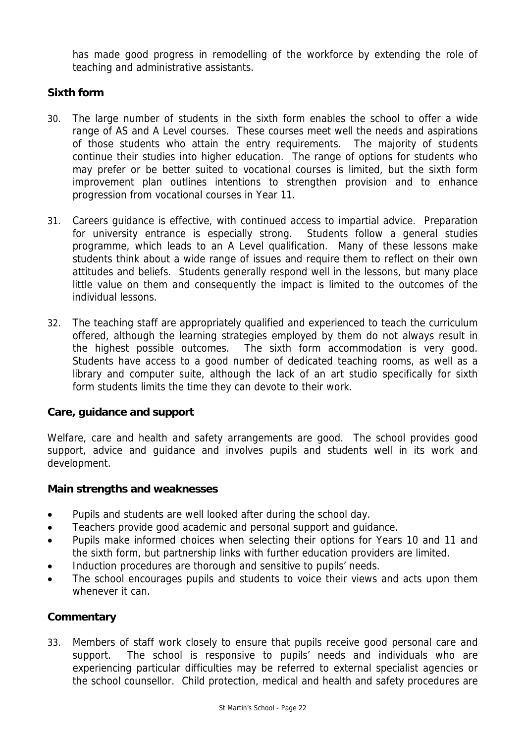has made good progress in remodelling of the workforce by extending the role of teaching and administrative assistants.

### Sixth form

30. The large number of students in the sixth form enables the school to offer a wide range of AS and A Level courses. These courses meet well the needs and aspirations of those students who attain the entry requirements. The majority of students continue their studies into higher education. The range of options for students who may prefer or be better suited to vocational courses is limited, but the sixth form improvement plan outlines intentions to strengthen provision and to enhance progression from vocational courses in Year 11.

31. Careers guidance is effective, with continued access to impartial advice. Preparation for university entrance is especially strong. Students follow a general studies programme, which leads to an A Level qualification. Many of these lessons make students think about a wide range of issues and require them to reflect on their own attitudes and beliefs. Students generally respond well in the lessons, but many place little value on them and consequently the impact is limited to the outcomes of the individual lessons.

32. The teaching staff are appropriately qualified and experienced to teach the curriculum offered, although the learning strategies employed by them do not always result in the highest possible outcomes. The sixth form accommodation is very good. Students have access to a good number of dedicated teaching rooms, as well as a library and computer suite, although the lack of an art studio specifically for sixth form students limits the time they can devote to their work.

### Care, guidance and support

Welfare, care and health and safety arrangements are good. The school provides good support, advice and guidance and involves pupils and students well in its work and development.

### Main strengths and weaknesses

- Pupils and students are well looked after during the school day.
- Teachers provide good academic and personal support and guidance.
- Pupils make informed choices when selecting their options for Years 10 and 11 and the sixth form, but partnership links with further education providers are limited.
- Induction procedures are thorough and sensitive to pupils' needs.
- The school encourages pupils and students to voice their views and acts upon them whenever it can.

### Commentary

33. Members of staff work closely to ensure that pupils receive good personal care and support. The school is responsive to pupils' needs and individuals who are experiencing particular difficulties may be referred to external specialist agencies or the school counsellor. Child protection, medical and health and safety procedures are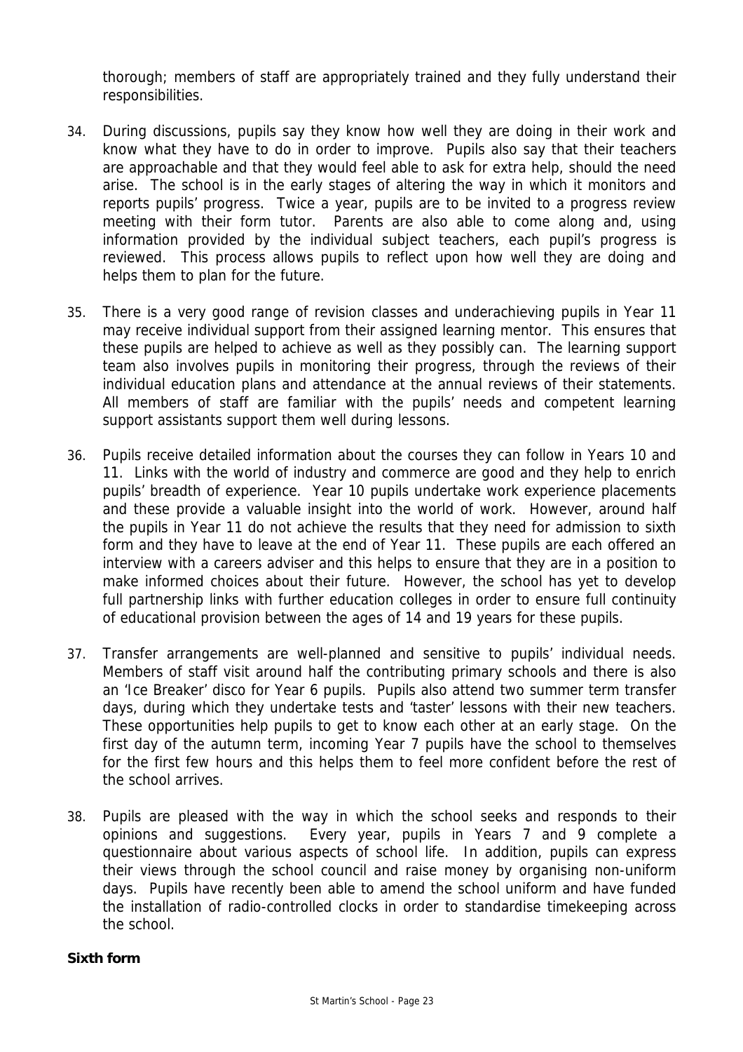thorough; members of staff are appropriately trained and they fully understand their responsibilities.

34. During discussions, pupils say they know how well they are doing in their work and know what they have to do in order to improve. Pupils also say that their teachers are approachable and that they would feel able to ask for extra help, should the need arise. The school is in the early stages of altering the way in which it monitors and reports pupils' progress. Twice a year, pupils are to be invited to a progress review meeting with their form tutor. Parents are also able to come along and, using information provided by the individual subject teachers, each pupil's progress is reviewed. This process allows pupils to reflect upon how well they are doing and helps them to plan for the future.

35. There is a very good range of revision classes and underachieving pupils in Year 11 may receive individual support from their assigned learning mentor. This ensures that these pupils are helped to achieve as well as they possibly can. The learning support team also involves pupils in monitoring their progress, through the reviews of their individual education plans and attendance at the annual reviews of their statements. All members of staff are familiar with the pupils' needs and competent learning support assistants support them well during lessons.

36. Pupils receive detailed information about the courses they can follow in Years 10 and 11. Links with the world of industry and commerce are good and they help to enrich pupils' breadth of experience. Year 10 pupils undertake work experience placements and these provide a valuable insight into the world of work. However, around half the pupils in Year 11 do not achieve the results that they need for admission to sixth form and they have to leave at the end of Year 11. These pupils are each offered an interview with a careers adviser and this helps to ensure that they are in a position to make informed choices about their future. However, the school has yet to develop full partnership links with further education colleges in order to ensure full continuity of educational provision between the ages of 14 and 19 years for these pupils.

37. Transfer arrangements are well-planned and sensitive to pupils' individual needs. Members of staff visit around half the contributing primary schools and there is also an 'Ice Breaker' disco for Year 6 pupils. Pupils also attend two summer term transfer days, during which they undertake tests and 'taster' lessons with their new teachers. These opportunities help pupils to get to know each other at an early stage. On the first day of the autumn term, incoming Year 7 pupils have the school to themselves for the first few hours and this helps them to feel more confident before the rest of the school arrives.

38. Pupils are pleased with the way in which the school seeks and responds to their opinions and suggestions. Every year, pupils in Years 7 and 9 complete a questionnaire about various aspects of school life. In addition, pupils can express their views through the school council and raise money by organising non-uniform days. Pupils have recently been able to amend the school uniform and have funded the installation of radio-controlled clocks in order to standardise timekeeping across the school.

**Sixth form**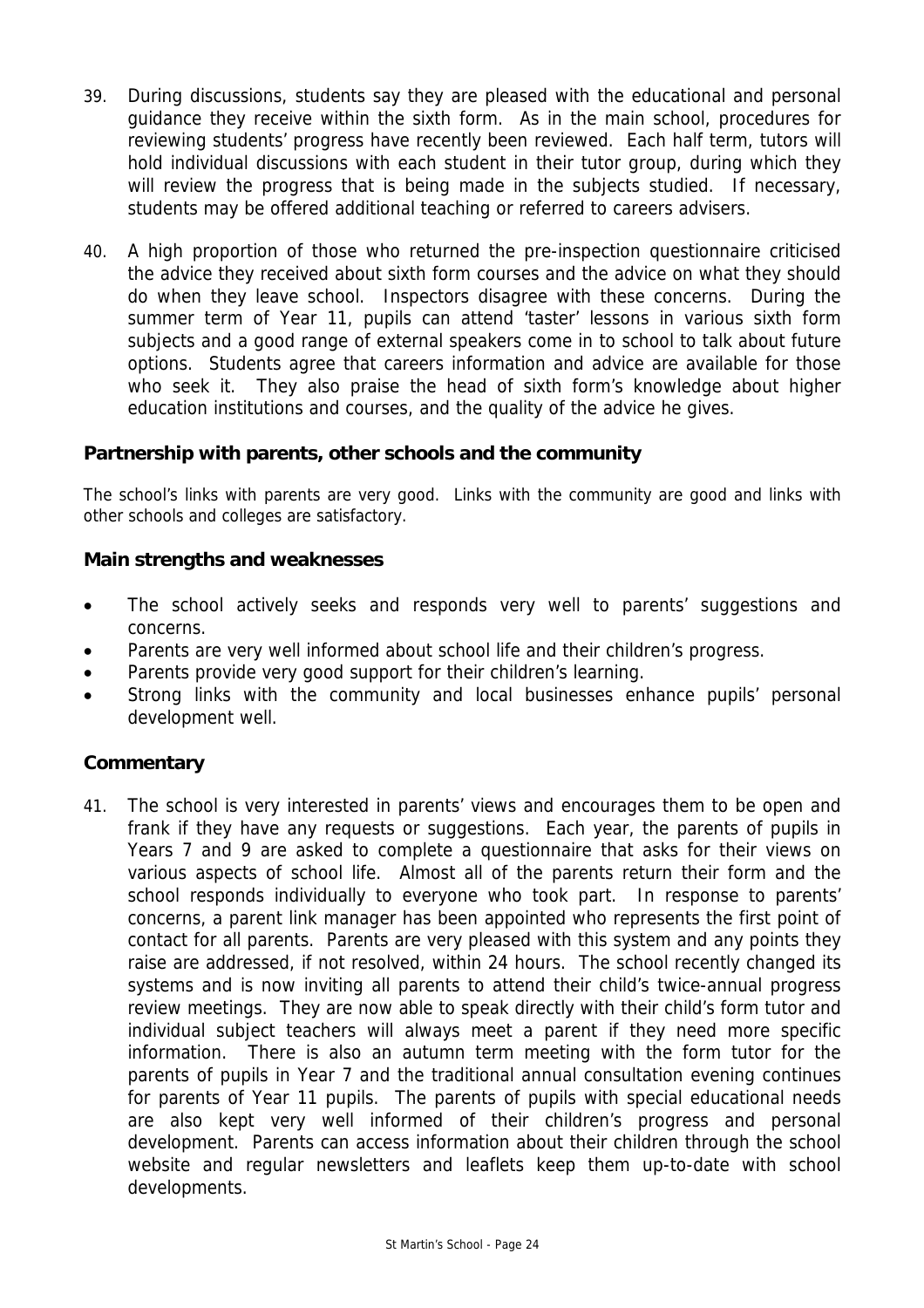39. During discussions, students say they are pleased with the educational and personal guidance they receive within the sixth form. As in the main school, procedures for reviewing students' progress have recently been reviewed. Each half term, tutors will hold individual discussions with each student in their tutor group, during which they will review the progress that is being made in the subjects studied. If necessary, students may be offered additional teaching or referred to careers advisers.

40. A high proportion of those who returned the pre-inspection questionnaire criticised the advice they received about sixth form courses and the advice on what they should do when they leave school. Inspectors disagree with these concerns. During the summer term of Year 11, pupils can attend 'taster' lessons in various sixth form subjects and a good range of external speakers come in to school to talk about future options. Students agree that careers information and advice are available for those who seek it. They also praise the head of sixth form's knowledge about higher education institutions and courses, and the quality of the advice he gives.

### Partnership with parents, other schools and the community

The school's links with parents are very good. Links with the community are good and links with other schools and colleges are satisfactory.

### Main strengths and weaknesses

- The school actively seeks and responds very well to parents' suggestions and concerns.
- Parents are very well informed about school life and their children's progress.
- Parents provide very good support for their children's learning.
- Strong links with the community and local businesses enhance pupils' personal development well.

### Commentary

41. The school is very interested in parents' views and encourages them to be open and frank if they have any requests or suggestions. Each year, the parents of pupils in Years 7 and 9 are asked to complete a questionnaire that asks for their views on various aspects of school life. Almost all of the parents return their form and the school responds individually to everyone who took part. In response to parents' concerns, a parent link manager has been appointed who represents the first point of contact for all parents. Parents are very pleased with this system and any points they raise are addressed, if not resolved, within 24 hours. The school recently changed its systems and is now inviting all parents to attend their child's twice-annual progress review meetings. They are now able to speak directly with their child's form tutor and individual subject teachers will always meet a parent if they need more specific information. There is also an autumn term meeting with the form tutor for the parents of pupils in Year 7 and the traditional annual consultation evening continues for parents of Year 11 pupils. The parents of pupils with special educational needs are also kept very well informed of their children's progress and personal development. Parents can access information about their children through the school website and regular newsletters and leaflets keep them up-to-date with school developments.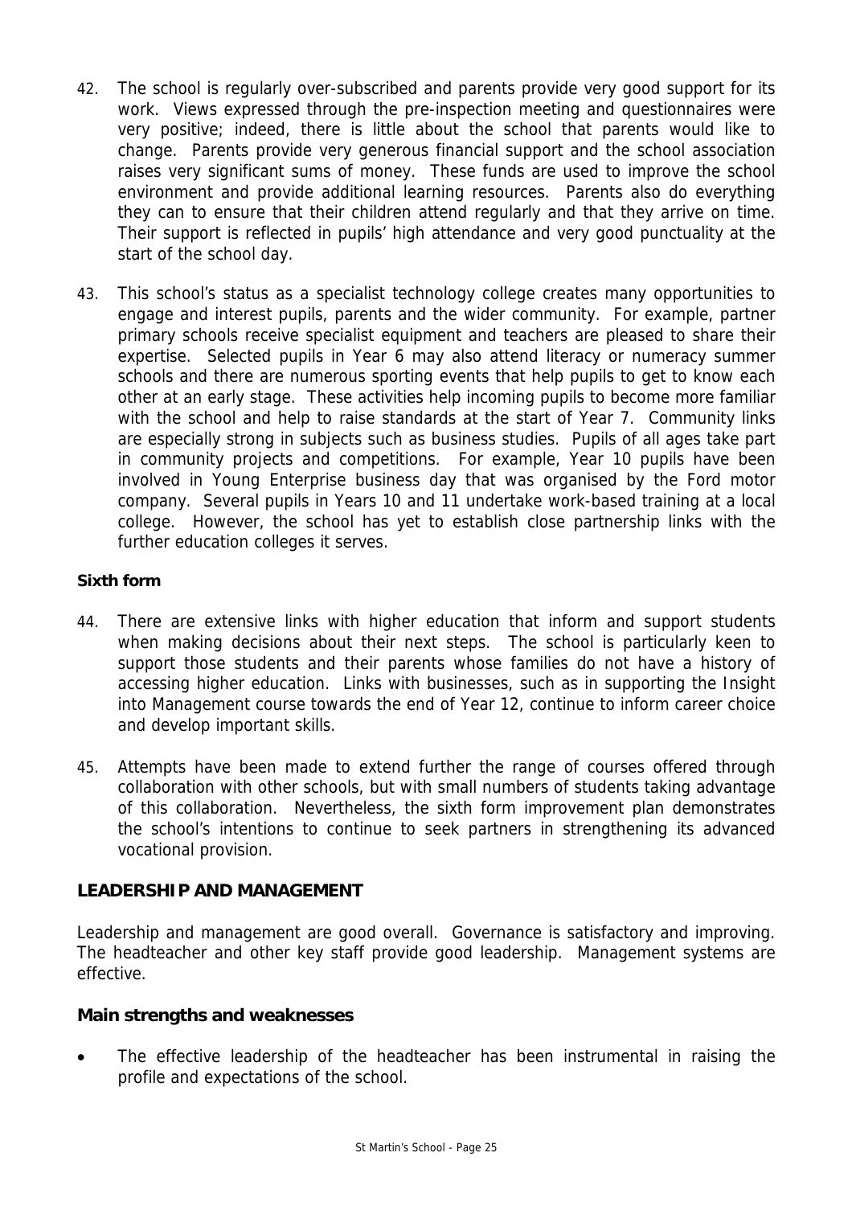42. The school is regularly over-subscribed and parents provide very good support for its work. Views expressed through the pre-inspection meeting and questionnaires were very positive; indeed, there is little about the school that parents would like to change. Parents provide very generous financial support and the school association raises very significant sums of money. These funds are used to improve the school environment and provide additional learning resources. Parents also do everything they can to ensure that their children attend regularly and that they arrive on time. Their support is reflected in pupils' high attendance and very good punctuality at the start of the school day.

43. This school's status as a specialist technology college creates many opportunities to engage and interest pupils, parents and the wider community. For example, partner primary schools receive specialist equipment and teachers are pleased to share their expertise. Selected pupils in Year 6 may also attend literacy or numeracy summer schools and there are numerous sporting events that help pupils to get to know each other at an early stage. These activities help incoming pupils to become more familiar with the school and help to raise standards at the start of Year 7. Community links are especially strong in subjects such as business studies. Pupils of all ages take part in community projects and competitions. For example, Year 10 pupils have been involved in Young Enterprise business day that was organised by the Ford motor company. Several pupils in Years 10 and 11 undertake work-based training at a local college. However, the school has yet to establish close partnership links with the further education colleges it serves.

**Sixth form**

44. There are extensive links with higher education that inform and support students when making decisions about their next steps. The school is particularly keen to support those students and their parents whose families do not have a history of accessing higher education. Links with businesses, such as in supporting the Insight into Management course towards the end of Year 12, continue to inform career choice and develop important skills.

45. Attempts have been made to extend further the range of courses offered through collaboration with other schools, but with small numbers of students taking advantage of this collaboration. Nevertheless, the sixth form improvement plan demonstrates the school's intentions to continue to seek partners in strengthening its advanced vocational provision.

## LEADERSHIP AND MANAGEMENT

Leadership and management are good overall. Governance is satisfactory and improving. The headteacher and other key staff provide good leadership. Management systems are effective.

**Main strengths and weaknesses**

- The effective leadership of the headteacher has been instrumental in raising the profile and expectations of the school.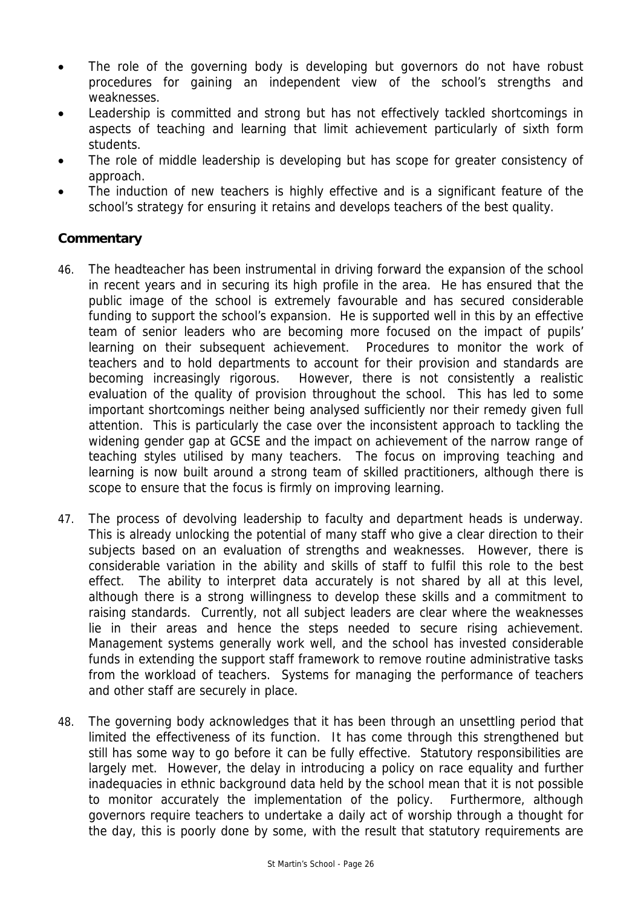- The role of the governing body is developing but governors do not have robust procedures for gaining an independent view of the school's strengths and weaknesses.
- Leadership is committed and strong but has not effectively tackled shortcomings in aspects of teaching and learning that limit achievement particularly of sixth form students.
- The role of middle leadership is developing but has scope for greater consistency of approach.
- The induction of new teachers is highly effective and is a significant feature of the school's strategy for ensuring it retains and develops teachers of the best quality.

### Commentary

46. The headteacher has been instrumental in driving forward the expansion of the school in recent years and in securing its high profile in the area. He has ensured that the public image of the school is extremely favourable and has secured considerable funding to support the school's expansion. He is supported well in this by an effective team of senior leaders who are becoming more focused on the impact of pupils' learning on their subsequent achievement. Procedures to monitor the work of teachers and to hold departments to account for their provision and standards are becoming increasingly rigorous. However, there is not consistently a realistic evaluation of the quality of provision throughout the school. This has led to some important shortcomings neither being analysed sufficiently nor their remedy given full attention. This is particularly the case over the inconsistent approach to tackling the widening gender gap at GCSE and the impact on achievement of the narrow range of teaching styles utilised by many teachers. The focus on improving teaching and learning is now built around a strong team of skilled practitioners, although there is scope to ensure that the focus is firmly on improving learning.

47. The process of devolving leadership to faculty and department heads is underway. This is already unlocking the potential of many staff who give a clear direction to their subjects based on an evaluation of strengths and weaknesses. However, there is considerable variation in the ability and skills of staff to fulfil this role to the best effect. The ability to interpret data accurately is not shared by all at this level, although there is a strong willingness to develop these skills and a commitment to raising standards. Currently, not all subject leaders are clear where the weaknesses lie in their areas and hence the steps needed to secure rising achievement. Management systems generally work well, and the school has invested considerable funds in extending the support staff framework to remove routine administrative tasks from the workload of teachers. Systems for managing the performance of teachers and other staff are securely in place.

48. The governing body acknowledges that it has been through an unsettling period that limited the effectiveness of its function. It has come through this strengthened but still has some way to go before it can be fully effective. Statutory responsibilities are largely met. However, the delay in introducing a policy on race equality and further inadequacies in ethnic background data held by the school mean that it is not possible to monitor accurately the implementation of the policy. Furthermore, although governors require teachers to undertake a daily act of worship through a thought for the day, this is poorly done by some, with the result that statutory requirements are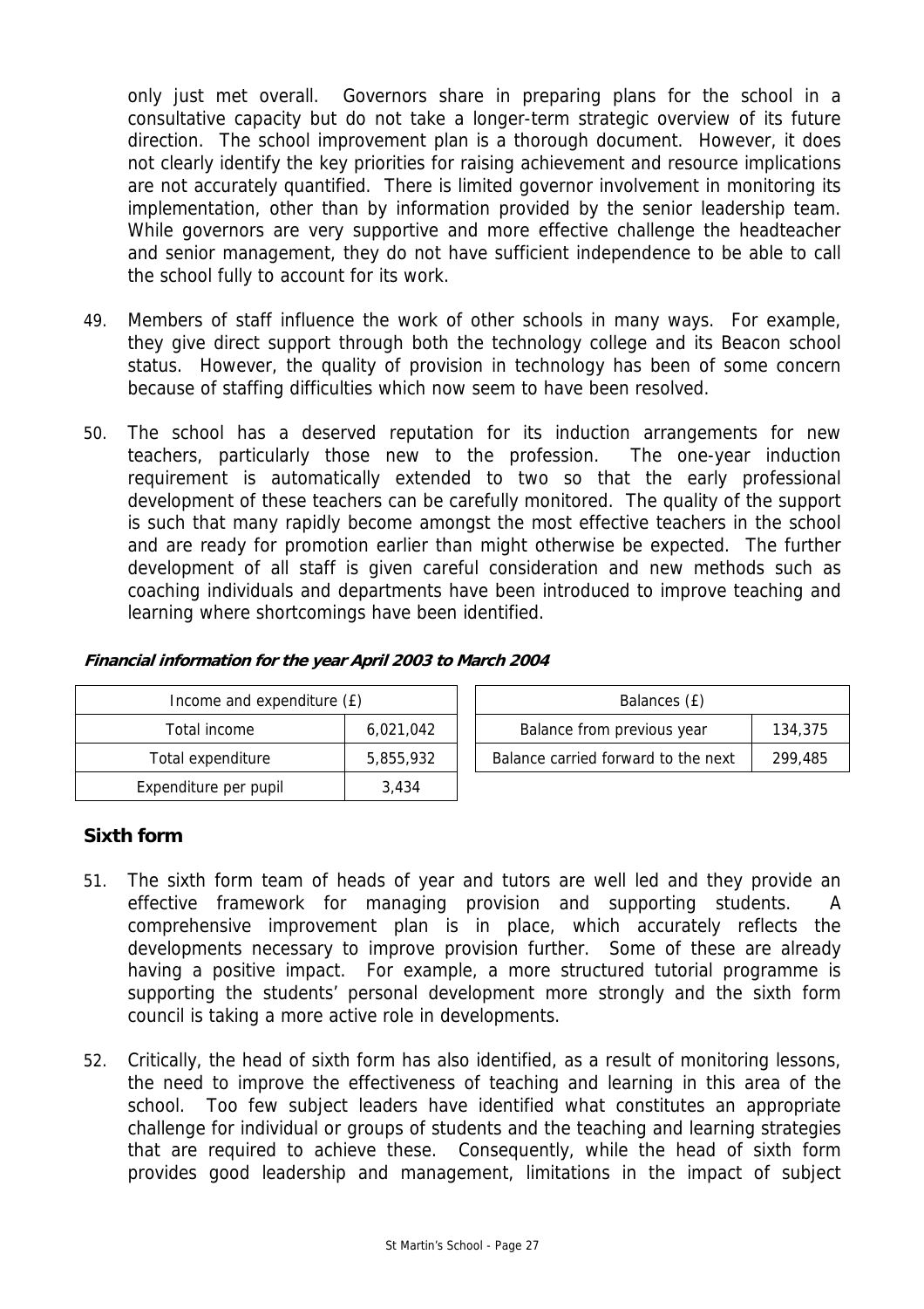only just met overall. Governors share in preparing plans for the school in a consultative capacity but do not take a longer-term strategic overview of its future direction. The school improvement plan is a thorough document. However, it does not clearly identify the key priorities for raising achievement and resource implications are not accurately quantified. There is limited governor involvement in monitoring its implementation, other than by information provided by the senior leadership team. While governors are very supportive and more effective challenge the headteacher and senior management, they do not have sufficient independence to be able to call the school fully to account for its work.

49. Members of staff influence the work of other schools in many ways. For example, they give direct support through both the technology college and its Beacon school status. However, the quality of provision in technology has been of some concern because of staffing difficulties which now seem to have been resolved.

50. The school has a deserved reputation for its induction arrangements for new teachers, particularly those new to the profession. The one-year induction requirement is automatically extended to two so that the early professional development of these teachers can be carefully monitored. The quality of the support is such that many rapidly become amongst the most effective teachers in the school and are ready for promotion earlier than might otherwise be expected. The further development of all staff is given careful consideration and new methods such as coaching individuals and departments have been introduced to improve teaching and learning where shortcomings have been identified.

***Financial information for the year April 2003 to March 2004***

| Income and expenditure (£) | |
|---|---|
| Total income | 6,021,042 |
| Total expenditure | 5,855,932 |
| Expenditure per pupil | 3,434 |

| Balances (£) | |
|---|---|
| Balance from previous year | 134,375 |
| Balance carried forward to the next | 299,485 |

## Sixth form

51. The sixth form team of heads of year and tutors are well led and they provide an effective framework for managing provision and supporting students. A comprehensive improvement plan is in place, which accurately reflects the developments necessary to improve provision further. Some of these are already having a positive impact. For example, a more structured tutorial programme is supporting the students' personal development more strongly and the sixth form council is taking a more active role in developments.

52. Critically, the head of sixth form has also identified, as a result of monitoring lessons, the need to improve the effectiveness of teaching and learning in this area of the school. Too few subject leaders have identified what constitutes an appropriate challenge for individual or groups of students and the teaching and learning strategies that are required to achieve these. Consequently, while the head of sixth form provides good leadership and management, limitations in the impact of subject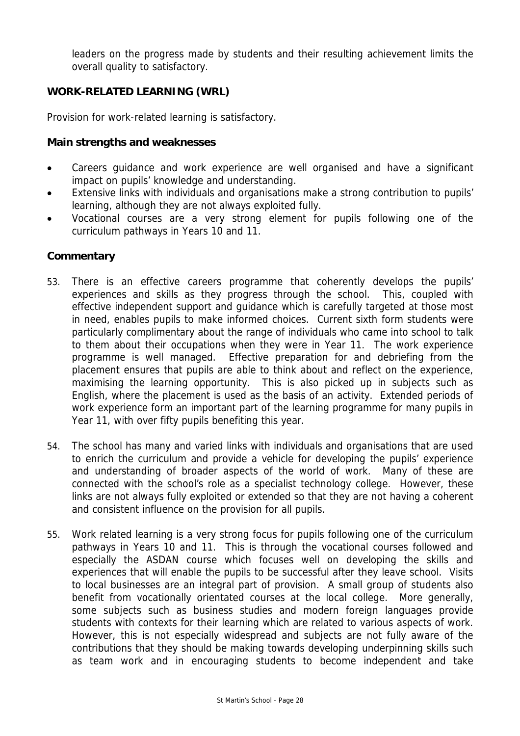leaders on the progress made by students and their resulting achievement limits the overall quality to satisfactory.

## WORK-RELATED LEARNING (WRL)

Provision for work-related learning is satisfactory.

### Main strengths and weaknesses

- Careers guidance and work experience are well organised and have a significant impact on pupils' knowledge and understanding.
- Extensive links with individuals and organisations make a strong contribution to pupils' learning, although they are not always exploited fully.
- Vocational courses are a very strong element for pupils following one of the curriculum pathways in Years 10 and 11.

### Commentary

53. There is an effective careers programme that coherently develops the pupils' experiences and skills as they progress through the school. This, coupled with effective independent support and guidance which is carefully targeted at those most in need, enables pupils to make informed choices. Current sixth form students were particularly complimentary about the range of individuals who came into school to talk to them about their occupations when they were in Year 11. The work experience programme is well managed. Effective preparation for and debriefing from the placement ensures that pupils are able to think about and reflect on the experience, maximising the learning opportunity. This is also picked up in subjects such as English, where the placement is used as the basis of an activity. Extended periods of work experience form an important part of the learning programme for many pupils in Year 11, with over fifty pupils benefiting this year.

54. The school has many and varied links with individuals and organisations that are used to enrich the curriculum and provide a vehicle for developing the pupils' experience and understanding of broader aspects of the world of work. Many of these are connected with the school's role as a specialist technology college. However, these links are not always fully exploited or extended so that they are not having a coherent and consistent influence on the provision for all pupils.

55. Work related learning is a very strong focus for pupils following one of the curriculum pathways in Years 10 and 11. This is through the vocational courses followed and especially the ASDAN course which focuses well on developing the skills and experiences that will enable the pupils to be successful after they leave school. Visits to local businesses are an integral part of provision. A small group of students also benefit from vocationally orientated courses at the local college. More generally, some subjects such as business studies and modern foreign languages provide students with contexts for their learning which are related to various aspects of work. However, this is not especially widespread and subjects are not fully aware of the contributions that they should be making towards developing underpinning skills such as team work and in encouraging students to become independent and take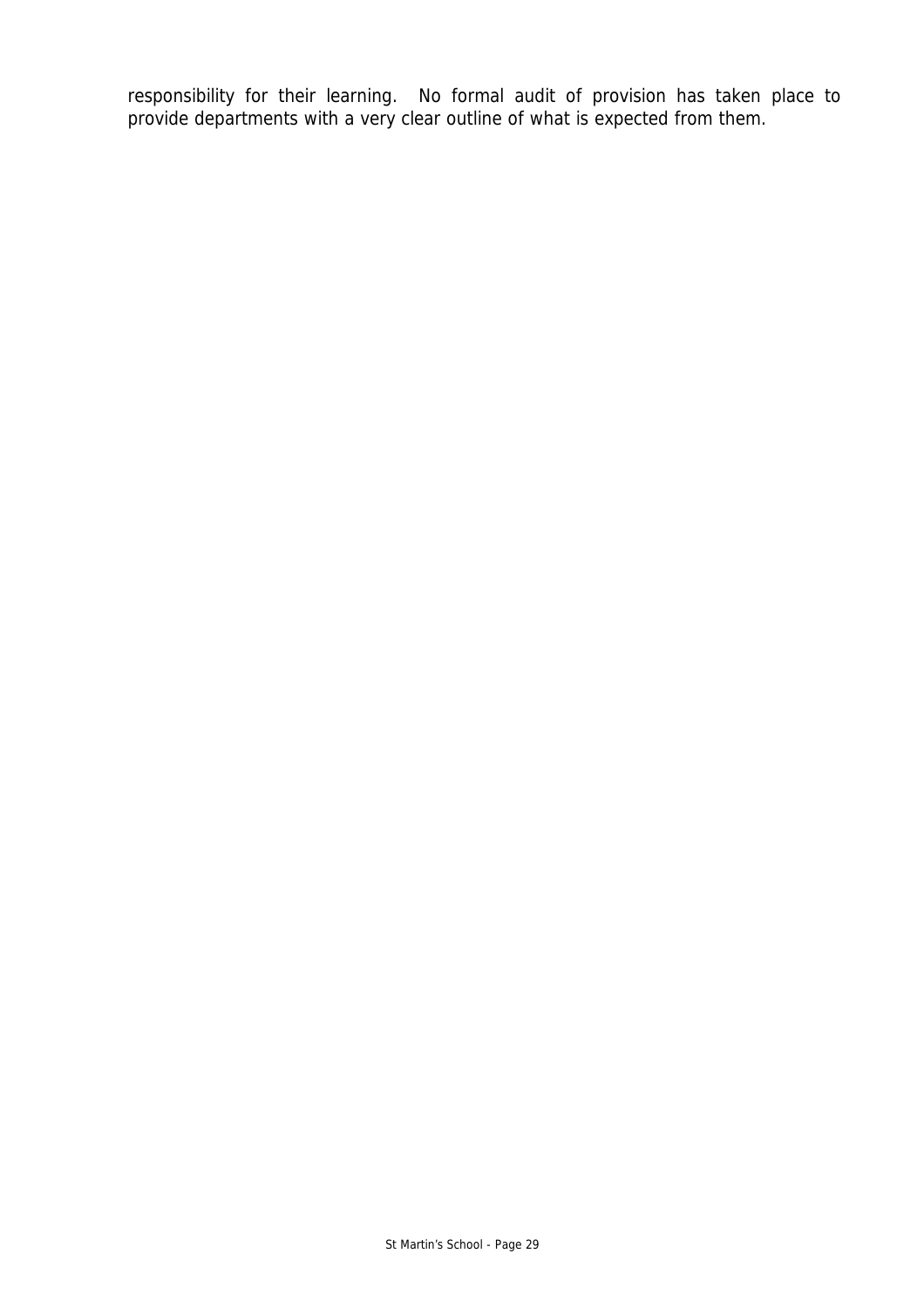responsibility for their learning.  No formal audit of provision has taken place to provide departments with a very clear outline of what is expected from them.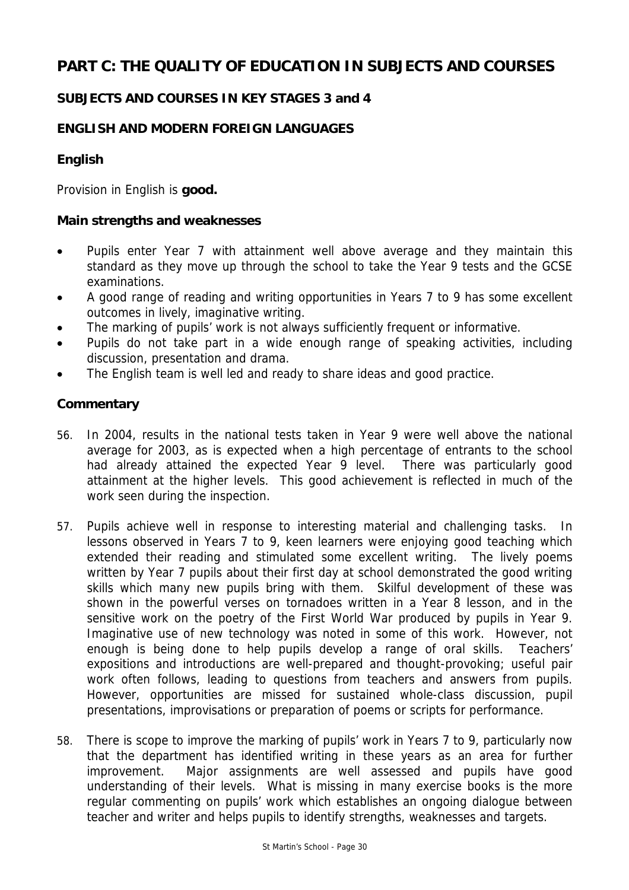# PART C: THE QUALITY OF EDUCATION IN SUBJECTS AND COURSES

## SUBJECTS AND COURSES IN KEY STAGES 3 and 4

## ENGLISH AND MODERN FOREIGN LANGUAGES

### English

Provision in English is **good.**

### Main strengths and weaknesses

- Pupils enter Year 7 with attainment well above average and they maintain this standard as they move up through the school to take the Year 9 tests and the GCSE examinations.
- A good range of reading and writing opportunities in Years 7 to 9 has some excellent outcomes in lively, imaginative writing.
- The marking of pupils' work is not always sufficiently frequent or informative.
- Pupils do not take part in a wide enough range of speaking activities, including discussion, presentation and drama.
- The English team is well led and ready to share ideas and good practice.

### Commentary

56. In 2004, results in the national tests taken in Year 9 were well above the national average for 2003, as is expected when a high percentage of entrants to the school had already attained the expected Year 9 level. There was particularly good attainment at the higher levels. This good achievement is reflected in much of the work seen during the inspection.

57. Pupils achieve well in response to interesting material and challenging tasks. In lessons observed in Years 7 to 9, keen learners were enjoying good teaching which extended their reading and stimulated some excellent writing. The lively poems written by Year 7 pupils about their first day at school demonstrated the good writing skills which many new pupils bring with them. Skilful development of these was shown in the powerful verses on tornadoes written in a Year 8 lesson, and in the sensitive work on the poetry of the First World War produced by pupils in Year 9. Imaginative use of new technology was noted in some of this work. However, not enough is being done to help pupils develop a range of oral skills. Teachers' expositions and introductions are well-prepared and thought-provoking; useful pair work often follows, leading to questions from teachers and answers from pupils. However, opportunities are missed for sustained whole-class discussion, pupil presentations, improvisations or preparation of poems or scripts for performance.

58. There is scope to improve the marking of pupils' work in Years 7 to 9, particularly now that the department has identified writing in these years as an area for further improvement. Major assignments are well assessed and pupils have good understanding of their levels. What is missing in many exercise books is the more regular commenting on pupils' work which establishes an ongoing dialogue between teacher and writer and helps pupils to identify strengths, weaknesses and targets.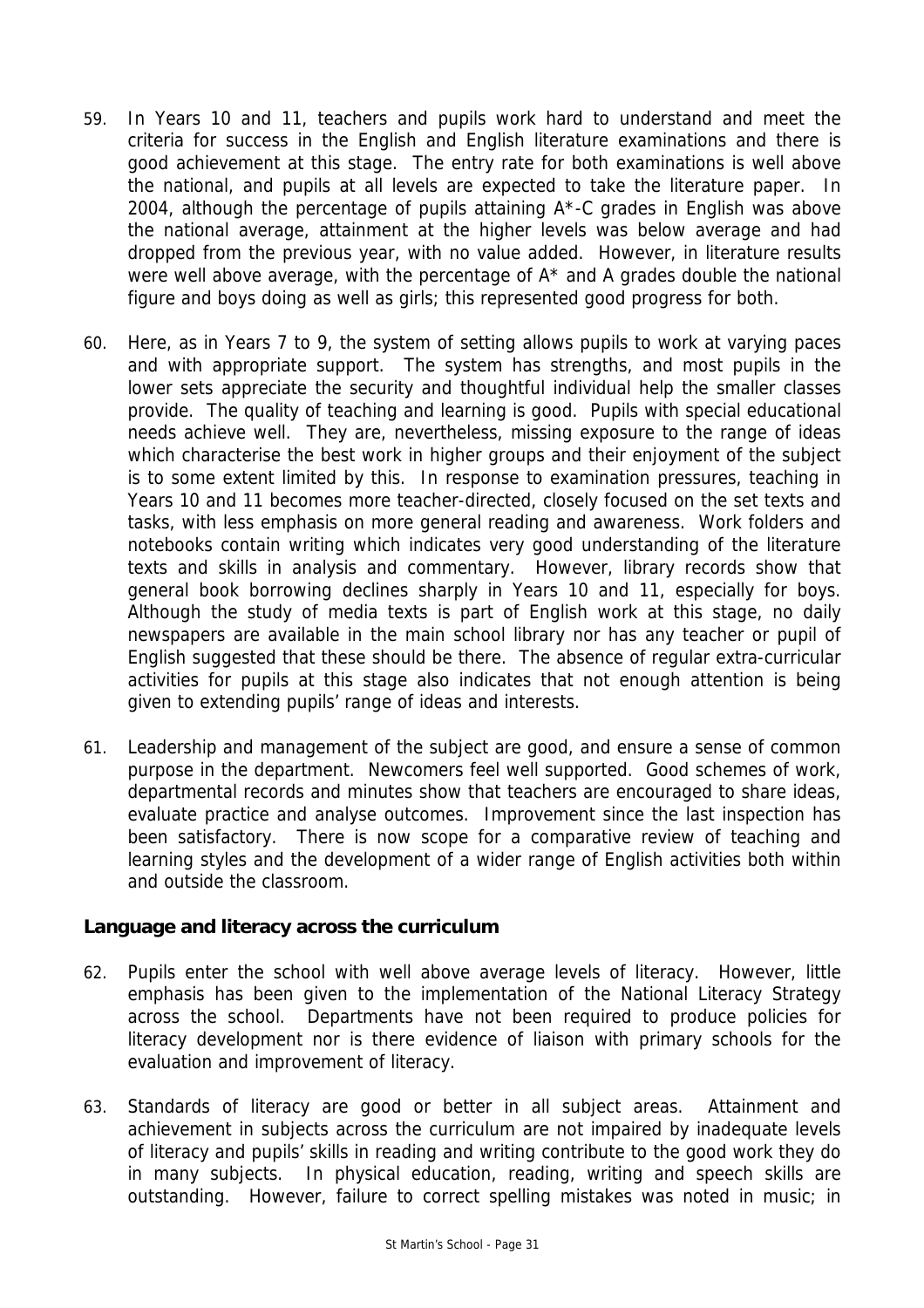59. In Years 10 and 11, teachers and pupils work hard to understand and meet the criteria for success in the English and English literature examinations and there is good achievement at this stage. The entry rate for both examinations is well above the national, and pupils at all levels are expected to take the literature paper. In 2004, although the percentage of pupils attaining A*-C grades in English was above the national average, attainment at the higher levels was below average and had dropped from the previous year, with no value added. However, in literature results were well above average, with the percentage of A* and A grades double the national figure and boys doing as well as girls; this represented good progress for both.

60. Here, as in Years 7 to 9, the system of setting allows pupils to work at varying paces and with appropriate support. The system has strengths, and most pupils in the lower sets appreciate the security and thoughtful individual help the smaller classes provide. The quality of teaching and learning is good. Pupils with special educational needs achieve well. They are, nevertheless, missing exposure to the range of ideas which characterise the best work in higher groups and their enjoyment of the subject is to some extent limited by this. In response to examination pressures, teaching in Years 10 and 11 becomes more teacher-directed, closely focused on the set texts and tasks, with less emphasis on more general reading and awareness. Work folders and notebooks contain writing which indicates very good understanding of the literature texts and skills in analysis and commentary. However, library records show that general book borrowing declines sharply in Years 10 and 11, especially for boys. Although the study of media texts is part of English work at this stage, no daily newspapers are available in the main school library nor has any teacher or pupil of English suggested that these should be there. The absence of regular extra-curricular activities for pupils at this stage also indicates that not enough attention is being given to extending pupils' range of ideas and interests.

61. Leadership and management of the subject are good, and ensure a sense of common purpose in the department. Newcomers feel well supported. Good schemes of work, departmental records and minutes show that teachers are encouraged to share ideas, evaluate practice and analyse outcomes. Improvement since the last inspection has been satisfactory. There is now scope for a comparative review of teaching and learning styles and the development of a wider range of English activities both within and outside the classroom.

### Language and literacy across the curriculum

62. Pupils enter the school with well above average levels of literacy. However, little emphasis has been given to the implementation of the National Literacy Strategy across the school. Departments have not been required to produce policies for literacy development nor is there evidence of liaison with primary schools for the evaluation and improvement of literacy.

63. Standards of literacy are good or better in all subject areas. Attainment and achievement in subjects across the curriculum are not impaired by inadequate levels of literacy and pupils' skills in reading and writing contribute to the good work they do in many subjects. In physical education, reading, writing and speech skills are outstanding. However, failure to correct spelling mistakes was noted in music; in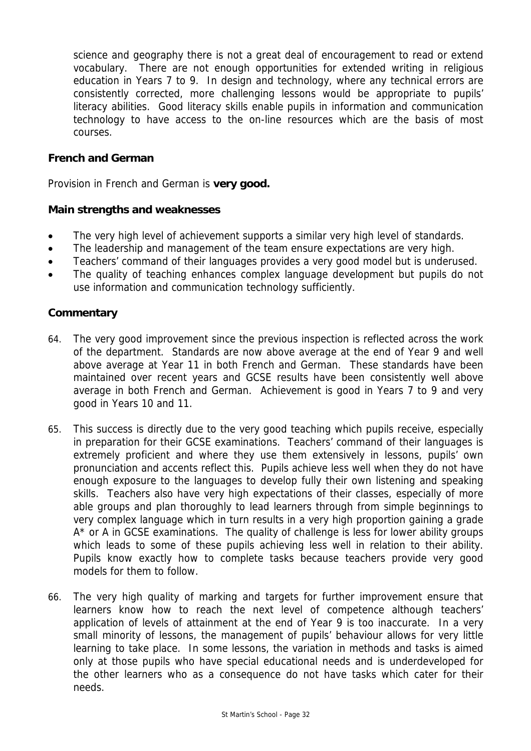science and geography there is not a great deal of encouragement to read or extend vocabulary. There are not enough opportunities for extended writing in religious education in Years 7 to 9. In design and technology, where any technical errors are consistently corrected, more challenging lessons would be appropriate to pupils' literacy abilities. Good literacy skills enable pupils in information and communication technology to have access to the on-line resources which are the basis of most courses.

### French and German

Provision in French and German is **very good.**

### Main strengths and weaknesses

- The very high level of achievement supports a similar very high level of standards.
- The leadership and management of the team ensure expectations are very high.
- Teachers' command of their languages provides a very good model but is underused.
- The quality of teaching enhances complex language development but pupils do not use information and communication technology sufficiently.

### Commentary

64. The very good improvement since the previous inspection is reflected across the work of the department. Standards are now above average at the end of Year 9 and well above average at Year 11 in both French and German. These standards have been maintained over recent years and GCSE results have been consistently well above average in both French and German. Achievement is good in Years 7 to 9 and very good in Years 10 and 11.

65. This success is directly due to the very good teaching which pupils receive, especially in preparation for their GCSE examinations. Teachers' command of their languages is extremely proficient and where they use them extensively in lessons, pupils' own pronunciation and accents reflect this. Pupils achieve less well when they do not have enough exposure to the languages to develop fully their own listening and speaking skills. Teachers also have very high expectations of their classes, especially of more able groups and plan thoroughly to lead learners through from simple beginnings to very complex language which in turn results in a very high proportion gaining a grade A* or A in GCSE examinations. The quality of challenge is less for lower ability groups which leads to some of these pupils achieving less well in relation to their ability. Pupils know exactly how to complete tasks because teachers provide very good models for them to follow.

66. The very high quality of marking and targets for further improvement ensure that learners know how to reach the next level of competence although teachers' application of levels of attainment at the end of Year 9 is too inaccurate. In a very small minority of lessons, the management of pupils' behaviour allows for very little learning to take place. In some lessons, the variation in methods and tasks is aimed only at those pupils who have special educational needs and is underdeveloped for the other learners who as a consequence do not have tasks which cater for their needs.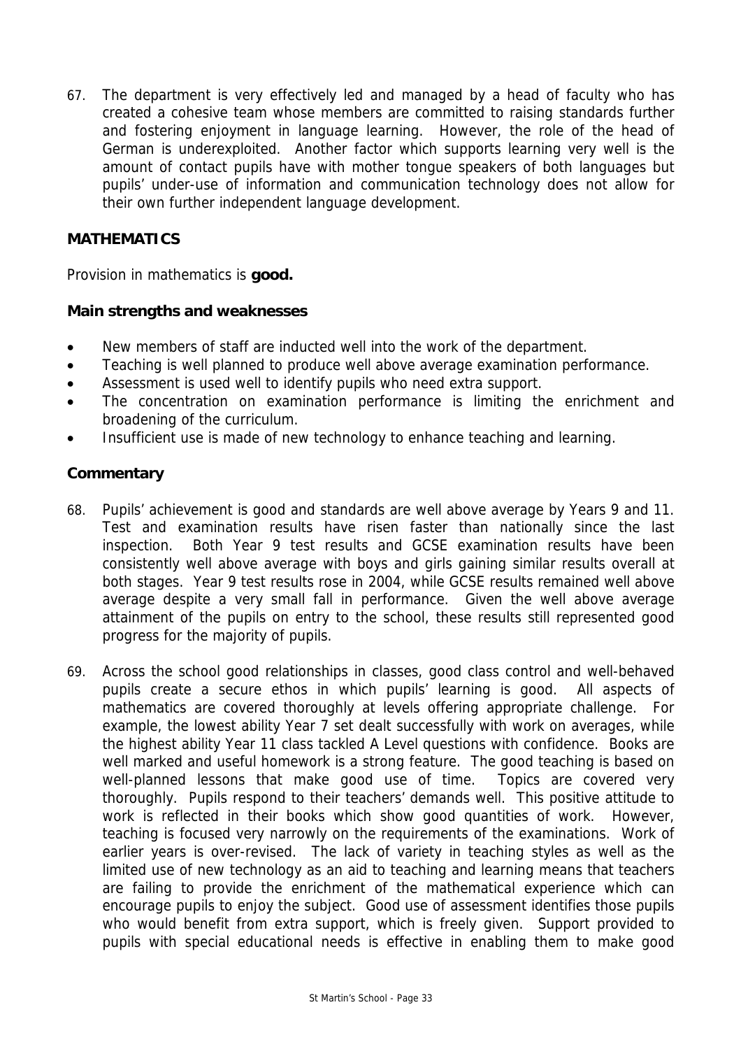67. The department is very effectively led and managed by a head of faculty who has created a cohesive team whose members are committed to raising standards further and fostering enjoyment in language learning. However, the role of the head of German is underexploited. Another factor which supports learning very well is the amount of contact pupils have with mother tongue speakers of both languages but pupils' under-use of information and communication technology does not allow for their own further independent language development.

## MATHEMATICS

Provision in mathematics is **good.**

### Main strengths and weaknesses

- New members of staff are inducted well into the work of the department.
- Teaching is well planned to produce well above average examination performance.
- Assessment is used well to identify pupils who need extra support.
- The concentration on examination performance is limiting the enrichment and broadening of the curriculum.
- Insufficient use is made of new technology to enhance teaching and learning.

### Commentary

68. Pupils' achievement is good and standards are well above average by Years 9 and 11. Test and examination results have risen faster than nationally since the last inspection. Both Year 9 test results and GCSE examination results have been consistently well above average with boys and girls gaining similar results overall at both stages. Year 9 test results rose in 2004, while GCSE results remained well above average despite a very small fall in performance. Given the well above average attainment of the pupils on entry to the school, these results still represented good progress for the majority of pupils.

69. Across the school good relationships in classes, good class control and well-behaved pupils create a secure ethos in which pupils' learning is good. All aspects of mathematics are covered thoroughly at levels offering appropriate challenge. For example, the lowest ability Year 7 set dealt successfully with work on averages, while the highest ability Year 11 class tackled A Level questions with confidence. Books are well marked and useful homework is a strong feature. The good teaching is based on well-planned lessons that make good use of time. Topics are covered very thoroughly. Pupils respond to their teachers' demands well. This positive attitude to work is reflected in their books which show good quantities of work. However, teaching is focused very narrowly on the requirements of the examinations. Work of earlier years is over-revised. The lack of variety in teaching styles as well as the limited use of new technology as an aid to teaching and learning means that teachers are failing to provide the enrichment of the mathematical experience which can encourage pupils to enjoy the subject. Good use of assessment identifies those pupils who would benefit from extra support, which is freely given. Support provided to pupils with special educational needs is effective in enabling them to make good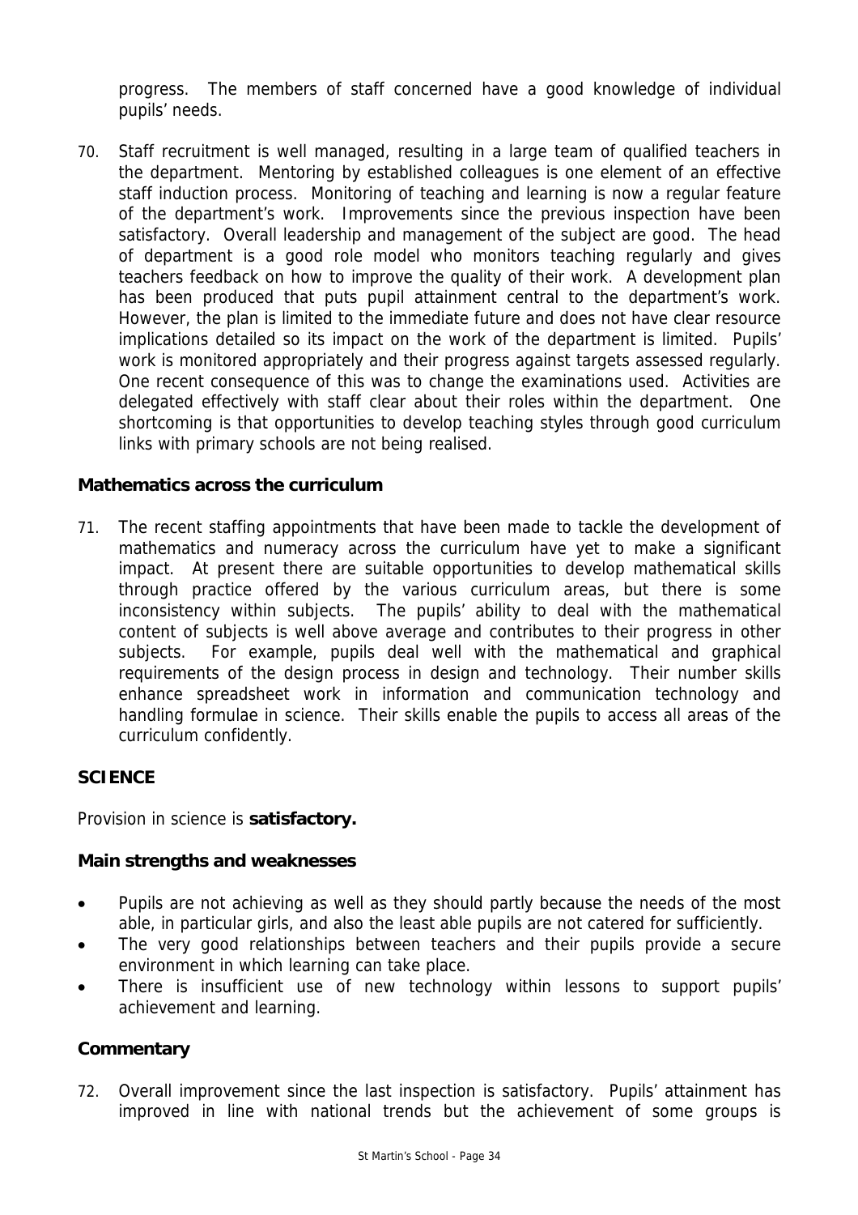progress. The members of staff concerned have a good knowledge of individual pupils' needs.

70. Staff recruitment is well managed, resulting in a large team of qualified teachers in the department. Mentoring by established colleagues is one element of an effective staff induction process. Monitoring of teaching and learning is now a regular feature of the department's work. Improvements since the previous inspection have been satisfactory. Overall leadership and management of the subject are good. The head of department is a good role model who monitors teaching regularly and gives teachers feedback on how to improve the quality of their work. A development plan has been produced that puts pupil attainment central to the department's work. However, the plan is limited to the immediate future and does not have clear resource implications detailed so its impact on the work of the department is limited. Pupils' work is monitored appropriately and their progress against targets assessed regularly. One recent consequence of this was to change the examinations used. Activities are delegated effectively with staff clear about their roles within the department. One shortcoming is that opportunities to develop teaching styles through good curriculum links with primary schools are not being realised.

### Mathematics across the curriculum

71. The recent staffing appointments that have been made to tackle the development of mathematics and numeracy across the curriculum have yet to make a significant impact. At present there are suitable opportunities to develop mathematical skills through practice offered by the various curriculum areas, but there is some inconsistency within subjects. The pupils' ability to deal with the mathematical content of subjects is well above average and contributes to their progress in other subjects. For example, pupils deal well with the mathematical and graphical requirements of the design process in design and technology. Their number skills enhance spreadsheet work in information and communication technology and handling formulae in science. Their skills enable the pupils to access all areas of the curriculum confidently.

## SCIENCE

Provision in science is **satisfactory.**

### Main strengths and weaknesses

- Pupils are not achieving as well as they should partly because the needs of the most able, in particular girls, and also the least able pupils are not catered for sufficiently.
- The very good relationships between teachers and their pupils provide a secure environment in which learning can take place.
- There is insufficient use of new technology within lessons to support pupils' achievement and learning.

### Commentary

72. Overall improvement since the last inspection is satisfactory. Pupils' attainment has improved in line with national trends but the achievement of some groups is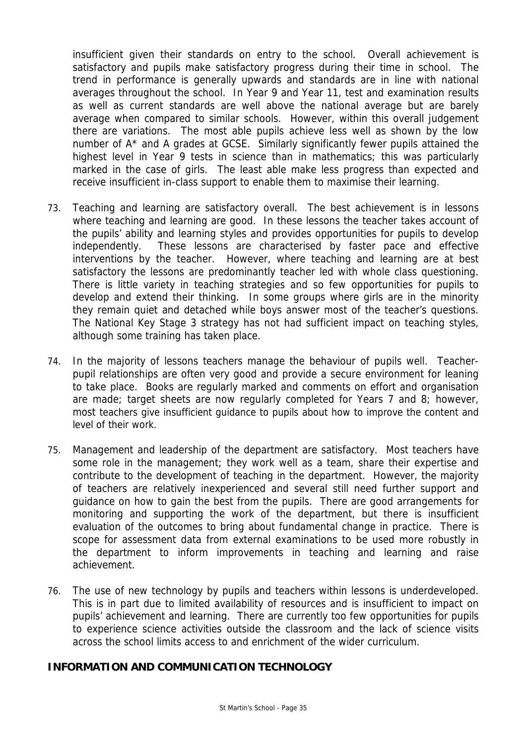insufficient given their standards on entry to the school. Overall achievement is satisfactory and pupils make satisfactory progress during their time in school. The trend in performance is generally upwards and standards are in line with national averages throughout the school. In Year 9 and Year 11, test and examination results as well as current standards are well above the national average but are barely average when compared to similar schools. However, within this overall judgement there are variations. The most able pupils achieve less well as shown by the low number of A* and A grades at GCSE. Similarly significantly fewer pupils attained the highest level in Year 9 tests in science than in mathematics; this was particularly marked in the case of girls. The least able make less progress than expected and receive insufficient in-class support to enable them to maximise their learning.

73. Teaching and learning are satisfactory overall. The best achievement is in lessons where teaching and learning are good. In these lessons the teacher takes account of the pupils' ability and learning styles and provides opportunities for pupils to develop independently. These lessons are characterised by faster pace and effective interventions by the teacher. However, where teaching and learning are at best satisfactory the lessons are predominantly teacher led with whole class questioning. There is little variety in teaching strategies and so few opportunities for pupils to develop and extend their thinking. In some groups where girls are in the minority they remain quiet and detached while boys answer most of the teacher's questions. The National Key Stage 3 strategy has not had sufficient impact on teaching styles, although some training has taken place.

74. In the majority of lessons teachers manage the behaviour of pupils well. Teacher-pupil relationships are often very good and provide a secure environment for leaning to take place. Books are regularly marked and comments on effort and organisation are made; target sheets are now regularly completed for Years 7 and 8; however, most teachers give insufficient guidance to pupils about how to improve the content and level of their work.

75. Management and leadership of the department are satisfactory. Most teachers have some role in the management; they work well as a team, share their expertise and contribute to the development of teaching in the department. However, the majority of teachers are relatively inexperienced and several still need further support and guidance on how to gain the best from the pupils. There are good arrangements for monitoring and supporting the work of the department, but there is insufficient evaluation of the outcomes to bring about fundamental change in practice. There is scope for assessment data from external examinations to be used more robustly in the department to inform improvements in teaching and learning and raise achievement.

76. The use of new technology by pupils and teachers within lessons is underdeveloped. This is in part due to limited availability of resources and is insufficient to impact on pupils' achievement and learning. There are currently too few opportunities for pupils to experience science activities outside the classroom and the lack of science visits across the school limits access to and enrichment of the wider curriculum.

## INFORMATION AND COMMUNICATION TECHNOLOGY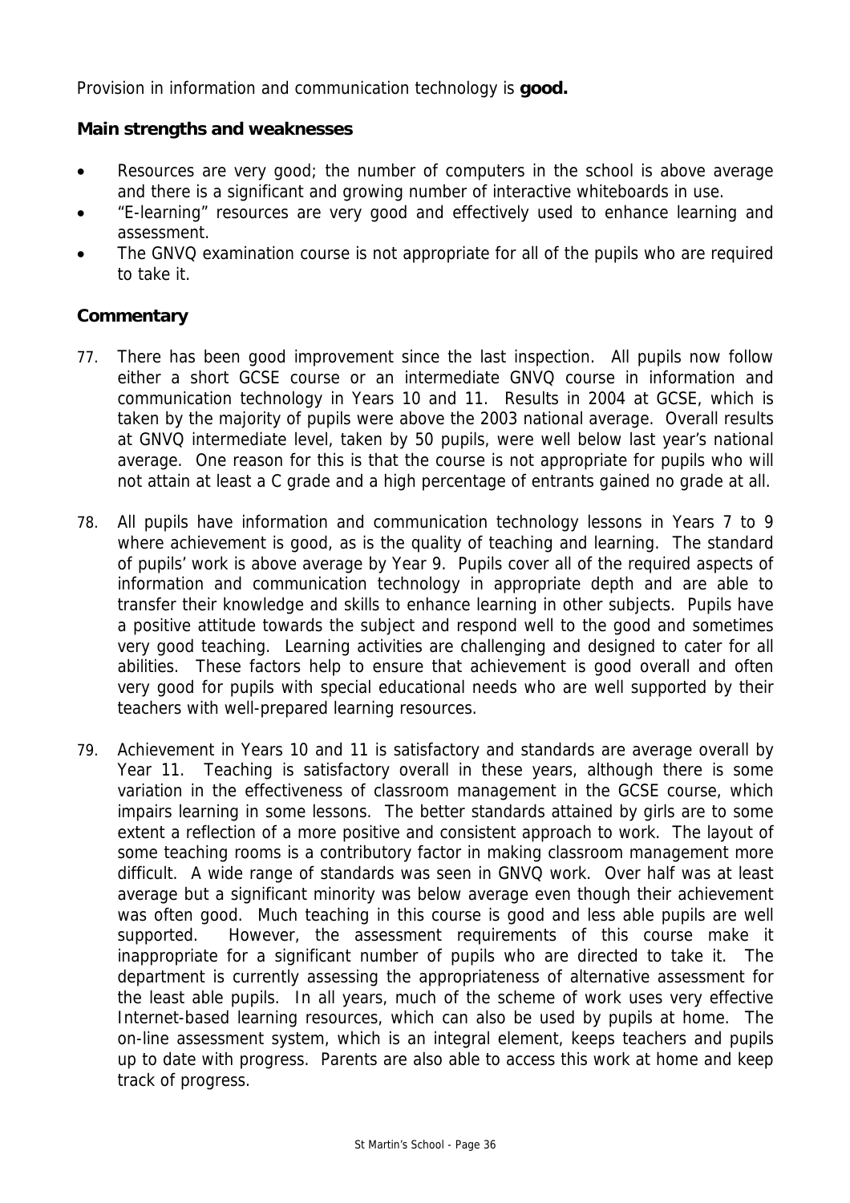Provision in information and communication technology is **good.**

**Main strengths and weaknesses**

- Resources are very good; the number of computers in the school is above average and there is a significant and growing number of interactive whiteboards in use.
- "E-learning" resources are very good and effectively used to enhance learning and assessment.
- The GNVQ examination course is not appropriate for all of the pupils who are required to take it.

**Commentary**

77. There has been good improvement since the last inspection. All pupils now follow either a short GCSE course or an intermediate GNVQ course in information and communication technology in Years 10 and 11. Results in 2004 at GCSE, which is taken by the majority of pupils were above the 2003 national average. Overall results at GNVQ intermediate level, taken by 50 pupils, were well below last year's national average. One reason for this is that the course is not appropriate for pupils who will not attain at least a C grade and a high percentage of entrants gained no grade at all.

78. All pupils have information and communication technology lessons in Years 7 to 9 where achievement is good, as is the quality of teaching and learning. The standard of pupils' work is above average by Year 9. Pupils cover all of the required aspects of information and communication technology in appropriate depth and are able to transfer their knowledge and skills to enhance learning in other subjects. Pupils have a positive attitude towards the subject and respond well to the good and sometimes very good teaching. Learning activities are challenging and designed to cater for all abilities. These factors help to ensure that achievement is good overall and often very good for pupils with special educational needs who are well supported by their teachers with well-prepared learning resources.

79. Achievement in Years 10 and 11 is satisfactory and standards are average overall by Year 11. Teaching is satisfactory overall in these years, although there is some variation in the effectiveness of classroom management in the GCSE course, which impairs learning in some lessons. The better standards attained by girls are to some extent a reflection of a more positive and consistent approach to work. The layout of some teaching rooms is a contributory factor in making classroom management more difficult. A wide range of standards was seen in GNVQ work. Over half was at least average but a significant minority was below average even though their achievement was often good. Much teaching in this course is good and less able pupils are well supported. However, the assessment requirements of this course make it inappropriate for a significant number of pupils who are directed to take it. The department is currently assessing the appropriateness of alternative assessment for the least able pupils. In all years, much of the scheme of work uses very effective Internet-based learning resources, which can also be used by pupils at home. The on-line assessment system, which is an integral element, keeps teachers and pupils up to date with progress. Parents are also able to access this work at home and keep track of progress.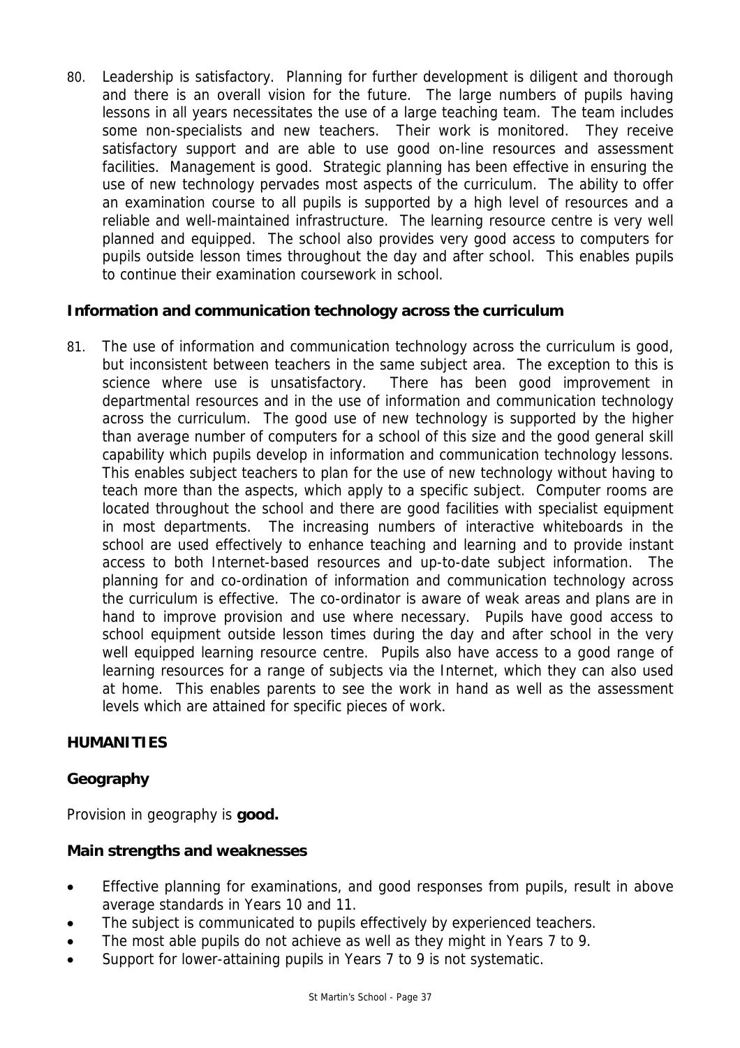80. Leadership is satisfactory. Planning for further development is diligent and thorough and there is an overall vision for the future. The large numbers of pupils having lessons in all years necessitates the use of a large teaching team. The team includes some non-specialists and new teachers. Their work is monitored. They receive satisfactory support and are able to use good on-line resources and assessment facilities. Management is good. Strategic planning has been effective in ensuring the use of new technology pervades most aspects of the curriculum. The ability to offer an examination course to all pupils is supported by a high level of resources and a reliable and well-maintained infrastructure. The learning resource centre is very well planned and equipped. The school also provides very good access to computers for pupils outside lesson times throughout the day and after school. This enables pupils to continue their examination coursework in school.

### Information and communication technology across the curriculum

81. The use of information and communication technology across the curriculum is good, but inconsistent between teachers in the same subject area. The exception to this is science where use is unsatisfactory. There has been good improvement in departmental resources and in the use of information and communication technology across the curriculum. The good use of new technology is supported by the higher than average number of computers for a school of this size and the good general skill capability which pupils develop in information and communication technology lessons. This enables subject teachers to plan for the use of new technology without having to teach more than the aspects, which apply to a specific subject. Computer rooms are located throughout the school and there are good facilities with specialist equipment in most departments. The increasing numbers of interactive whiteboards in the school are used effectively to enhance teaching and learning and to provide instant access to both Internet-based resources and up-to-date subject information. The planning for and co-ordination of information and communication technology across the curriculum is effective. The co-ordinator is aware of weak areas and plans are in hand to improve provision and use where necessary. Pupils have good access to school equipment outside lesson times during the day and after school in the very well equipped learning resource centre. Pupils also have access to a good range of learning resources for a range of subjects via the Internet, which they can also used at home. This enables parents to see the work in hand as well as the assessment levels which are attained for specific pieces of work.

## HUMANITIES

### Geography

Provision in geography is **good.**

### Main strengths and weaknesses

- Effective planning for examinations, and good responses from pupils, result in above average standards in Years 10 and 11.
- The subject is communicated to pupils effectively by experienced teachers.
- The most able pupils do not achieve as well as they might in Years 7 to 9.
- Support for lower-attaining pupils in Years 7 to 9 is not systematic.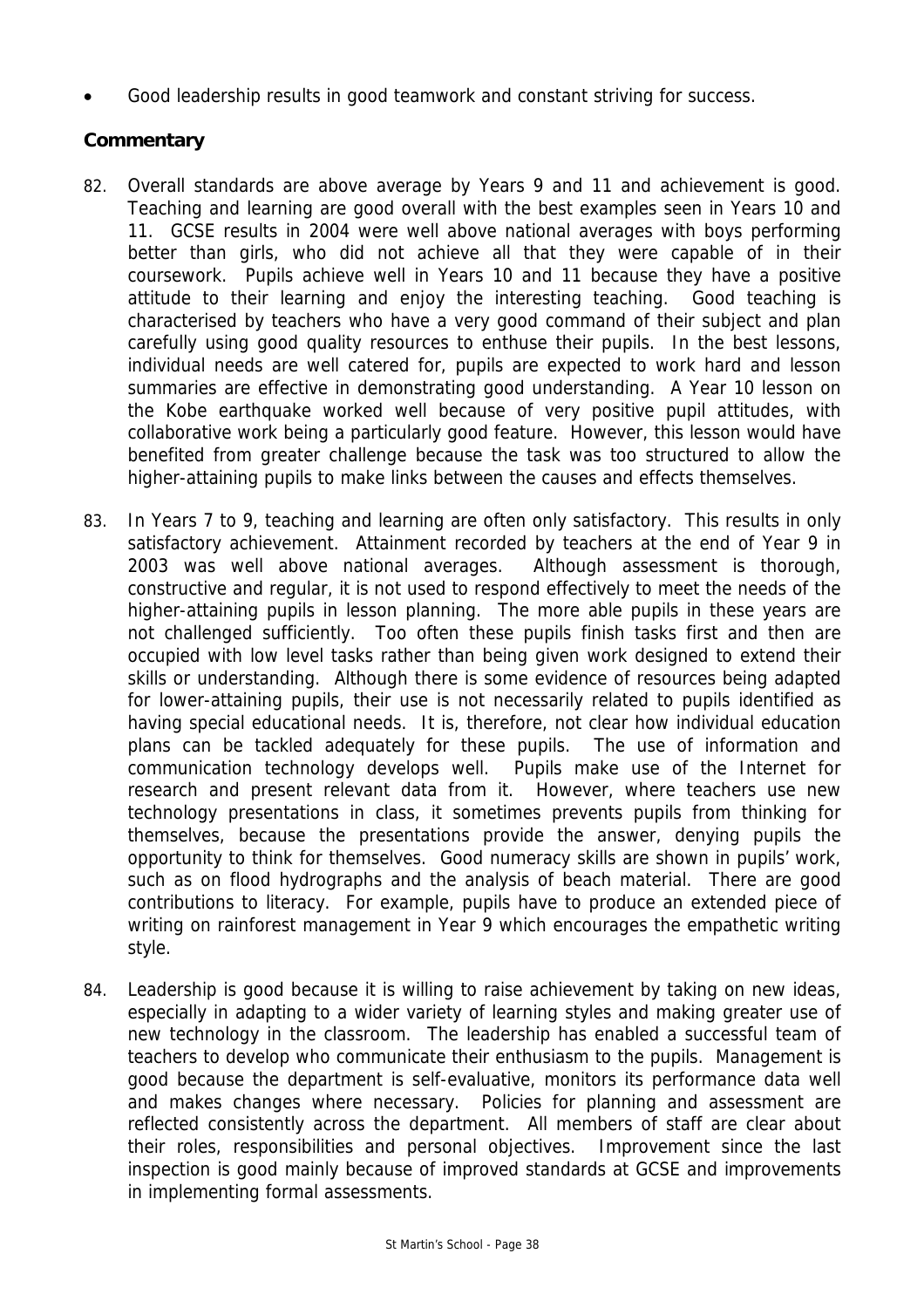- Good leadership results in good teamwork and constant striving for success.

### Commentary

82. Overall standards are above average by Years 9 and 11 and achievement is good. Teaching and learning are good overall with the best examples seen in Years 10 and 11. GCSE results in 2004 were well above national averages with boys performing better than girls, who did not achieve all that they were capable of in their coursework. Pupils achieve well in Years 10 and 11 because they have a positive attitude to their learning and enjoy the interesting teaching. Good teaching is characterised by teachers who have a very good command of their subject and plan carefully using good quality resources to enthuse their pupils. In the best lessons, individual needs are well catered for, pupils are expected to work hard and lesson summaries are effective in demonstrating good understanding. A Year 10 lesson on the Kobe earthquake worked well because of very positive pupil attitudes, with collaborative work being a particularly good feature. However, this lesson would have benefited from greater challenge because the task was too structured to allow the higher-attaining pupils to make links between the causes and effects themselves.

83. In Years 7 to 9, teaching and learning are often only satisfactory. This results in only satisfactory achievement. Attainment recorded by teachers at the end of Year 9 in 2003 was well above national averages. Although assessment is thorough, constructive and regular, it is not used to respond effectively to meet the needs of the higher-attaining pupils in lesson planning. The more able pupils in these years are not challenged sufficiently. Too often these pupils finish tasks first and then are occupied with low level tasks rather than being given work designed to extend their skills or understanding. Although there is some evidence of resources being adapted for lower-attaining pupils, their use is not necessarily related to pupils identified as having special educational needs. It is, therefore, not clear how individual education plans can be tackled adequately for these pupils. The use of information and communication technology develops well. Pupils make use of the Internet for research and present relevant data from it. However, where teachers use new technology presentations in class, it sometimes prevents pupils from thinking for themselves, because the presentations provide the answer, denying pupils the opportunity to think for themselves. Good numeracy skills are shown in pupils' work, such as on flood hydrographs and the analysis of beach material. There are good contributions to literacy. For example, pupils have to produce an extended piece of writing on rainforest management in Year 9 which encourages the empathetic writing style.

84. Leadership is good because it is willing to raise achievement by taking on new ideas, especially in adapting to a wider variety of learning styles and making greater use of new technology in the classroom. The leadership has enabled a successful team of teachers to develop who communicate their enthusiasm to the pupils. Management is good because the department is self-evaluative, monitors its performance data well and makes changes where necessary. Policies for planning and assessment are reflected consistently across the department. All members of staff are clear about their roles, responsibilities and personal objectives. Improvement since the last inspection is good mainly because of improved standards at GCSE and improvements in implementing formal assessments.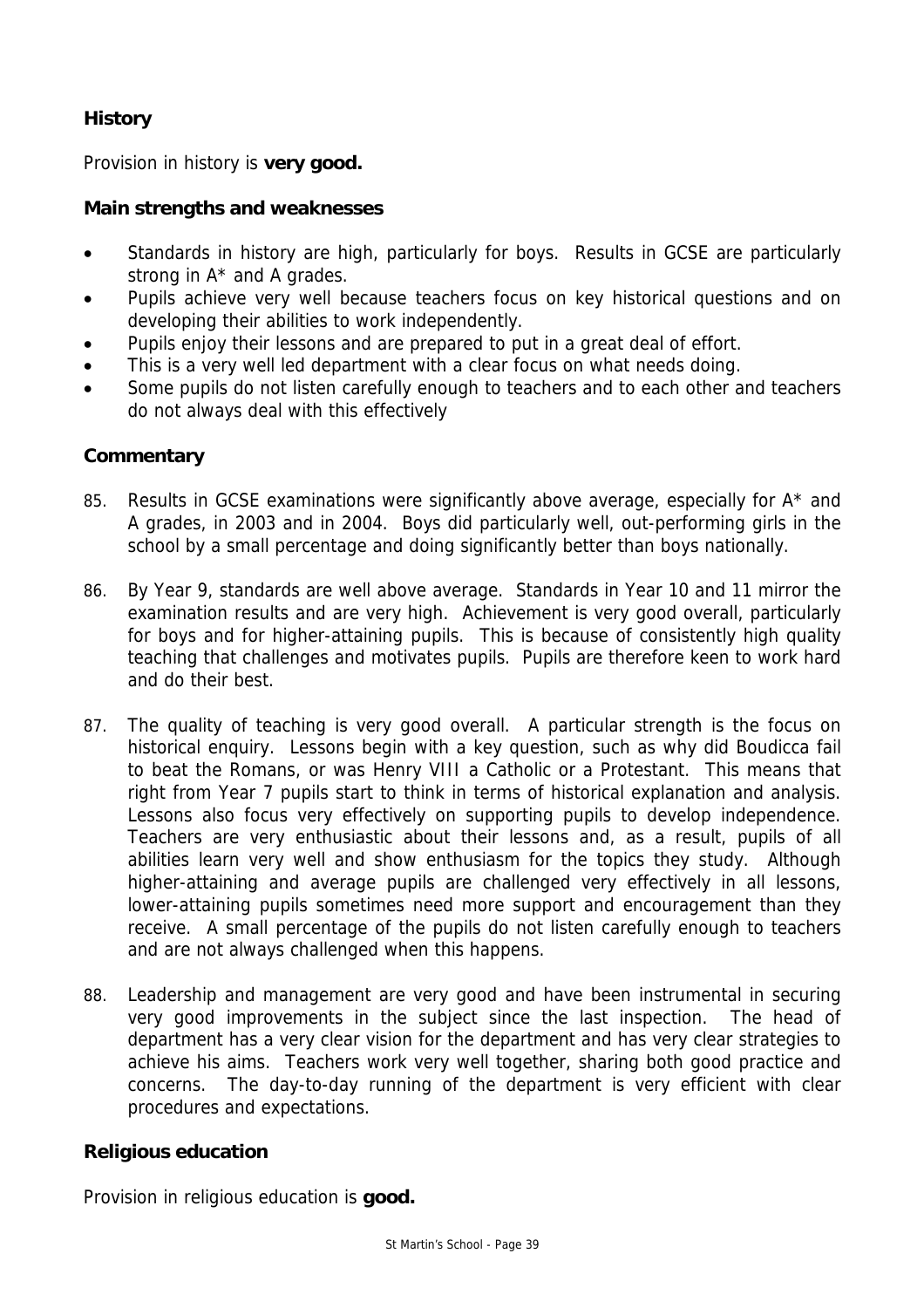### History

Provision in history is **very good.**

#### Main strengths and weaknesses

- Standards in history are high, particularly for boys. Results in GCSE are particularly strong in A* and A grades.
- Pupils achieve very well because teachers focus on key historical questions and on developing their abilities to work independently.
- Pupils enjoy their lessons and are prepared to put in a great deal of effort.
- This is a very well led department with a clear focus on what needs doing.
- Some pupils do not listen carefully enough to teachers and to each other and teachers do not always deal with this effectively

#### Commentary

85. Results in GCSE examinations were significantly above average, especially for A* and A grades, in 2003 and in 2004. Boys did particularly well, out-performing girls in the school by a small percentage and doing significantly better than boys nationally.

86. By Year 9, standards are well above average. Standards in Year 10 and 11 mirror the examination results and are very high. Achievement is very good overall, particularly for boys and for higher-attaining pupils. This is because of consistently high quality teaching that challenges and motivates pupils. Pupils are therefore keen to work hard and do their best.

87. The quality of teaching is very good overall. A particular strength is the focus on historical enquiry. Lessons begin with a key question, such as why did Boudicca fail to beat the Romans, or was Henry VIII a Catholic or a Protestant. This means that right from Year 7 pupils start to think in terms of historical explanation and analysis. Lessons also focus very effectively on supporting pupils to develop independence. Teachers are very enthusiastic about their lessons and, as a result, pupils of all abilities learn very well and show enthusiasm for the topics they study. Although higher-attaining and average pupils are challenged very effectively in all lessons, lower-attaining pupils sometimes need more support and encouragement than they receive. A small percentage of the pupils do not listen carefully enough to teachers and are not always challenged when this happens.

88. Leadership and management are very good and have been instrumental in securing very good improvements in the subject since the last inspection. The head of department has a very clear vision for the department and has very clear strategies to achieve his aims. Teachers work very well together, sharing both good practice and concerns. The day-to-day running of the department is very efficient with clear procedures and expectations.

### Religious education

Provision in religious education is **good.**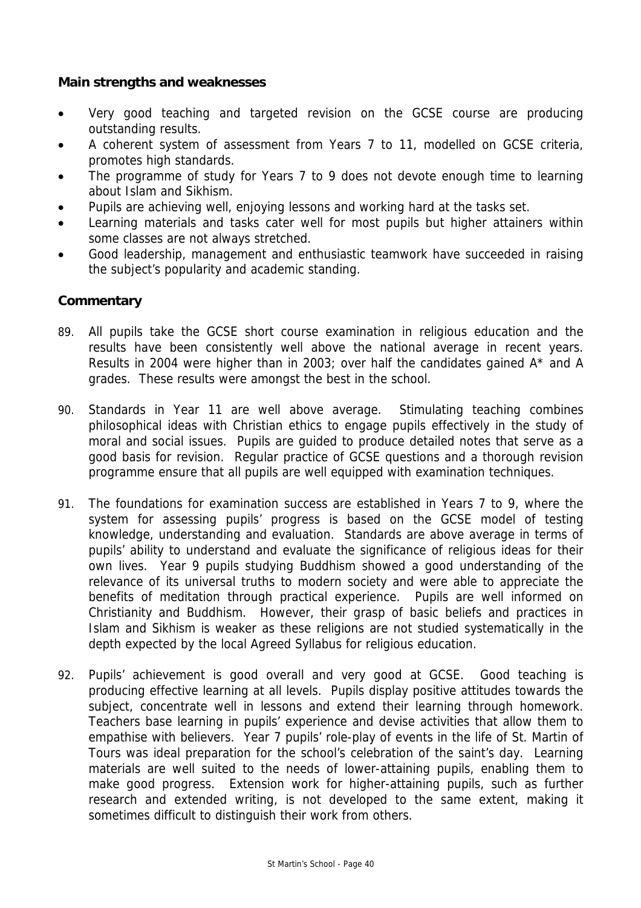**Main strengths and weaknesses**

- Very good teaching and targeted revision on the GCSE course are producing outstanding results.
- A coherent system of assessment from Years 7 to 11, modelled on GCSE criteria, promotes high standards.
- The programme of study for Years 7 to 9 does not devote enough time to learning about Islam and Sikhism.
- Pupils are achieving well, enjoying lessons and working hard at the tasks set.
- Learning materials and tasks cater well for most pupils but higher attainers within some classes are not always stretched.
- Good leadership, management and enthusiastic teamwork have succeeded in raising the subject's popularity and academic standing.

**Commentary**

89. All pupils take the GCSE short course examination in religious education and the results have been consistently well above the national average in recent years. Results in 2004 were higher than in 2003; over half the candidates gained A* and A grades. These results were amongst the best in the school.

90. Standards in Year 11 are well above average. Stimulating teaching combines philosophical ideas with Christian ethics to engage pupils effectively in the study of moral and social issues. Pupils are guided to produce detailed notes that serve as a good basis for revision. Regular practice of GCSE questions and a thorough revision programme ensure that all pupils are well equipped with examination techniques.

91. The foundations for examination success are established in Years 7 to 9, where the system for assessing pupils' progress is based on the GCSE model of testing knowledge, understanding and evaluation. Standards are above average in terms of pupils' ability to understand and evaluate the significance of religious ideas for their own lives. Year 9 pupils studying Buddhism showed a good understanding of the relevance of its universal truths to modern society and were able to appreciate the benefits of meditation through practical experience. Pupils are well informed on Christianity and Buddhism. However, their grasp of basic beliefs and practices in Islam and Sikhism is weaker as these religions are not studied systematically in the depth expected by the local Agreed Syllabus for religious education.

92. Pupils' achievement is good overall and very good at GCSE. Good teaching is producing effective learning at all levels. Pupils display positive attitudes towards the subject, concentrate well in lessons and extend their learning through homework. Teachers base learning in pupils' experience and devise activities that allow them to empathise with believers. Year 7 pupils' role-play of events in the life of St. Martin of Tours was ideal preparation for the school's celebration of the saint's day. Learning materials are well suited to the needs of lower-attaining pupils, enabling them to make good progress. Extension work for higher-attaining pupils, such as further research and extended writing, is not developed to the same extent, making it sometimes difficult to distinguish their work from others.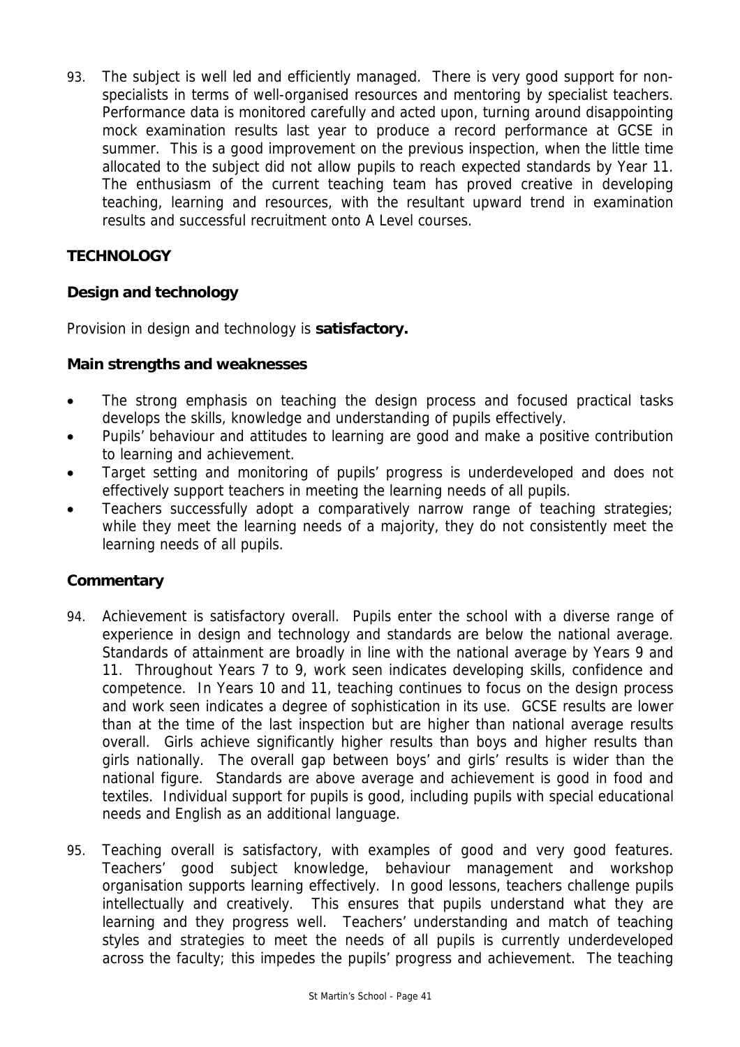93. The subject is well led and efficiently managed. There is very good support for non-specialists in terms of well-organised resources and mentoring by specialist teachers. Performance data is monitored carefully and acted upon, turning around disappointing mock examination results last year to produce a record performance at GCSE in summer. This is a good improvement on the previous inspection, when the little time allocated to the subject did not allow pupils to reach expected standards by Year 11. The enthusiasm of the current teaching team has proved creative in developing teaching, learning and resources, with the resultant upward trend in examination results and successful recruitment onto A Level courses.

## TECHNOLOGY

### Design and technology

Provision in design and technology is **satisfactory.**

### Main strengths and weaknesses

- The strong emphasis on teaching the design process and focused practical tasks develops the skills, knowledge and understanding of pupils effectively.
- Pupils' behaviour and attitudes to learning are good and make a positive contribution to learning and achievement.
- Target setting and monitoring of pupils' progress is underdeveloped and does not effectively support teachers in meeting the learning needs of all pupils.
- Teachers successfully adopt a comparatively narrow range of teaching strategies; while they meet the learning needs of a majority, they do not consistently meet the learning needs of all pupils.

### Commentary

94. Achievement is satisfactory overall. Pupils enter the school with a diverse range of experience in design and technology and standards are below the national average. Standards of attainment are broadly in line with the national average by Years 9 and 11. Throughout Years 7 to 9, work seen indicates developing skills, confidence and competence. In Years 10 and 11, teaching continues to focus on the design process and work seen indicates a degree of sophistication in its use. GCSE results are lower than at the time of the last inspection but are higher than national average results overall. Girls achieve significantly higher results than boys and higher results than girls nationally. The overall gap between boys' and girls' results is wider than the national figure. Standards are above average and achievement is good in food and textiles. Individual support for pupils is good, including pupils with special educational needs and English as an additional language.

95. Teaching overall is satisfactory, with examples of good and very good features. Teachers' good subject knowledge, behaviour management and workshop organisation supports learning effectively. In good lessons, teachers challenge pupils intellectually and creatively. This ensures that pupils understand what they are learning and they progress well. Teachers' understanding and match of teaching styles and strategies to meet the needs of all pupils is currently underdeveloped across the faculty; this impedes the pupils' progress and achievement. The teaching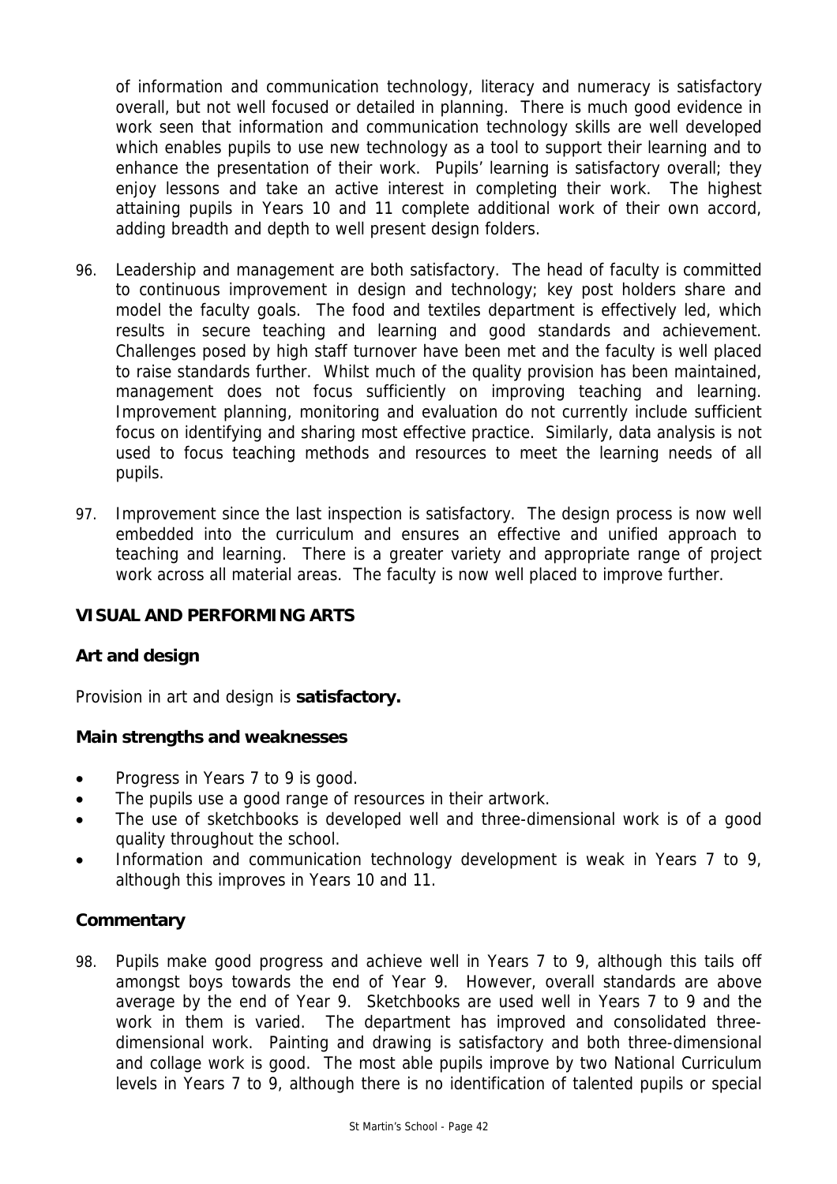of information and communication technology, literacy and numeracy is satisfactory overall, but not well focused or detailed in planning. There is much good evidence in work seen that information and communication technology skills are well developed which enables pupils to use new technology as a tool to support their learning and to enhance the presentation of their work. Pupils' learning is satisfactory overall; they enjoy lessons and take an active interest in completing their work. The highest attaining pupils in Years 10 and 11 complete additional work of their own accord, adding breadth and depth to well present design folders.

96. Leadership and management are both satisfactory. The head of faculty is committed to continuous improvement in design and technology; key post holders share and model the faculty goals. The food and textiles department is effectively led, which results in secure teaching and learning and good standards and achievement. Challenges posed by high staff turnover have been met and the faculty is well placed to raise standards further. Whilst much of the quality provision has been maintained, management does not focus sufficiently on improving teaching and learning. Improvement planning, monitoring and evaluation do not currently include sufficient focus on identifying and sharing most effective practice. Similarly, data analysis is not used to focus teaching methods and resources to meet the learning needs of all pupils.

97. Improvement since the last inspection is satisfactory. The design process is now well embedded into the curriculum and ensures an effective and unified approach to teaching and learning. There is a greater variety and appropriate range of project work across all material areas. The faculty is now well placed to improve further.

## VISUAL AND PERFORMING ARTS

### Art and design

Provision in art and design is **satisfactory.**

#### Main strengths and weaknesses

- Progress in Years 7 to 9 is good.
- The pupils use a good range of resources in their artwork.
- The use of sketchbooks is developed well and three-dimensional work is of a good quality throughout the school.
- Information and communication technology development is weak in Years 7 to 9, although this improves in Years 10 and 11.

#### Commentary

98. Pupils make good progress and achieve well in Years 7 to 9, although this tails off amongst boys towards the end of Year 9. However, overall standards are above average by the end of Year 9. Sketchbooks are used well in Years 7 to 9 and the work in them is varied. The department has improved and consolidated three-dimensional work. Painting and drawing is satisfactory and both three-dimensional and collage work is good. The most able pupils improve by two National Curriculum levels in Years 7 to 9, although there is no identification of talented pupils or special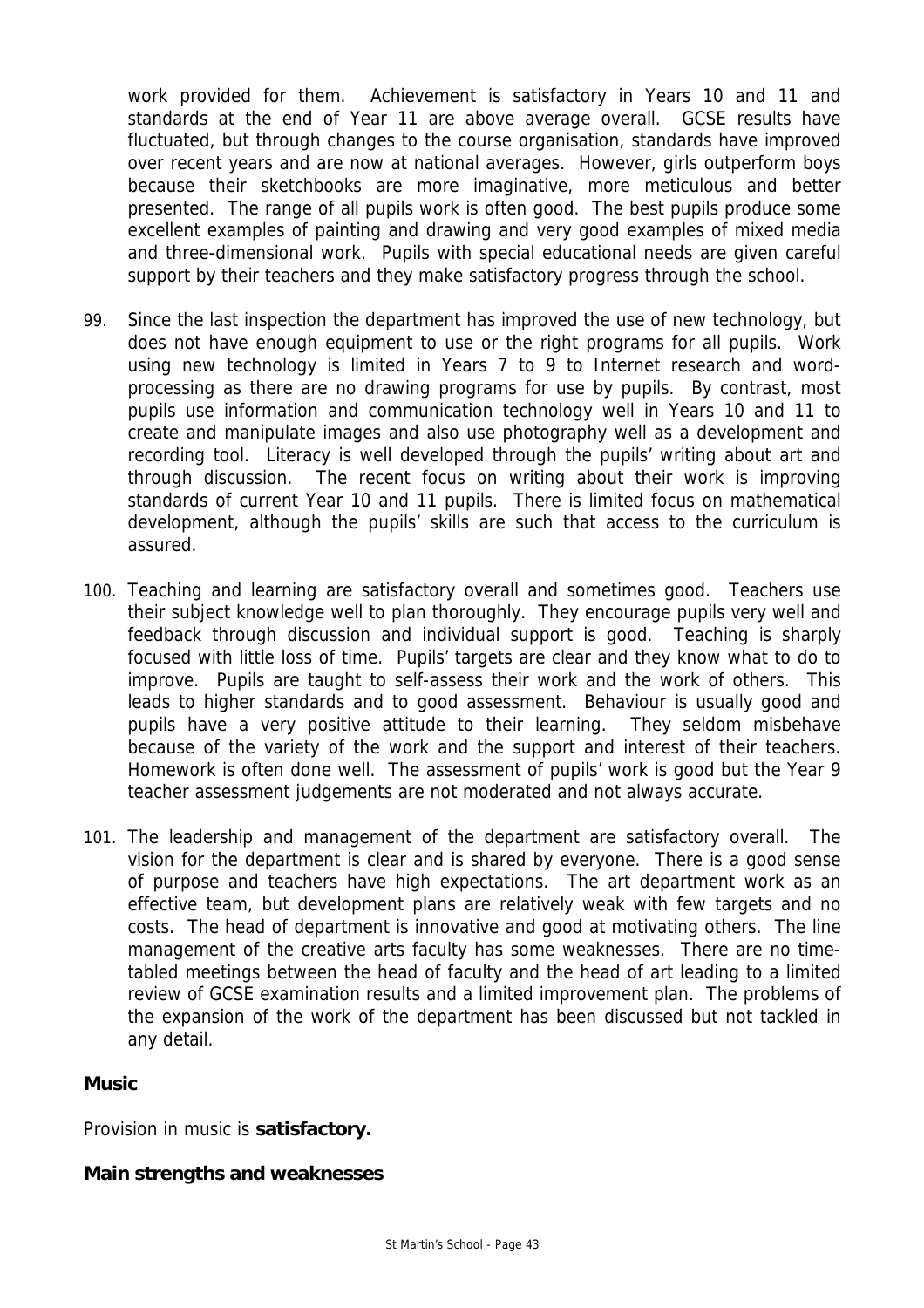work provided for them. Achievement is satisfactory in Years 10 and 11 and standards at the end of Year 11 are above average overall. GCSE results have fluctuated, but through changes to the course organisation, standards have improved over recent years and are now at national averages. However, girls outperform boys because their sketchbooks are more imaginative, more meticulous and better presented. The range of all pupils work is often good. The best pupils produce some excellent examples of painting and drawing and very good examples of mixed media and three-dimensional work. Pupils with special educational needs are given careful support by their teachers and they make satisfactory progress through the school.

99. Since the last inspection the department has improved the use of new technology, but does not have enough equipment to use or the right programs for all pupils. Work using new technology is limited in Years 7 to 9 to Internet research and word-processing as there are no drawing programs for use by pupils. By contrast, most pupils use information and communication technology well in Years 10 and 11 to create and manipulate images and also use photography well as a development and recording tool. Literacy is well developed through the pupils' writing about art and through discussion. The recent focus on writing about their work is improving standards of current Year 10 and 11 pupils. There is limited focus on mathematical development, although the pupils' skills are such that access to the curriculum is assured.

100. Teaching and learning are satisfactory overall and sometimes good. Teachers use their subject knowledge well to plan thoroughly. They encourage pupils very well and feedback through discussion and individual support is good. Teaching is sharply focused with little loss of time. Pupils' targets are clear and they know what to do to improve. Pupils are taught to self-assess their work and the work of others. This leads to higher standards and to good assessment. Behaviour is usually good and pupils have a very positive attitude to their learning. They seldom misbehave because of the variety of the work and the support and interest of their teachers. Homework is often done well. The assessment of pupils' work is good but the Year 9 teacher assessment judgements are not moderated and not always accurate.

101. The leadership and management of the department are satisfactory overall. The vision for the department is clear and is shared by everyone. There is a good sense of purpose and teachers have high expectations. The art department work as an effective team, but development plans are relatively weak with few targets and no costs. The head of department is innovative and good at motivating others. The line management of the creative arts faculty has some weaknesses. There are no time-tabled meetings between the head of faculty and the head of art leading to a limited review of GCSE examination results and a limited improvement plan. The problems of the expansion of the work of the department has been discussed but not tackled in any detail.

### Music

Provision in music is **satisfactory.**

**Main strengths and weaknesses**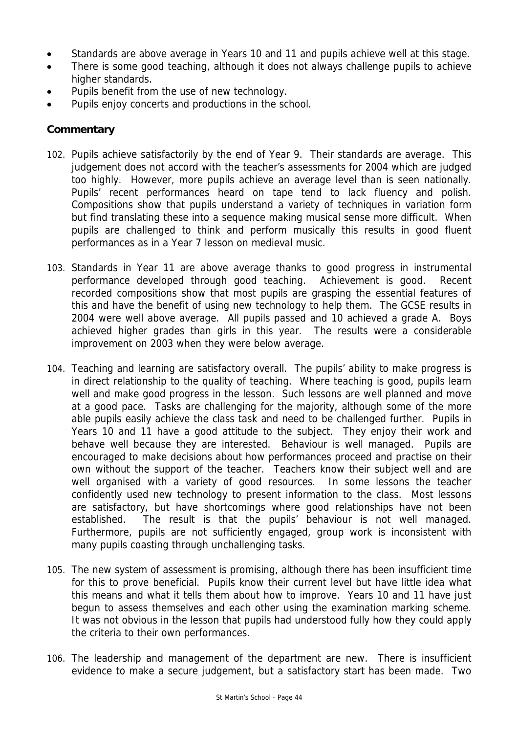- Standards are above average in Years 10 and 11 and pupils achieve well at this stage.
- There is some good teaching, although it does not always challenge pupils to achieve higher standards.
- Pupils benefit from the use of new technology.
- Pupils enjoy concerts and productions in the school.

### Commentary

102. Pupils achieve satisfactorily by the end of Year 9. Their standards are average. This judgement does not accord with the teacher's assessments for 2004 which are judged too highly. However, more pupils achieve an average level than is seen nationally. Pupils' recent performances heard on tape tend to lack fluency and polish. Compositions show that pupils understand a variety of techniques in variation form but find translating these into a sequence making musical sense more difficult. When pupils are challenged to think and perform musically this results in good fluent performances as in a Year 7 lesson on medieval music.

103. Standards in Year 11 are above average thanks to good progress in instrumental performance developed through good teaching. Achievement is good. Recent recorded compositions show that most pupils are grasping the essential features of this and have the benefit of using new technology to help them. The GCSE results in 2004 were well above average. All pupils passed and 10 achieved a grade A. Boys achieved higher grades than girls in this year. The results were a considerable improvement on 2003 when they were below average.

104. Teaching and learning are satisfactory overall. The pupils' ability to make progress is in direct relationship to the quality of teaching. Where teaching is good, pupils learn well and make good progress in the lesson. Such lessons are well planned and move at a good pace. Tasks are challenging for the majority, although some of the more able pupils easily achieve the class task and need to be challenged further. Pupils in Years 10 and 11 have a good attitude to the subject. They enjoy their work and behave well because they are interested. Behaviour is well managed. Pupils are encouraged to make decisions about how performances proceed and practise on their own without the support of the teacher. Teachers know their subject well and are well organised with a variety of good resources. In some lessons the teacher confidently used new technology to present information to the class. Most lessons are satisfactory, but have shortcomings where good relationships have not been established. The result is that the pupils' behaviour is not well managed. Furthermore, pupils are not sufficiently engaged, group work is inconsistent with many pupils coasting through unchallenging tasks.

105. The new system of assessment is promising, although there has been insufficient time for this to prove beneficial. Pupils know their current level but have little idea what this means and what it tells them about how to improve. Years 10 and 11 have just begun to assess themselves and each other using the examination marking scheme. It was not obvious in the lesson that pupils had understood fully how they could apply the criteria to their own performances.

106. The leadership and management of the department are new. There is insufficient evidence to make a secure judgement, but a satisfactory start has been made. Two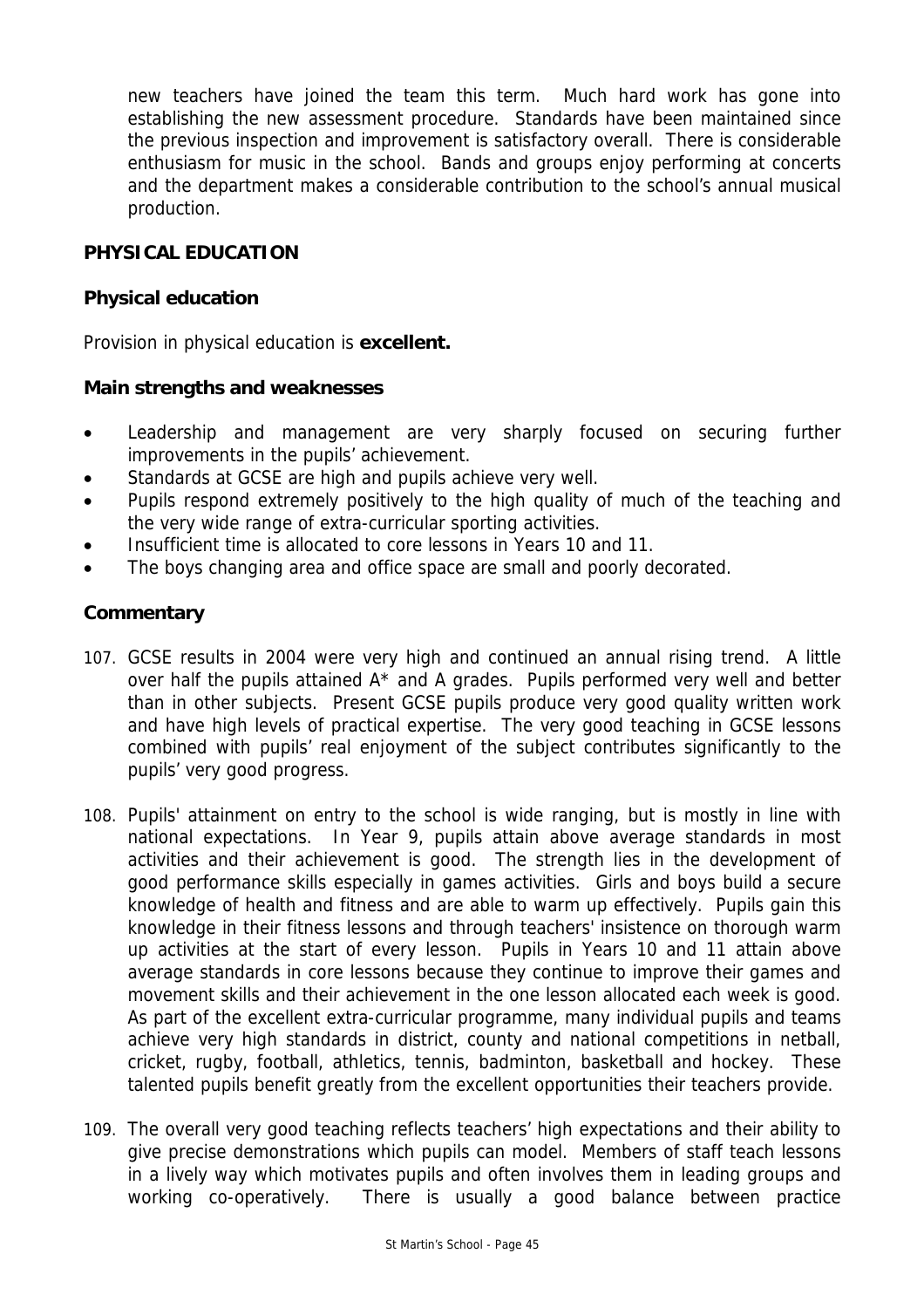new teachers have joined the team this term. Much hard work has gone into establishing the new assessment procedure. Standards have been maintained since the previous inspection and improvement is satisfactory overall. There is considerable enthusiasm for music in the school. Bands and groups enjoy performing at concerts and the department makes a considerable contribution to the school's annual musical production.

## PHYSICAL EDUCATION

### Physical education

Provision in physical education is **excellent.**

### Main strengths and weaknesses

- Leadership and management are very sharply focused on securing further improvements in the pupils' achievement.
- Standards at GCSE are high and pupils achieve very well.
- Pupils respond extremely positively to the high quality of much of the teaching and the very wide range of extra-curricular sporting activities.
- Insufficient time is allocated to core lessons in Years 10 and 11.
- The boys changing area and office space are small and poorly decorated.

### Commentary

107. GCSE results in 2004 were very high and continued an annual rising trend. A little over half the pupils attained A* and A grades. Pupils performed very well and better than in other subjects. Present GCSE pupils produce very good quality written work and have high levels of practical expertise. The very good teaching in GCSE lessons combined with pupils' real enjoyment of the subject contributes significantly to the pupils' very good progress.

108. Pupils' attainment on entry to the school is wide ranging, but is mostly in line with national expectations. In Year 9, pupils attain above average standards in most activities and their achievement is good. The strength lies in the development of good performance skills especially in games activities. Girls and boys build a secure knowledge of health and fitness and are able to warm up effectively. Pupils gain this knowledge in their fitness lessons and through teachers' insistence on thorough warm up activities at the start of every lesson. Pupils in Years 10 and 11 attain above average standards in core lessons because they continue to improve their games and movement skills and their achievement in the one lesson allocated each week is good. As part of the excellent extra-curricular programme, many individual pupils and teams achieve very high standards in district, county and national competitions in netball, cricket, rugby, football, athletics, tennis, badminton, basketball and hockey. These talented pupils benefit greatly from the excellent opportunities their teachers provide.

109. The overall very good teaching reflects teachers' high expectations and their ability to give precise demonstrations which pupils can model. Members of staff teach lessons in a lively way which motivates pupils and often involves them in leading groups and working co-operatively. There is usually a good balance between practice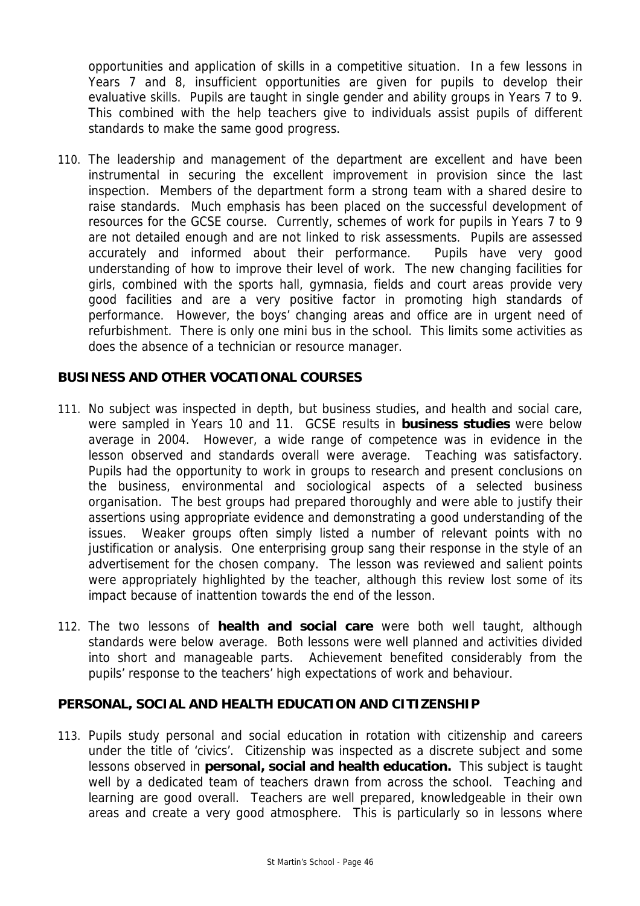opportunities and application of skills in a competitive situation. In a few lessons in Years 7 and 8, insufficient opportunities are given for pupils to develop their evaluative skills. Pupils are taught in single gender and ability groups in Years 7 to 9. This combined with the help teachers give to individuals assist pupils of different standards to make the same good progress.

110. The leadership and management of the department are excellent and have been instrumental in securing the excellent improvement in provision since the last inspection. Members of the department form a strong team with a shared desire to raise standards. Much emphasis has been placed on the successful development of resources for the GCSE course. Currently, schemes of work for pupils in Years 7 to 9 are not detailed enough and are not linked to risk assessments. Pupils are assessed accurately and informed about their performance. Pupils have very good understanding of how to improve their level of work. The new changing facilities for girls, combined with the sports hall, gymnasia, fields and court areas provide very good facilities and are a very positive factor in promoting high standards of performance. However, the boys' changing areas and office are in urgent need of refurbishment. There is only one mini bus in the school. This limits some activities as does the absence of a technician or resource manager.

## BUSINESS AND OTHER VOCATIONAL COURSES

111. No subject was inspected in depth, but business studies, and health and social care, were sampled in Years 10 and 11. GCSE results in **business studies** were below average in 2004. However, a wide range of competence was in evidence in the lesson observed and standards overall were average. Teaching was satisfactory. Pupils had the opportunity to work in groups to research and present conclusions on the business, environmental and sociological aspects of a selected business organisation. The best groups had prepared thoroughly and were able to justify their assertions using appropriate evidence and demonstrating a good understanding of the issues. Weaker groups often simply listed a number of relevant points with no justification or analysis. One enterprising group sang their response in the style of an advertisement for the chosen company. The lesson was reviewed and salient points were appropriately highlighted by the teacher, although this review lost some of its impact because of inattention towards the end of the lesson.

112. The two lessons of **health and social care** were both well taught, although standards were below average. Both lessons were well planned and activities divided into short and manageable parts. Achievement benefited considerably from the pupils' response to the teachers' high expectations of work and behaviour.

## PERSONAL, SOCIAL AND HEALTH EDUCATION AND CITIZENSHIP

113. Pupils study personal and social education in rotation with citizenship and careers under the title of 'civics'. Citizenship was inspected as a discrete subject and some lessons observed in **personal, social and health education.** This subject is taught well by a dedicated team of teachers drawn from across the school. Teaching and learning are good overall. Teachers are well prepared, knowledgeable in their own areas and create a very good atmosphere. This is particularly so in lessons where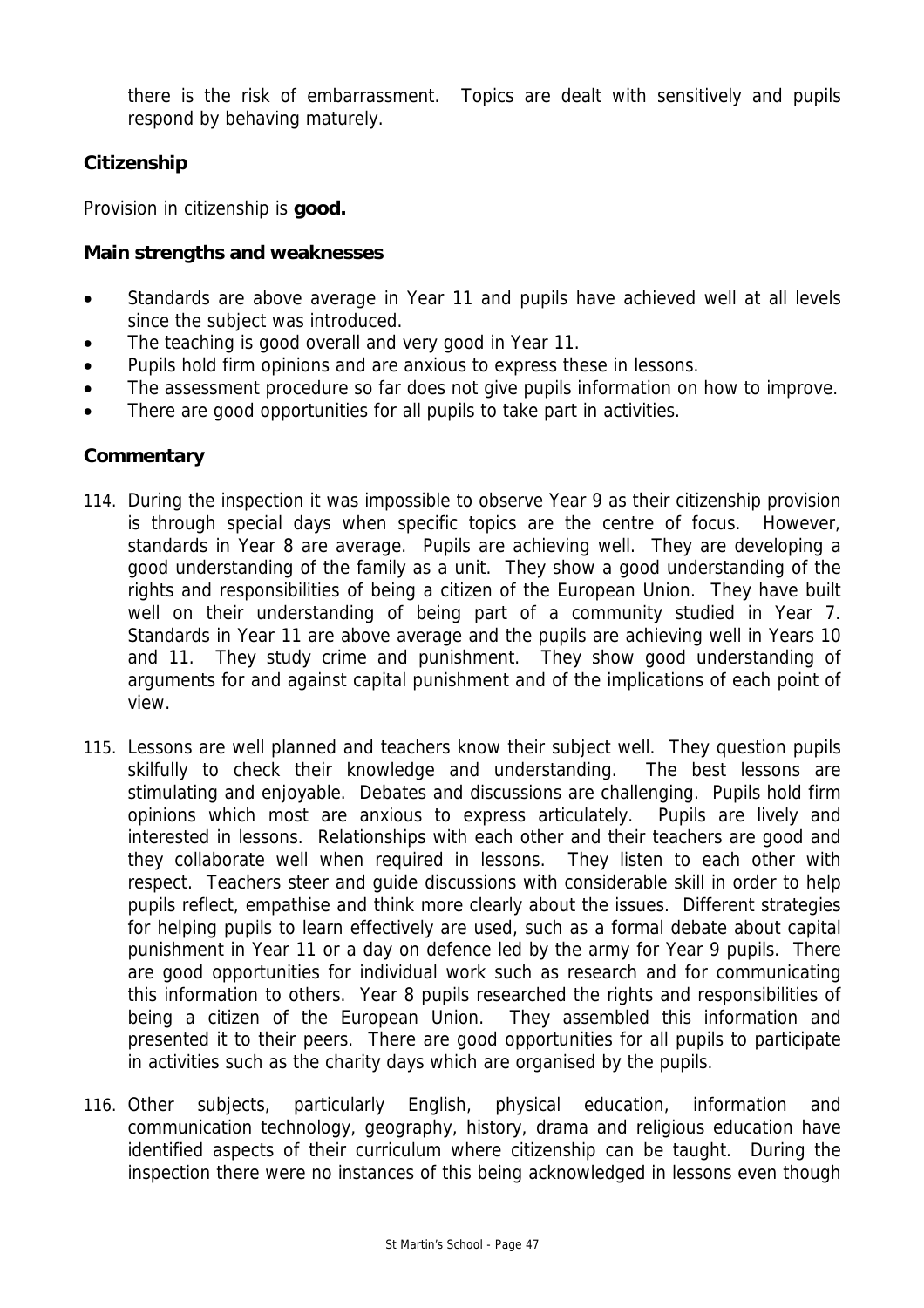there is the risk of embarrassment. Topics are dealt with sensitively and pupils respond by behaving maturely.

### Citizenship

Provision in citizenship is **good.**

### Main strengths and weaknesses

- Standards are above average in Year 11 and pupils have achieved well at all levels since the subject was introduced.
- The teaching is good overall and very good in Year 11.
- Pupils hold firm opinions and are anxious to express these in lessons.
- The assessment procedure so far does not give pupils information on how to improve.
- There are good opportunities for all pupils to take part in activities.

### Commentary

114. During the inspection it was impossible to observe Year 9 as their citizenship provision is through special days when specific topics are the centre of focus. However, standards in Year 8 are average. Pupils are achieving well. They are developing a good understanding of the family as a unit. They show a good understanding of the rights and responsibilities of being a citizen of the European Union. They have built well on their understanding of being part of a community studied in Year 7. Standards in Year 11 are above average and the pupils are achieving well in Years 10 and 11. They study crime and punishment. They show good understanding of arguments for and against capital punishment and of the implications of each point of view.

115. Lessons are well planned and teachers know their subject well. They question pupils skilfully to check their knowledge and understanding. The best lessons are stimulating and enjoyable. Debates and discussions are challenging. Pupils hold firm opinions which most are anxious to express articulately. Pupils are lively and interested in lessons. Relationships with each other and their teachers are good and they collaborate well when required in lessons. They listen to each other with respect. Teachers steer and guide discussions with considerable skill in order to help pupils reflect, empathise and think more clearly about the issues. Different strategies for helping pupils to learn effectively are used, such as a formal debate about capital punishment in Year 11 or a day on defence led by the army for Year 9 pupils. There are good opportunities for individual work such as research and for communicating this information to others. Year 8 pupils researched the rights and responsibilities of being a citizen of the European Union. They assembled this information and presented it to their peers. There are good opportunities for all pupils to participate in activities such as the charity days which are organised by the pupils.

116. Other subjects, particularly English, physical education, information and communication technology, geography, history, drama and religious education have identified aspects of their curriculum where citizenship can be taught. During the inspection there were no instances of this being acknowledged in lessons even though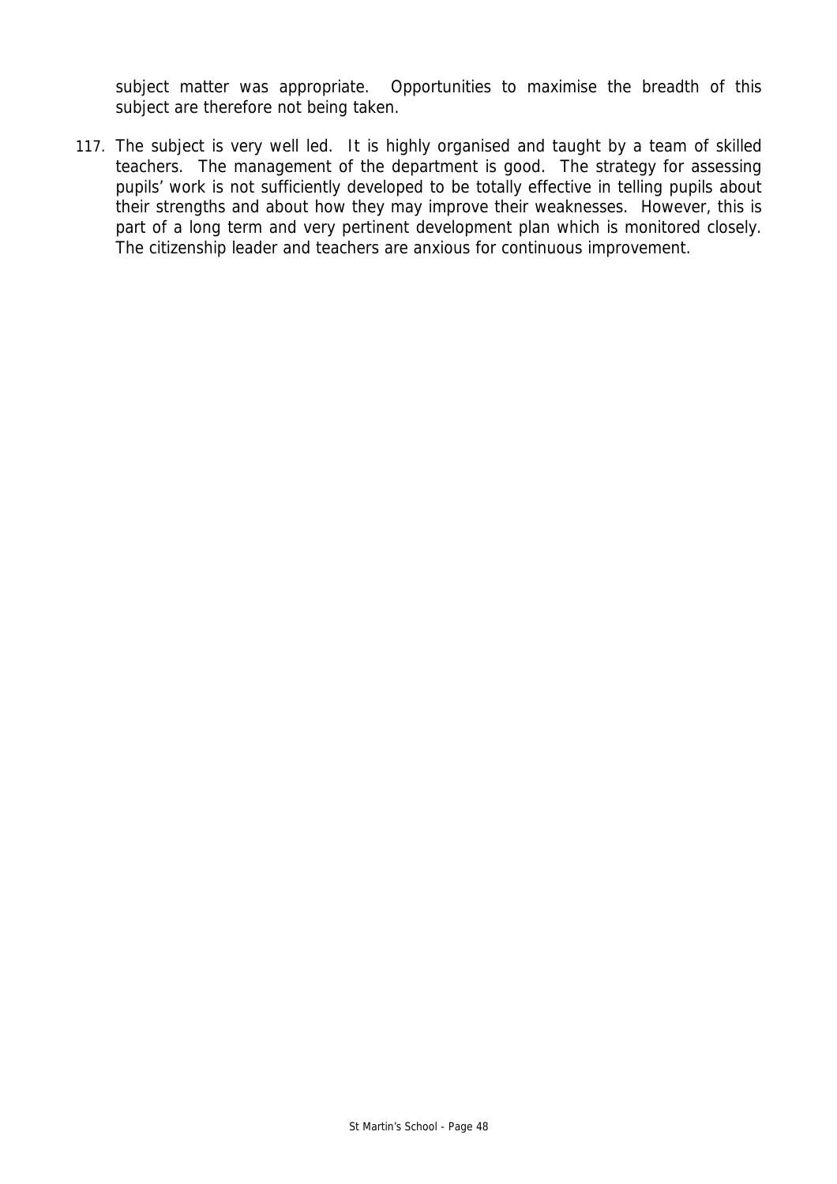subject matter was appropriate. Opportunities to maximise the breadth of this subject are therefore not being taken.

117. The subject is very well led. It is highly organised and taught by a team of skilled teachers. The management of the department is good. The strategy for assessing pupils' work is not sufficiently developed to be totally effective in telling pupils about their strengths and about how they may improve their weaknesses. However, this is part of a long term and very pertinent development plan which is monitored closely. The citizenship leader and teachers are anxious for continuous improvement.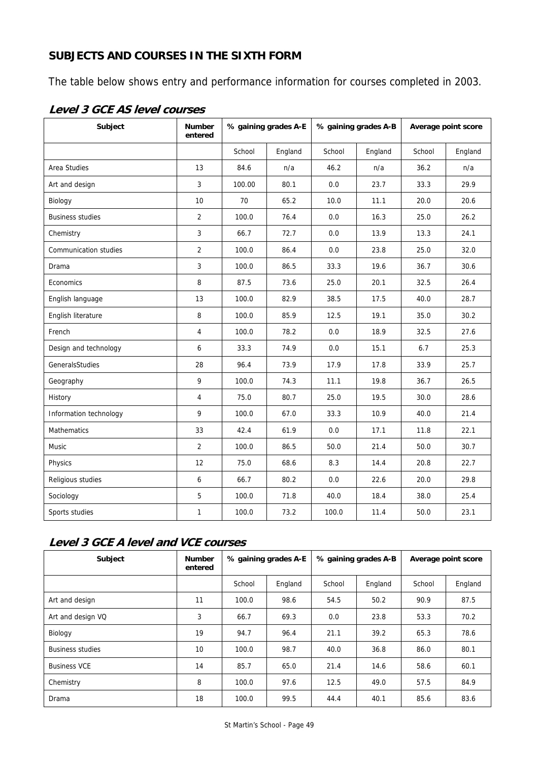## SUBJECTS AND COURSES IN THE SIXTH FORM

The table below shows entry and performance information for courses completed in 2003.

### *Level 3 GCE AS level courses*

| Subject | Number entered | % gaining grades A-E | | % gaining grades A-B | | Average point score | |
|---|---|---|---|---|---|---|---|
| | | School | England | School | England | School | England |
| Area Studies | 13 | 84.6 | n/a | 46.2 | n/a | 36.2 | n/a |
| Art and design | 3 | 100.00 | 80.1 | 0.0 | 23.7 | 33.3 | 29.9 |
| Biology | 10 | 70 | 65.2 | 10.0 | 11.1 | 20.0 | 20.6 |
| Business studies | 2 | 100.0 | 76.4 | 0.0 | 16.3 | 25.0 | 26.2 |
| Chemistry | 3 | 66.7 | 72.7 | 0.0 | 13.9 | 13.3 | 24.1 |
| Communication studies | 2 | 100.0 | 86.4 | 0.0 | 23.8 | 25.0 | 32.0 |
| Drama | 3 | 100.0 | 86.5 | 33.3 | 19.6 | 36.7 | 30.6 |
| Economics | 8 | 87.5 | 73.6 | 25.0 | 20.1 | 32.5 | 26.4 |
| English language | 13 | 100.0 | 82.9 | 38.5 | 17.5 | 40.0 | 28.7 |
| English literature | 8 | 100.0 | 85.9 | 12.5 | 19.1 | 35.0 | 30.2 |
| French | 4 | 100.0 | 78.2 | 0.0 | 18.9 | 32.5 | 27.6 |
| Design and technology | 6 | 33.3 | 74.9 | 0.0 | 15.1 | 6.7 | 25.3 |
| GeneralsStudies | 28 | 96.4 | 73.9 | 17.9 | 17.8 | 33.9 | 25.7 |
| Geography | 9 | 100.0 | 74.3 | 11.1 | 19.8 | 36.7 | 26.5 |
| History | 4 | 75.0 | 80.7 | 25.0 | 19.5 | 30.0 | 28.6 |
| Information technology | 9 | 100.0 | 67.0 | 33.3 | 10.9 | 40.0 | 21.4 |
| Mathematics | 33 | 42.4 | 61.9 | 0.0 | 17.1 | 11.8 | 22.1 |
| Music | 2 | 100.0 | 86.5 | 50.0 | 21.4 | 50.0 | 30.7 |
| Physics | 12 | 75.0 | 68.6 | 8.3 | 14.4 | 20.8 | 22.7 |
| Religious studies | 6 | 66.7 | 80.2 | 0.0 | 22.6 | 20.0 | 29.8 |
| Sociology | 5 | 100.0 | 71.8 | 40.0 | 18.4 | 38.0 | 25.4 |
| Sports studies | 1 | 100.0 | 73.2 | 100.0 | 11.4 | 50.0 | 23.1 |

### *Level 3 GCE A level and VCE courses*

| Subject | Number entered | % gaining grades A-E | | % gaining grades A-B | | Average point score | |
|---|---|---|---|---|---|---|---|
| | | School | England | School | England | School | England |
| Art and design | 11 | 100.0 | 98.6 | 54.5 | 50.2 | 90.9 | 87.5 |
| Art and design VQ | 3 | 66.7 | 69.3 | 0.0 | 23.8 | 53.3 | 70.2 |
| Biology | 19 | 94.7 | 96.4 | 21.1 | 39.2 | 65.3 | 78.6 |
| Business studies | 10 | 100.0 | 98.7 | 40.0 | 36.8 | 86.0 | 80.1 |
| Business VCE | 14 | 85.7 | 65.0 | 21.4 | 14.6 | 58.6 | 60.1 |
| Chemistry | 8 | 100.0 | 97.6 | 12.5 | 49.0 | 57.5 | 84.9 |
| Drama | 18 | 100.0 | 99.5 | 44.4 | 40.1 | 85.6 | 83.6 |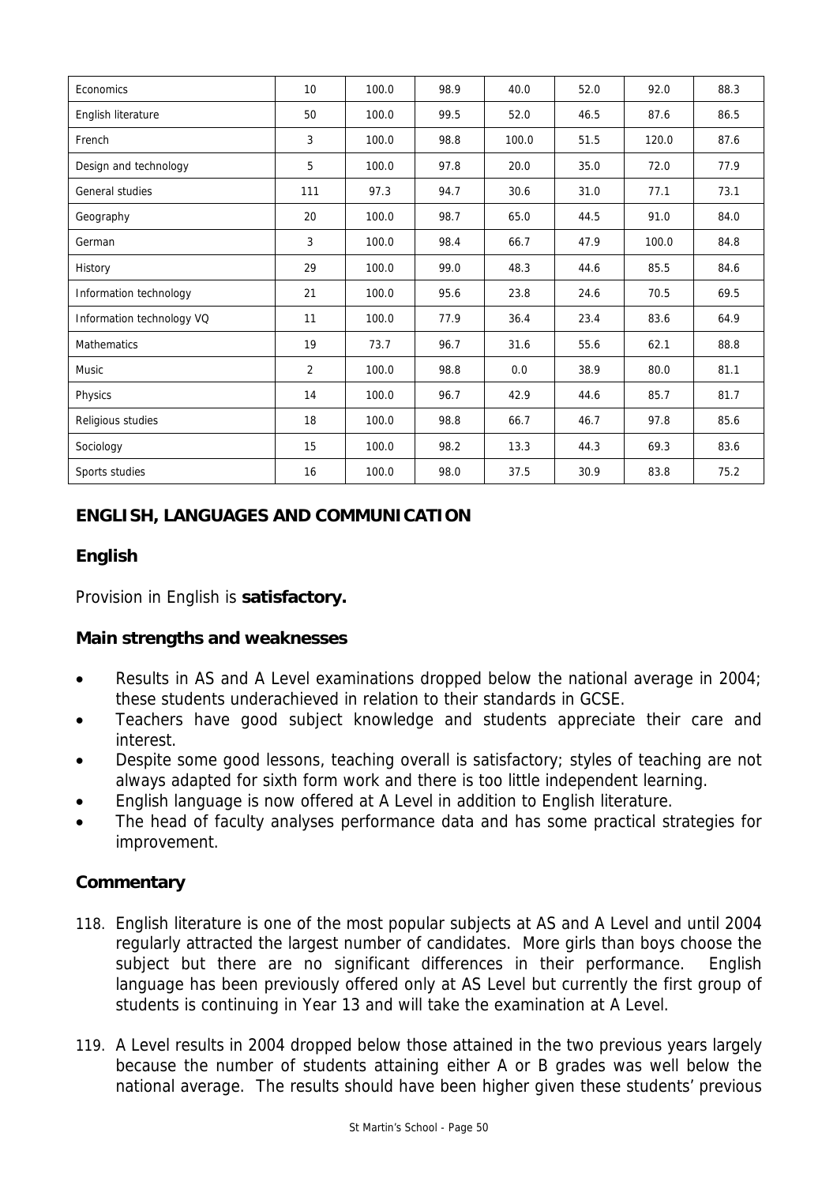| Economics | 10 | 100.0 | 98.9 | 40.0 | 52.0 | 92.0 | 88.3 |
|---|---|---|---|---|---|---|---|
| English literature | 50 | 100.0 | 99.5 | 52.0 | 46.5 | 87.6 | 86.5 |
| French | 3 | 100.0 | 98.8 | 100.0 | 51.5 | 120.0 | 87.6 |
| Design and technology | 5 | 100.0 | 97.8 | 20.0 | 35.0 | 72.0 | 77.9 |
| General studies | 111 | 97.3 | 94.7 | 30.6 | 31.0 | 77.1 | 73.1 |
| Geography | 20 | 100.0 | 98.7 | 65.0 | 44.5 | 91.0 | 84.0 |
| German | 3 | 100.0 | 98.4 | 66.7 | 47.9 | 100.0 | 84.8 |
| History | 29 | 100.0 | 99.0 | 48.3 | 44.6 | 85.5 | 84.6 |
| Information technology | 21 | 100.0 | 95.6 | 23.8 | 24.6 | 70.5 | 69.5 |
| Information technology VQ | 11 | 100.0 | 77.9 | 36.4 | 23.4 | 83.6 | 64.9 |
| Mathematics | 19 | 73.7 | 96.7 | 31.6 | 55.6 | 62.1 | 88.8 |
| Music | 2 | 100.0 | 98.8 | 0.0 | 38.9 | 80.0 | 81.1 |
| Physics | 14 | 100.0 | 96.7 | 42.9 | 44.6 | 85.7 | 81.7 |
| Religious studies | 18 | 100.0 | 98.8 | 66.7 | 46.7 | 97.8 | 85.6 |
| Sociology | 15 | 100.0 | 98.2 | 13.3 | 44.3 | 69.3 | 83.6 |
| Sports studies | 16 | 100.0 | 98.0 | 37.5 | 30.9 | 83.8 | 75.2 |

## ENGLISH, LANGUAGES AND COMMUNICATION

### English

Provision in English is **satisfactory.**

### Main strengths and weaknesses

- Results in AS and A Level examinations dropped below the national average in 2004; these students underachieved in relation to their standards in GCSE.
- Teachers have good subject knowledge and students appreciate their care and interest.
- Despite some good lessons, teaching overall is satisfactory; styles of teaching are not always adapted for sixth form work and there is too little independent learning.
- English language is now offered at A Level in addition to English literature.
- The head of faculty analyses performance data and has some practical strategies for improvement.

### Commentary

118. English literature is one of the most popular subjects at AS and A Level and until 2004 regularly attracted the largest number of candidates. More girls than boys choose the subject but there are no significant differences in their performance. English language has been previously offered only at AS Level but currently the first group of students is continuing in Year 13 and will take the examination at A Level.

119. A Level results in 2004 dropped below those attained in the two previous years largely because the number of students attaining either A or B grades was well below the national average. The results should have been higher given these students' previous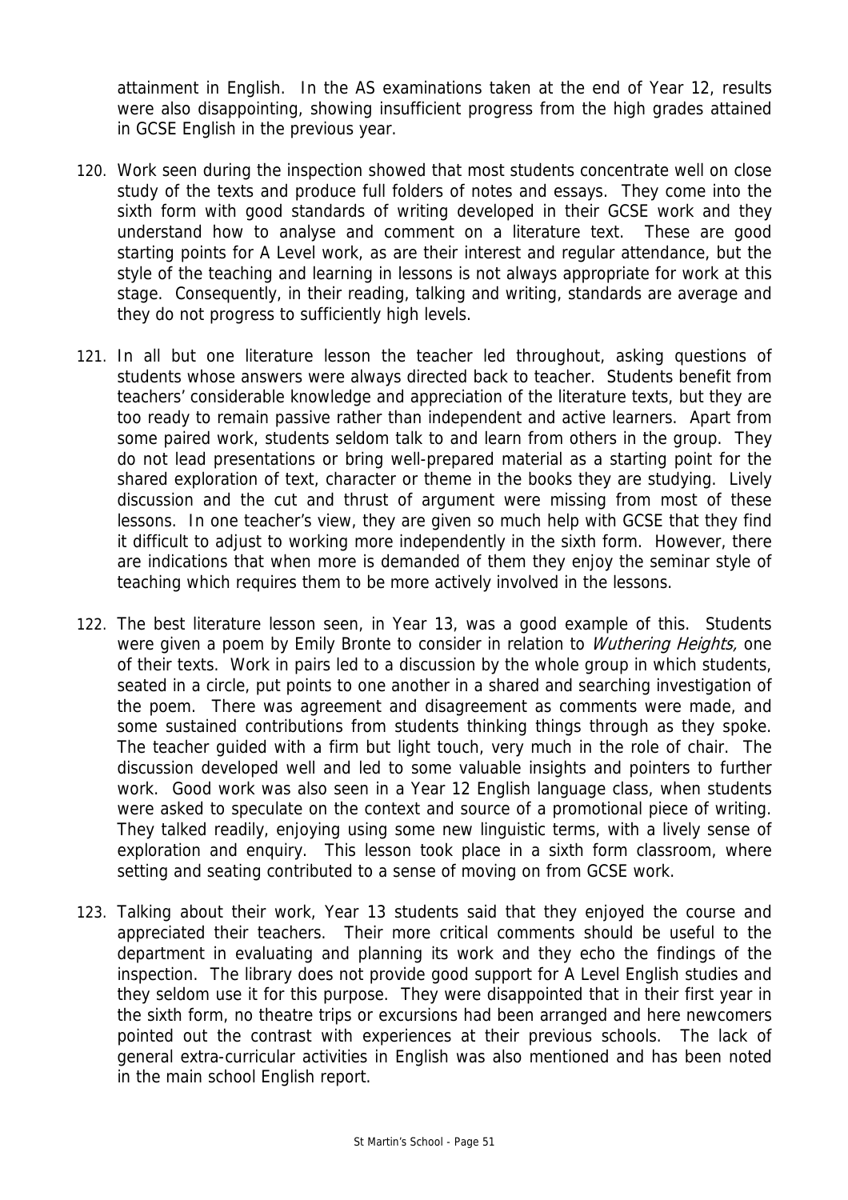attainment in English. In the AS examinations taken at the end of Year 12, results were also disappointing, showing insufficient progress from the high grades attained in GCSE English in the previous year.

120. Work seen during the inspection showed that most students concentrate well on close study of the texts and produce full folders of notes and essays. They come into the sixth form with good standards of writing developed in their GCSE work and they understand how to analyse and comment on a literature text. These are good starting points for A Level work, as are their interest and regular attendance, but the style of the teaching and learning in lessons is not always appropriate for work at this stage. Consequently, in their reading, talking and writing, standards are average and they do not progress to sufficiently high levels.

121. In all but one literature lesson the teacher led throughout, asking questions of students whose answers were always directed back to teacher. Students benefit from teachers' considerable knowledge and appreciation of the literature texts, but they are too ready to remain passive rather than independent and active learners. Apart from some paired work, students seldom talk to and learn from others in the group. They do not lead presentations or bring well-prepared material as a starting point for the shared exploration of text, character or theme in the books they are studying. Lively discussion and the cut and thrust of argument were missing from most of these lessons. In one teacher's view, they are given so much help with GCSE that they find it difficult to adjust to working more independently in the sixth form. However, there are indications that when more is demanded of them they enjoy the seminar style of teaching which requires them to be more actively involved in the lessons.

122. The best literature lesson seen, in Year 13, was a good example of this. Students were given a poem by Emily Bronte to consider in relation to *Wuthering Heights,* one of their texts. Work in pairs led to a discussion by the whole group in which students, seated in a circle, put points to one another in a shared and searching investigation of the poem. There was agreement and disagreement as comments were made, and some sustained contributions from students thinking things through as they spoke. The teacher guided with a firm but light touch, very much in the role of chair. The discussion developed well and led to some valuable insights and pointers to further work. Good work was also seen in a Year 12 English language class, when students were asked to speculate on the context and source of a promotional piece of writing. They talked readily, enjoying using some new linguistic terms, with a lively sense of exploration and enquiry. This lesson took place in a sixth form classroom, where setting and seating contributed to a sense of moving on from GCSE work.

123. Talking about their work, Year 13 students said that they enjoyed the course and appreciated their teachers. Their more critical comments should be useful to the department in evaluating and planning its work and they echo the findings of the inspection. The library does not provide good support for A Level English studies and they seldom use it for this purpose. They were disappointed that in their first year in the sixth form, no theatre trips or excursions had been arranged and here newcomers pointed out the contrast with experiences at their previous schools. The lack of general extra-curricular activities in English was also mentioned and has been noted in the main school English report.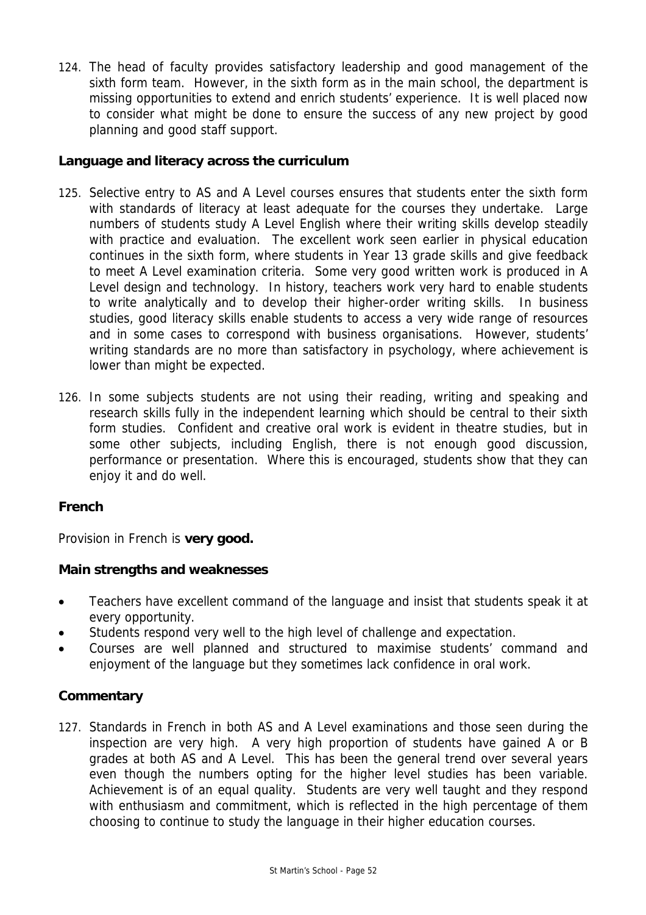124. The head of faculty provides satisfactory leadership and good management of the sixth form team. However, in the sixth form as in the main school, the department is missing opportunities to extend and enrich students' experience. It is well placed now to consider what might be done to ensure the success of any new project by good planning and good staff support.

### Language and literacy across the curriculum

125. Selective entry to AS and A Level courses ensures that students enter the sixth form with standards of literacy at least adequate for the courses they undertake. Large numbers of students study A Level English where their writing skills develop steadily with practice and evaluation. The excellent work seen earlier in physical education continues in the sixth form, where students in Year 13 grade skills and give feedback to meet A Level examination criteria. Some very good written work is produced in A Level design and technology. In history, teachers work very hard to enable students to write analytically and to develop their higher-order writing skills. In business studies, good literacy skills enable students to access a very wide range of resources and in some cases to correspond with business organisations. However, students' writing standards are no more than satisfactory in psychology, where achievement is lower than might be expected.

126. In some subjects students are not using their reading, writing and speaking and research skills fully in the independent learning which should be central to their sixth form studies. Confident and creative oral work is evident in theatre studies, but in some other subjects, including English, there is not enough good discussion, performance or presentation. Where this is encouraged, students show that they can enjoy it and do well.

### French

Provision in French is **very good.**

### Main strengths and weaknesses

- Teachers have excellent command of the language and insist that students speak it at every opportunity.
- Students respond very well to the high level of challenge and expectation.
- Courses are well planned and structured to maximise students' command and enjoyment of the language but they sometimes lack confidence in oral work.

### Commentary

127. Standards in French in both AS and A Level examinations and those seen during the inspection are very high. A very high proportion of students have gained A or B grades at both AS and A Level. This has been the general trend over several years even though the numbers opting for the higher level studies has been variable. Achievement is of an equal quality. Students are very well taught and they respond with enthusiasm and commitment, which is reflected in the high percentage of them choosing to continue to study the language in their higher education courses.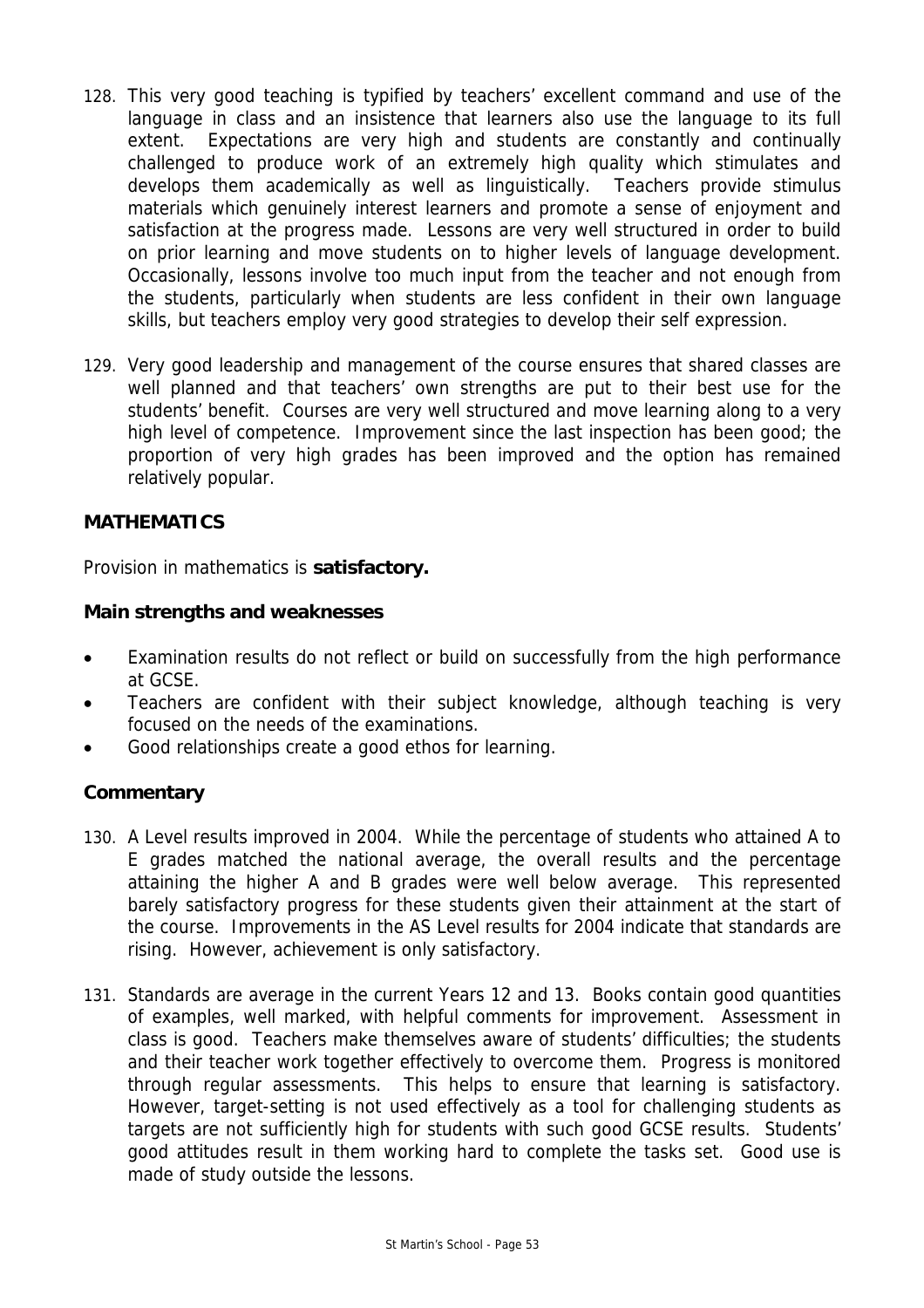128. This very good teaching is typified by teachers' excellent command and use of the language in class and an insistence that learners also use the language to its full extent. Expectations are very high and students are constantly and continually challenged to produce work of an extremely high quality which stimulates and develops them academically as well as linguistically. Teachers provide stimulus materials which genuinely interest learners and promote a sense of enjoyment and satisfaction at the progress made. Lessons are very well structured in order to build on prior learning and move students on to higher levels of language development. Occasionally, lessons involve too much input from the teacher and not enough from the students, particularly when students are less confident in their own language skills, but teachers employ very good strategies to develop their self expression.

129. Very good leadership and management of the course ensures that shared classes are well planned and that teachers' own strengths are put to their best use for the students' benefit. Courses are very well structured and move learning along to a very high level of competence. Improvement since the last inspection has been good; the proportion of very high grades has been improved and the option has remained relatively popular.

### MATHEMATICS

Provision in mathematics is **satisfactory.**

#### Main strengths and weaknesses

- Examination results do not reflect or build on successfully from the high performance at GCSE.
- Teachers are confident with their subject knowledge, although teaching is very focused on the needs of the examinations.
- Good relationships create a good ethos for learning.

#### Commentary

130. A Level results improved in 2004. While the percentage of students who attained A to E grades matched the national average, the overall results and the percentage attaining the higher A and B grades were well below average. This represented barely satisfactory progress for these students given their attainment at the start of the course. Improvements in the AS Level results for 2004 indicate that standards are rising. However, achievement is only satisfactory.

131. Standards are average in the current Years 12 and 13. Books contain good quantities of examples, well marked, with helpful comments for improvement. Assessment in class is good. Teachers make themselves aware of students' difficulties; the students and their teacher work together effectively to overcome them. Progress is monitored through regular assessments. This helps to ensure that learning is satisfactory. However, target-setting is not used effectively as a tool for challenging students as targets are not sufficiently high for students with such good GCSE results. Students' good attitudes result in them working hard to complete the tasks set. Good use is made of study outside the lessons.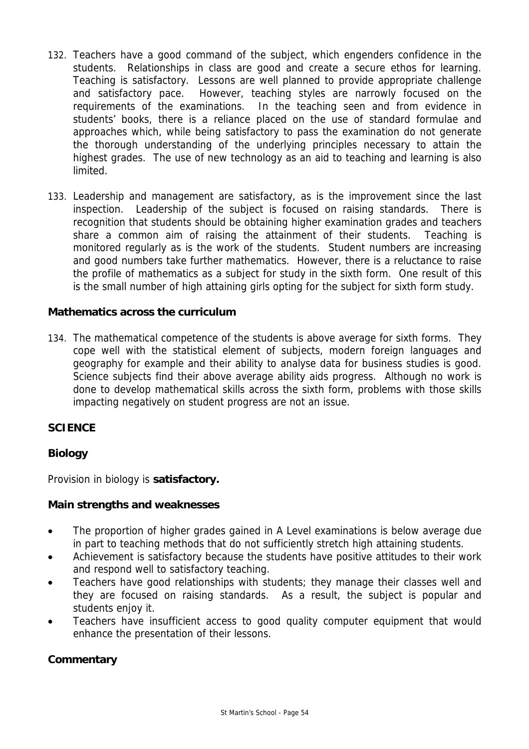132. Teachers have a good command of the subject, which engenders confidence in the students. Relationships in class are good and create a secure ethos for learning. Teaching is satisfactory. Lessons are well planned to provide appropriate challenge and satisfactory pace. However, teaching styles are narrowly focused on the requirements of the examinations. In the teaching seen and from evidence in students' books, there is a reliance placed on the use of standard formulae and approaches which, while being satisfactory to pass the examination do not generate the thorough understanding of the underlying principles necessary to attain the highest grades. The use of new technology as an aid to teaching and learning is also limited.

133. Leadership and management are satisfactory, as is the improvement since the last inspection. Leadership of the subject is focused on raising standards. There is recognition that students should be obtaining higher examination grades and teachers share a common aim of raising the attainment of their students. Teaching is monitored regularly as is the work of the students. Student numbers are increasing and good numbers take further mathematics. However, there is a reluctance to raise the profile of mathematics as a subject for study in the sixth form. One result of this is the small number of high attaining girls opting for the subject for sixth form study.

### Mathematics across the curriculum

134. The mathematical competence of the students is above average for sixth forms. They cope well with the statistical element of subjects, modern foreign languages and geography for example and their ability to analyse data for business studies is good. Science subjects find their above average ability aids progress. Although no work is done to develop mathematical skills across the sixth form, problems with those skills impacting negatively on student progress are not an issue.

## SCIENCE

### Biology

Provision in biology is **satisfactory.**

### Main strengths and weaknesses

- The proportion of higher grades gained in A Level examinations is below average due in part to teaching methods that do not sufficiently stretch high attaining students.
- Achievement is satisfactory because the students have positive attitudes to their work and respond well to satisfactory teaching.
- Teachers have good relationships with students; they manage their classes well and they are focused on raising standards. As a result, the subject is popular and students enjoy it.
- Teachers have insufficient access to good quality computer equipment that would enhance the presentation of their lessons.

### Commentary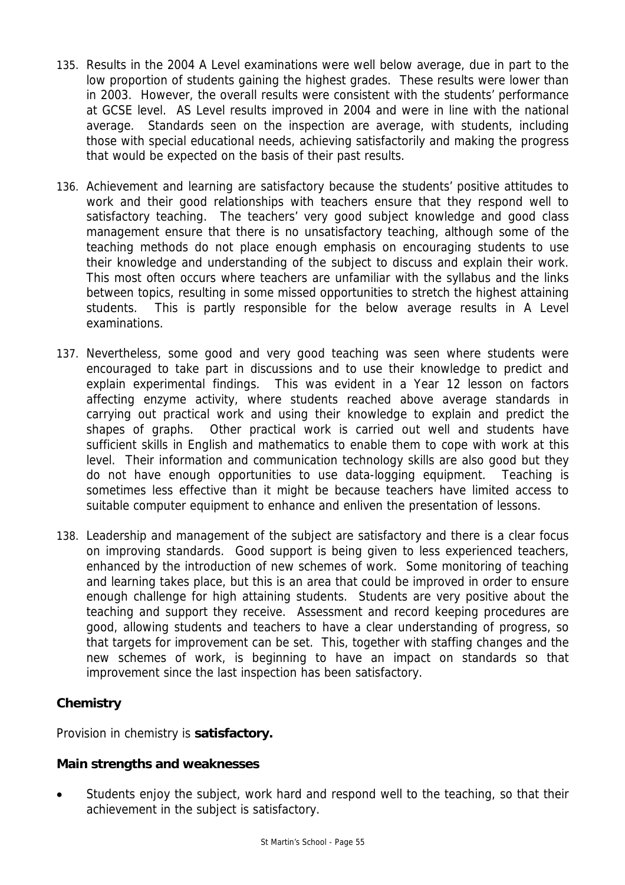135. Results in the 2004 A Level examinations were well below average, due in part to the low proportion of students gaining the highest grades. These results were lower than in 2003. However, the overall results were consistent with the students' performance at GCSE level. AS Level results improved in 2004 and were in line with the national average. Standards seen on the inspection are average, with students, including those with special educational needs, achieving satisfactorily and making the progress that would be expected on the basis of their past results.

136. Achievement and learning are satisfactory because the students' positive attitudes to work and their good relationships with teachers ensure that they respond well to satisfactory teaching. The teachers' very good subject knowledge and good class management ensure that there is no unsatisfactory teaching, although some of the teaching methods do not place enough emphasis on encouraging students to use their knowledge and understanding of the subject to discuss and explain their work. This most often occurs where teachers are unfamiliar with the syllabus and the links between topics, resulting in some missed opportunities to stretch the highest attaining students. This is partly responsible for the below average results in A Level examinations.

137. Nevertheless, some good and very good teaching was seen where students were encouraged to take part in discussions and to use their knowledge to predict and explain experimental findings. This was evident in a Year 12 lesson on factors affecting enzyme activity, where students reached above average standards in carrying out practical work and using their knowledge to explain and predict the shapes of graphs. Other practical work is carried out well and students have sufficient skills in English and mathematics to enable them to cope with work at this level. Their information and communication technology skills are also good but they do not have enough opportunities to use data-logging equipment. Teaching is sometimes less effective than it might be because teachers have limited access to suitable computer equipment to enhance and enliven the presentation of lessons.

138. Leadership and management of the subject are satisfactory and there is a clear focus on improving standards. Good support is being given to less experienced teachers, enhanced by the introduction of new schemes of work. Some monitoring of teaching and learning takes place, but this is an area that could be improved in order to ensure enough challenge for high attaining students. Students are very positive about the teaching and support they receive. Assessment and record keeping procedures are good, allowing students and teachers to have a clear understanding of progress, so that targets for improvement can be set. This, together with staffing changes and the new schemes of work, is beginning to have an impact on standards so that improvement since the last inspection has been satisfactory.

### Chemistry

Provision in chemistry is **satisfactory.**

### Main strengths and weaknesses

- Students enjoy the subject, work hard and respond well to the teaching, so that their achievement in the subject is satisfactory.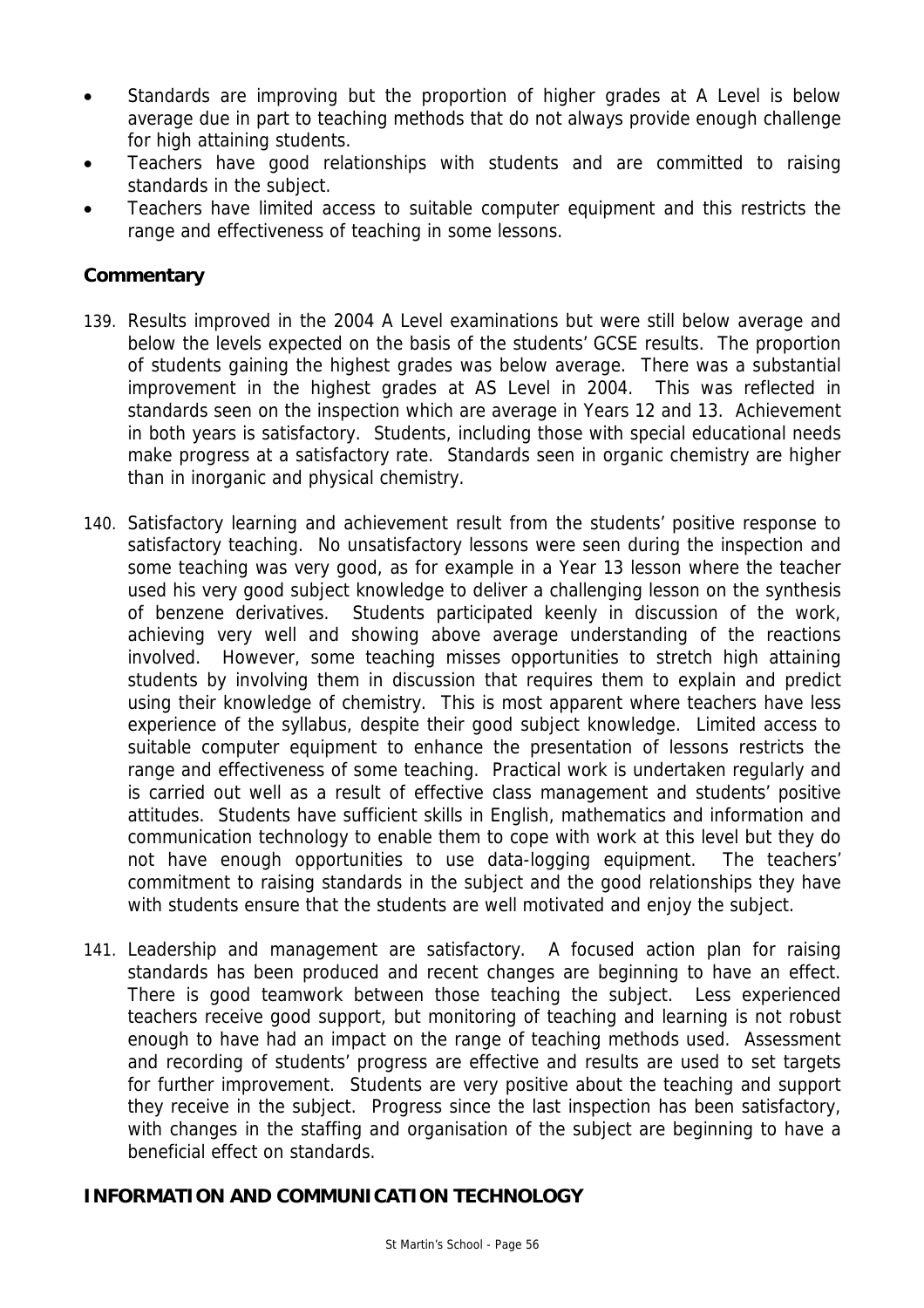- Standards are improving but the proportion of higher grades at A Level is below average due in part to teaching methods that do not always provide enough challenge for high attaining students.
- Teachers have good relationships with students and are committed to raising standards in the subject.
- Teachers have limited access to suitable computer equipment and this restricts the range and effectiveness of teaching in some lessons.

### Commentary

139. Results improved in the 2004 A Level examinations but were still below average and below the levels expected on the basis of the students' GCSE results. The proportion of students gaining the highest grades was below average. There was a substantial improvement in the highest grades at AS Level in 2004. This was reflected in standards seen on the inspection which are average in Years 12 and 13. Achievement in both years is satisfactory. Students, including those with special educational needs make progress at a satisfactory rate. Standards seen in organic chemistry are higher than in inorganic and physical chemistry.

140. Satisfactory learning and achievement result from the students' positive response to satisfactory teaching. No unsatisfactory lessons were seen during the inspection and some teaching was very good, as for example in a Year 13 lesson where the teacher used his very good subject knowledge to deliver a challenging lesson on the synthesis of benzene derivatives. Students participated keenly in discussion of the work, achieving very well and showing above average understanding of the reactions involved. However, some teaching misses opportunities to stretch high attaining students by involving them in discussion that requires them to explain and predict using their knowledge of chemistry. This is most apparent where teachers have less experience of the syllabus, despite their good subject knowledge. Limited access to suitable computer equipment to enhance the presentation of lessons restricts the range and effectiveness of some teaching. Practical work is undertaken regularly and is carried out well as a result of effective class management and students' positive attitudes. Students have sufficient skills in English, mathematics and information and communication technology to enable them to cope with work at this level but they do not have enough opportunities to use data-logging equipment. The teachers' commitment to raising standards in the subject and the good relationships they have with students ensure that the students are well motivated and enjoy the subject.

141. Leadership and management are satisfactory. A focused action plan for raising standards has been produced and recent changes are beginning to have an effect. There is good teamwork between those teaching the subject. Less experienced teachers receive good support, but monitoring of teaching and learning is not robust enough to have had an impact on the range of teaching methods used. Assessment and recording of students' progress are effective and results are used to set targets for further improvement. Students are very positive about the teaching and support they receive in the subject. Progress since the last inspection has been satisfactory, with changes in the staffing and organisation of the subject are beginning to have a beneficial effect on standards.

## INFORMATION AND COMMUNICATION TECHNOLOGY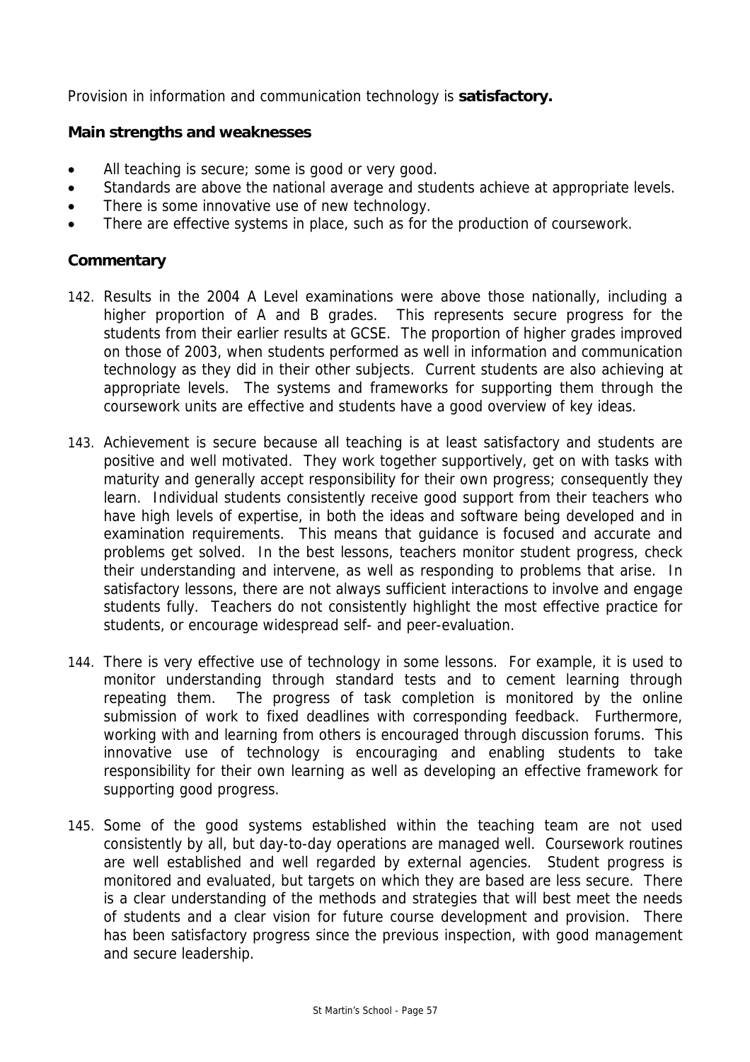Provision in information and communication technology is **satisfactory.**

**Main strengths and weaknesses**

- All teaching is secure; some is good or very good.
- Standards are above the national average and students achieve at appropriate levels.
- There is some innovative use of new technology.
- There are effective systems in place, such as for the production of coursework.

**Commentary**

142. Results in the 2004 A Level examinations were above those nationally, including a higher proportion of A and B grades. This represents secure progress for the students from their earlier results at GCSE. The proportion of higher grades improved on those of 2003, when students performed as well in information and communication technology as they did in their other subjects. Current students are also achieving at appropriate levels. The systems and frameworks for supporting them through the coursework units are effective and students have a good overview of key ideas.

143. Achievement is secure because all teaching is at least satisfactory and students are positive and well motivated. They work together supportively, get on with tasks with maturity and generally accept responsibility for their own progress; consequently they learn. Individual students consistently receive good support from their teachers who have high levels of expertise, in both the ideas and software being developed and in examination requirements. This means that guidance is focused and accurate and problems get solved. In the best lessons, teachers monitor student progress, check their understanding and intervene, as well as responding to problems that arise. In satisfactory lessons, there are not always sufficient interactions to involve and engage students fully. Teachers do not consistently highlight the most effective practice for students, or encourage widespread self- and peer-evaluation.

144. There is very effective use of technology in some lessons. For example, it is used to monitor understanding through standard tests and to cement learning through repeating them. The progress of task completion is monitored by the online submission of work to fixed deadlines with corresponding feedback. Furthermore, working with and learning from others is encouraged through discussion forums. This innovative use of technology is encouraging and enabling students to take responsibility for their own learning as well as developing an effective framework for supporting good progress.

145. Some of the good systems established within the teaching team are not used consistently by all, but day-to-day operations are managed well. Coursework routines are well established and well regarded by external agencies. Student progress is monitored and evaluated, but targets on which they are based are less secure. There is a clear understanding of the methods and strategies that will best meet the needs of students and a clear vision for future course development and provision. There has been satisfactory progress since the previous inspection, with good management and secure leadership.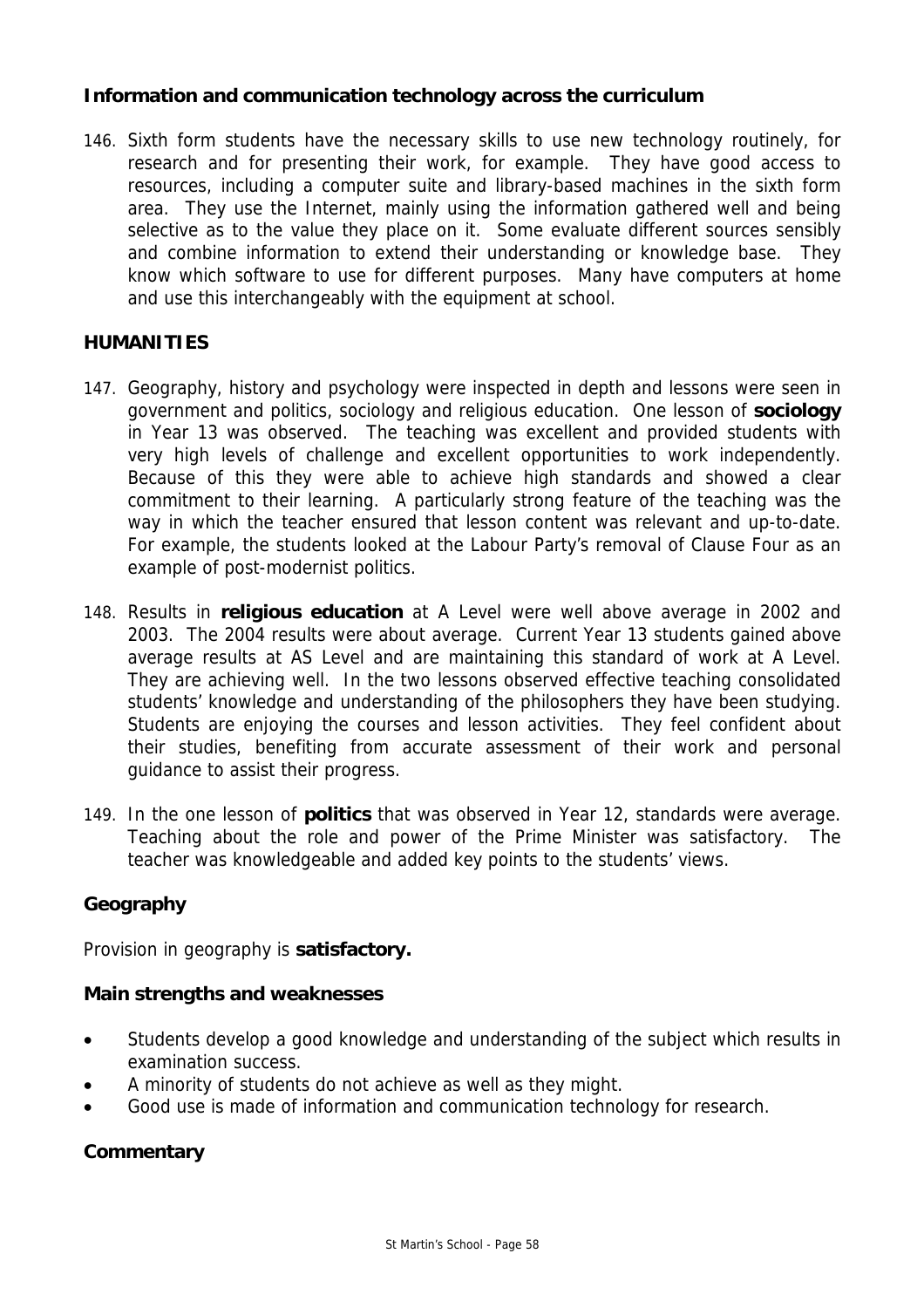### Information and communication technology across the curriculum

146. Sixth form students have the necessary skills to use new technology routinely, for research and for presenting their work, for example. They have good access to resources, including a computer suite and library-based machines in the sixth form area. They use the Internet, mainly using the information gathered well and being selective as to the value they place on it. Some evaluate different sources sensibly and combine information to extend their understanding or knowledge base. They know which software to use for different purposes. Many have computers at home and use this interchangeably with the equipment at school.

## HUMANITIES

147. Geography, history and psychology were inspected in depth and lessons were seen in government and politics, sociology and religious education. One lesson of **sociology** in Year 13 was observed. The teaching was excellent and provided students with very high levels of challenge and excellent opportunities to work independently. Because of this they were able to achieve high standards and showed a clear commitment to their learning. A particularly strong feature of the teaching was the way in which the teacher ensured that lesson content was relevant and up-to-date. For example, the students looked at the Labour Party's removal of Clause Four as an example of post-modernist politics.

148. Results in **religious education** at A Level were well above average in 2002 and 2003. The 2004 results were about average. Current Year 13 students gained above average results at AS Level and are maintaining this standard of work at A Level. They are achieving well. In the two lessons observed effective teaching consolidated students' knowledge and understanding of the philosophers they have been studying. Students are enjoying the courses and lesson activities. They feel confident about their studies, benefiting from accurate assessment of their work and personal guidance to assist their progress.

149. In the one lesson of **politics** that was observed in Year 12, standards were average. Teaching about the role and power of the Prime Minister was satisfactory. The teacher was knowledgeable and added key points to the students' views.

### Geography

Provision in geography is **satisfactory.**

#### Main strengths and weaknesses

- Students develop a good knowledge and understanding of the subject which results in examination success.
- A minority of students do not achieve as well as they might.
- Good use is made of information and communication technology for research.

#### Commentary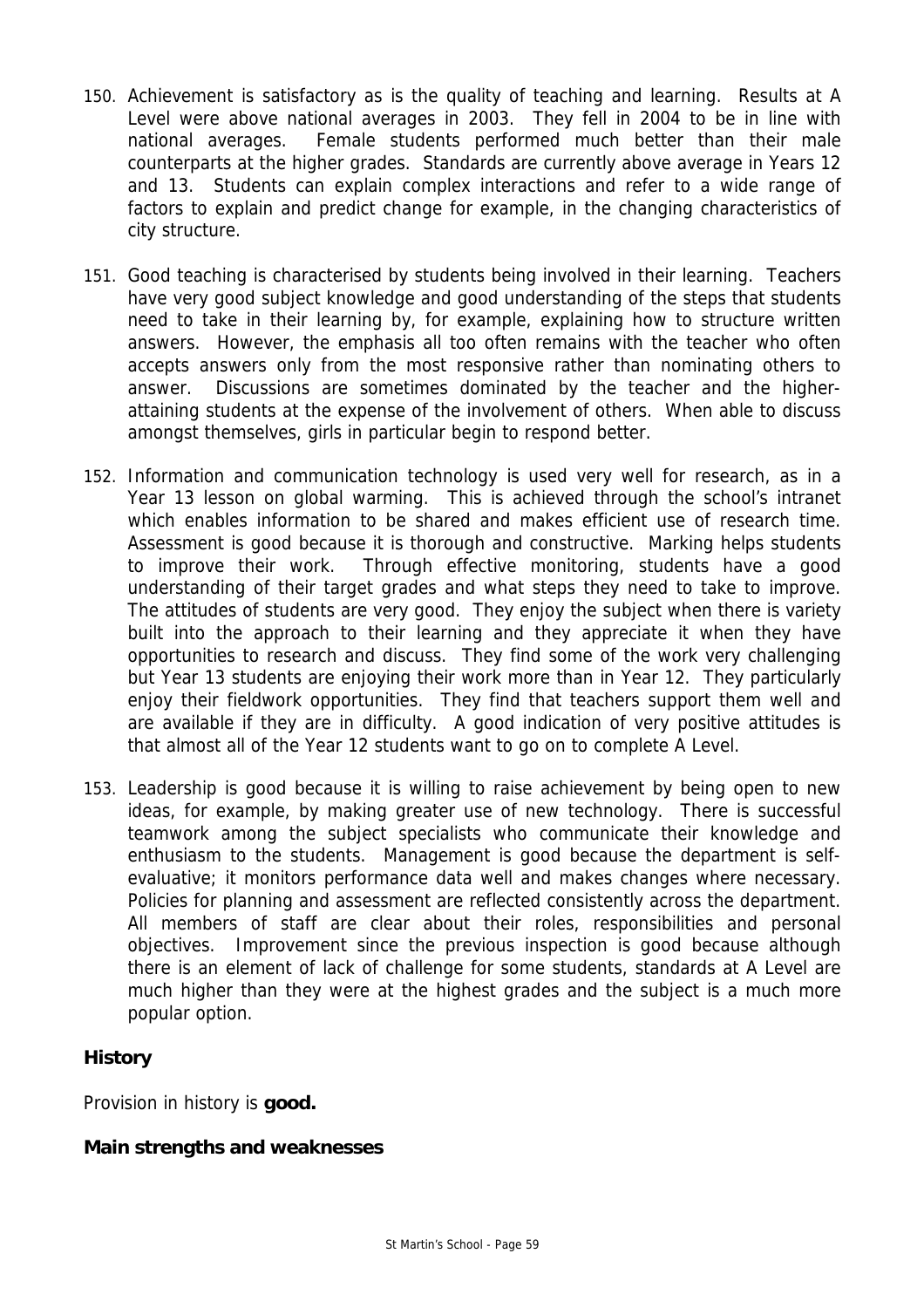150. Achievement is satisfactory as is the quality of teaching and learning. Results at A Level were above national averages in 2003. They fell in 2004 to be in line with national averages. Female students performed much better than their male counterparts at the higher grades. Standards are currently above average in Years 12 and 13. Students can explain complex interactions and refer to a wide range of factors to explain and predict change for example, in the changing characteristics of city structure.

151. Good teaching is characterised by students being involved in their learning. Teachers have very good subject knowledge and good understanding of the steps that students need to take in their learning by, for example, explaining how to structure written answers. However, the emphasis all too often remains with the teacher who often accepts answers only from the most responsive rather than nominating others to answer. Discussions are sometimes dominated by the teacher and the higher-attaining students at the expense of the involvement of others. When able to discuss amongst themselves, girls in particular begin to respond better.

152. Information and communication technology is used very well for research, as in a Year 13 lesson on global warming. This is achieved through the school's intranet which enables information to be shared and makes efficient use of research time. Assessment is good because it is thorough and constructive. Marking helps students to improve their work. Through effective monitoring, students have a good understanding of their target grades and what steps they need to take to improve. The attitudes of students are very good. They enjoy the subject when there is variety built into the approach to their learning and they appreciate it when they have opportunities to research and discuss. They find some of the work very challenging but Year 13 students are enjoying their work more than in Year 12. They particularly enjoy their fieldwork opportunities. They find that teachers support them well and are available if they are in difficulty. A good indication of very positive attitudes is that almost all of the Year 12 students want to go on to complete A Level.

153. Leadership is good because it is willing to raise achievement by being open to new ideas, for example, by making greater use of new technology. There is successful teamwork among the subject specialists who communicate their knowledge and enthusiasm to the students. Management is good because the department is self-evaluative; it monitors performance data well and makes changes where necessary. Policies for planning and assessment are reflected consistently across the department. All members of staff are clear about their roles, responsibilities and personal objectives. Improvement since the previous inspection is good because although there is an element of lack of challenge for some students, standards at A Level are much higher than they were at the highest grades and the subject is a much more popular option.

### History

Provision in history is **good.**

**Main strengths and weaknesses**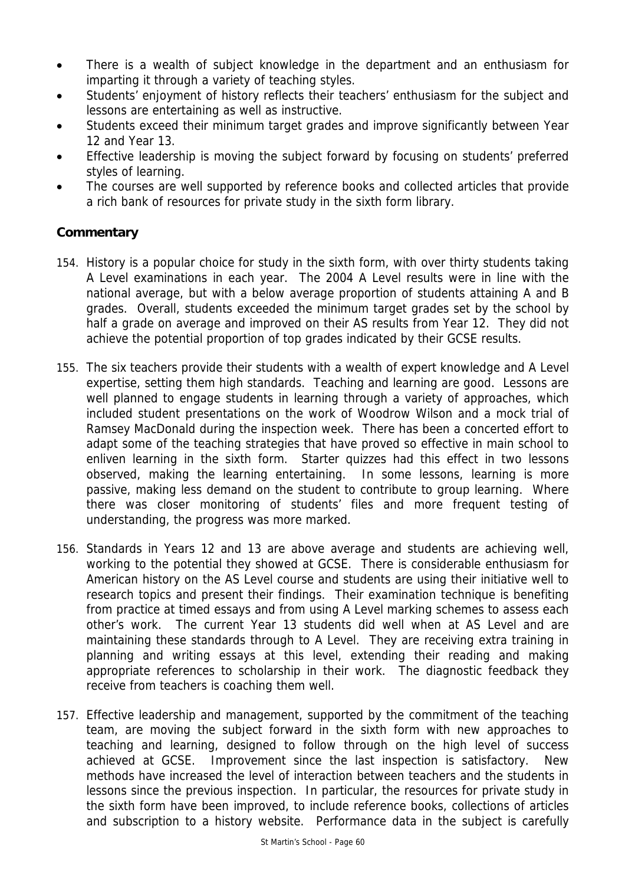- There is a wealth of subject knowledge in the department and an enthusiasm for imparting it through a variety of teaching styles.
- Students' enjoyment of history reflects their teachers' enthusiasm for the subject and lessons are entertaining as well as instructive.
- Students exceed their minimum target grades and improve significantly between Year 12 and Year 13.
- Effective leadership is moving the subject forward by focusing on students' preferred styles of learning.
- The courses are well supported by reference books and collected articles that provide a rich bank of resources for private study in the sixth form library.

### Commentary

154. History is a popular choice for study in the sixth form, with over thirty students taking A Level examinations in each year. The 2004 A Level results were in line with the national average, but with a below average proportion of students attaining A and B grades. Overall, students exceeded the minimum target grades set by the school by half a grade on average and improved on their AS results from Year 12. They did not achieve the potential proportion of top grades indicated by their GCSE results.

155. The six teachers provide their students with a wealth of expert knowledge and A Level expertise, setting them high standards. Teaching and learning are good. Lessons are well planned to engage students in learning through a variety of approaches, which included student presentations on the work of Woodrow Wilson and a mock trial of Ramsey MacDonald during the inspection week. There has been a concerted effort to adapt some of the teaching strategies that have proved so effective in main school to enliven learning in the sixth form. Starter quizzes had this effect in two lessons observed, making the learning entertaining. In some lessons, learning is more passive, making less demand on the student to contribute to group learning. Where there was closer monitoring of students' files and more frequent testing of understanding, the progress was more marked.

156. Standards in Years 12 and 13 are above average and students are achieving well, working to the potential they showed at GCSE. There is considerable enthusiasm for American history on the AS Level course and students are using their initiative well to research topics and present their findings. Their examination technique is benefiting from practice at timed essays and from using A Level marking schemes to assess each other's work. The current Year 13 students did well when at AS Level and are maintaining these standards through to A Level. They are receiving extra training in planning and writing essays at this level, extending their reading and making appropriate references to scholarship in their work. The diagnostic feedback they receive from teachers is coaching them well.

157. Effective leadership and management, supported by the commitment of the teaching team, are moving the subject forward in the sixth form with new approaches to teaching and learning, designed to follow through on the high level of success achieved at GCSE. Improvement since the last inspection is satisfactory. New methods have increased the level of interaction between teachers and the students in lessons since the previous inspection. In particular, the resources for private study in the sixth form have been improved, to include reference books, collections of articles and subscription to a history website. Performance data in the subject is carefully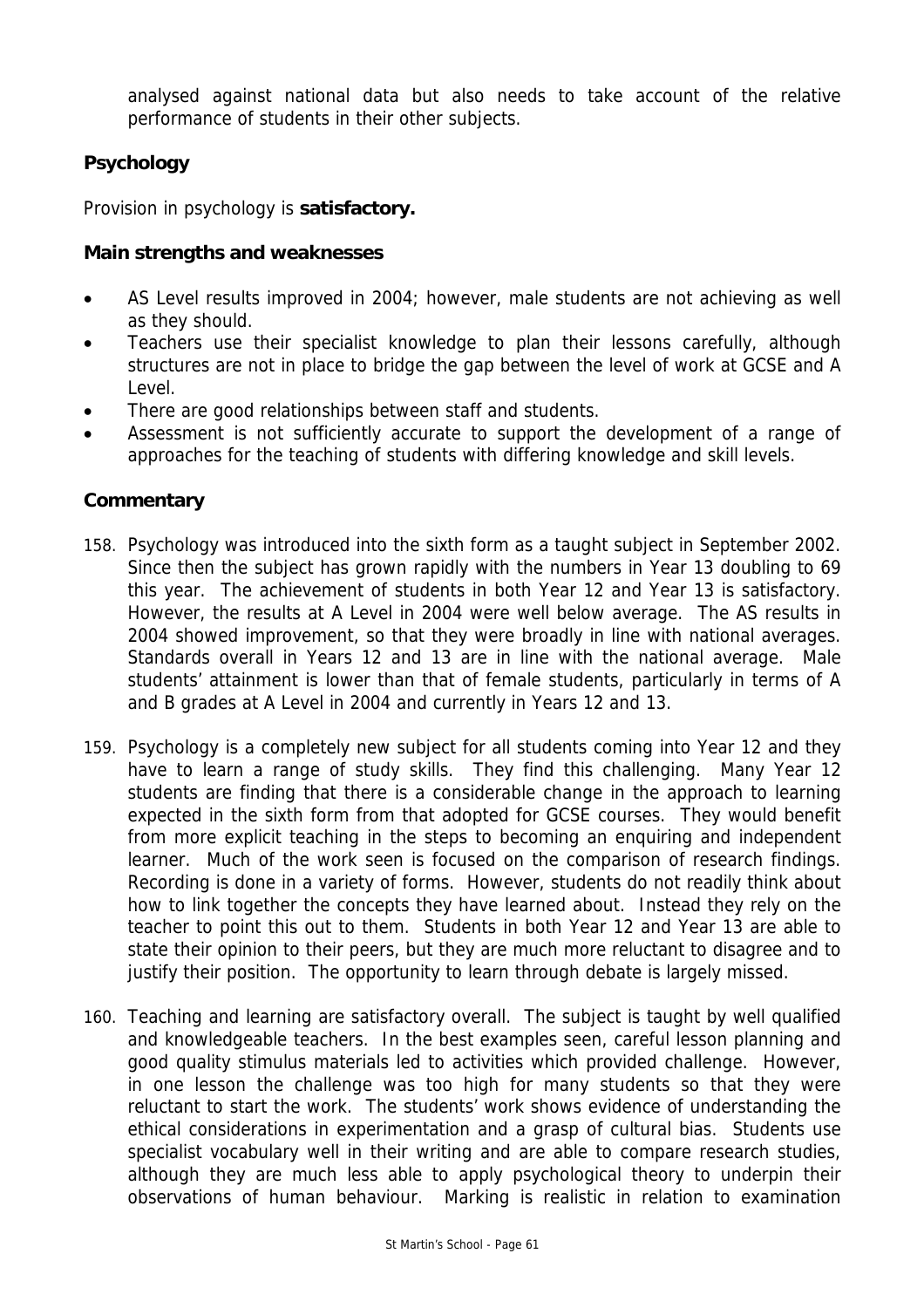analysed against national data but also needs to take account of the relative performance of students in their other subjects.

## Psychology

Provision in psychology is **satisfactory.**

### Main strengths and weaknesses

- AS Level results improved in 2004; however, male students are not achieving as well as they should.
- Teachers use their specialist knowledge to plan their lessons carefully, although structures are not in place to bridge the gap between the level of work at GCSE and A Level.
- There are good relationships between staff and students.
- Assessment is not sufficiently accurate to support the development of a range of approaches for the teaching of students with differing knowledge and skill levels.

### Commentary

158. Psychology was introduced into the sixth form as a taught subject in September 2002. Since then the subject has grown rapidly with the numbers in Year 13 doubling to 69 this year. The achievement of students in both Year 12 and Year 13 is satisfactory. However, the results at A Level in 2004 were well below average. The AS results in 2004 showed improvement, so that they were broadly in line with national averages. Standards overall in Years 12 and 13 are in line with the national average. Male students' attainment is lower than that of female students, particularly in terms of A and B grades at A Level in 2004 and currently in Years 12 and 13.

159. Psychology is a completely new subject for all students coming into Year 12 and they have to learn a range of study skills. They find this challenging. Many Year 12 students are finding that there is a considerable change in the approach to learning expected in the sixth form from that adopted for GCSE courses. They would benefit from more explicit teaching in the steps to becoming an enquiring and independent learner. Much of the work seen is focused on the comparison of research findings. Recording is done in a variety of forms. However, students do not readily think about how to link together the concepts they have learned about. Instead they rely on the teacher to point this out to them. Students in both Year 12 and Year 13 are able to state their opinion to their peers, but they are much more reluctant to disagree and to justify their position. The opportunity to learn through debate is largely missed.

160. Teaching and learning are satisfactory overall. The subject is taught by well qualified and knowledgeable teachers. In the best examples seen, careful lesson planning and good quality stimulus materials led to activities which provided challenge. However, in one lesson the challenge was too high for many students so that they were reluctant to start the work. The students' work shows evidence of understanding the ethical considerations in experimentation and a grasp of cultural bias. Students use specialist vocabulary well in their writing and are able to compare research studies, although they are much less able to apply psychological theory to underpin their observations of human behaviour. Marking is realistic in relation to examination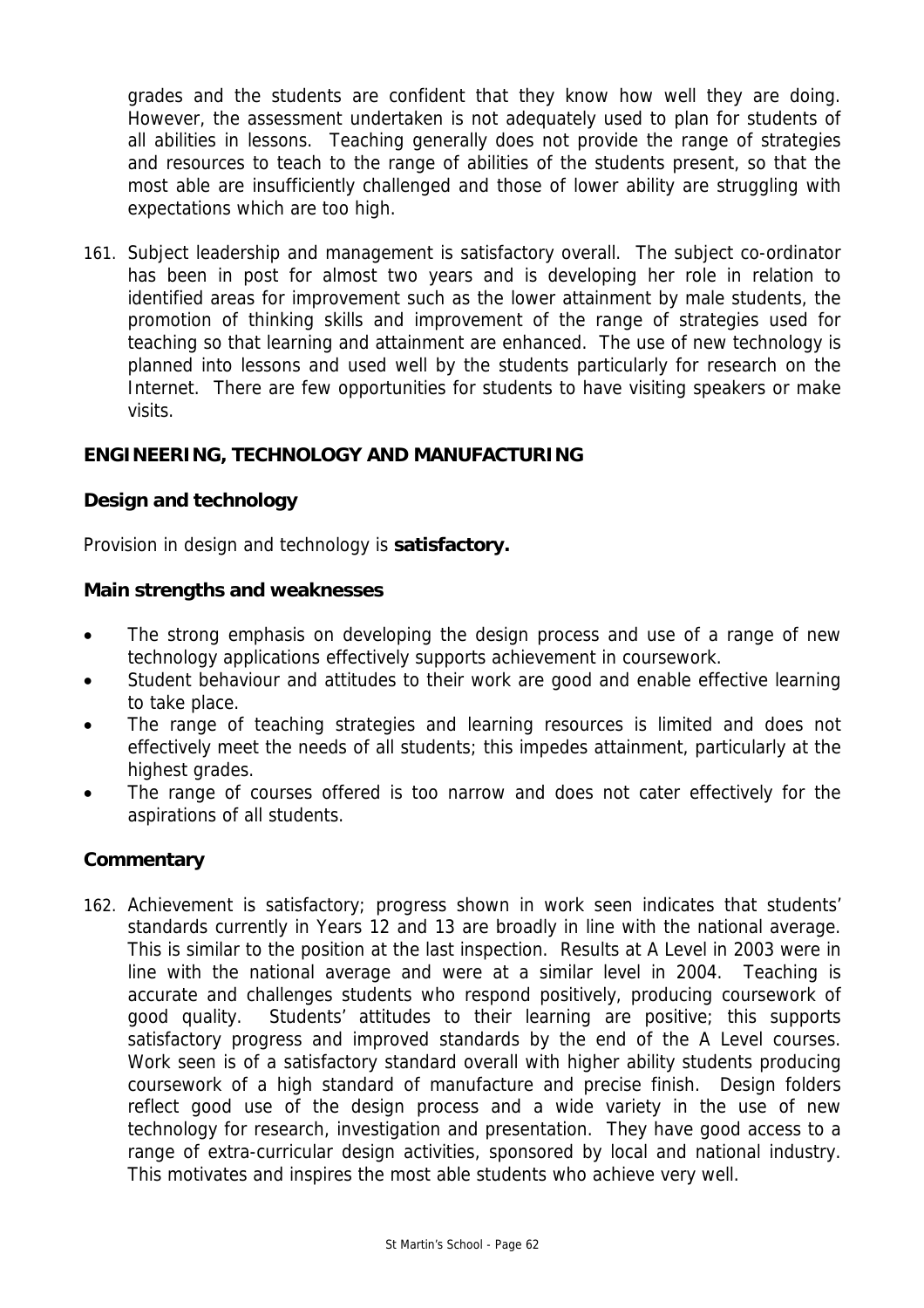grades and the students are confident that they know how well they are doing. However, the assessment undertaken is not adequately used to plan for students of all abilities in lessons. Teaching generally does not provide the range of strategies and resources to teach to the range of abilities of the students present, so that the most able are insufficiently challenged and those of lower ability are struggling with expectations which are too high.

161. Subject leadership and management is satisfactory overall. The subject co-ordinator has been in post for almost two years and is developing her role in relation to identified areas for improvement such as the lower attainment by male students, the promotion of thinking skills and improvement of the range of strategies used for teaching so that learning and attainment are enhanced. The use of new technology is planned into lessons and used well by the students particularly for research on the Internet. There are few opportunities for students to have visiting speakers or make visits.

## ENGINEERING, TECHNOLOGY AND MANUFACTURING

### Design and technology

Provision in design and technology is **satisfactory.**

### Main strengths and weaknesses

- The strong emphasis on developing the design process and use of a range of new technology applications effectively supports achievement in coursework.
- Student behaviour and attitudes to their work are good and enable effective learning to take place.
- The range of teaching strategies and learning resources is limited and does not effectively meet the needs of all students; this impedes attainment, particularly at the highest grades.
- The range of courses offered is too narrow and does not cater effectively for the aspirations of all students.

### Commentary

162. Achievement is satisfactory; progress shown in work seen indicates that students' standards currently in Years 12 and 13 are broadly in line with the national average. This is similar to the position at the last inspection. Results at A Level in 2003 were in line with the national average and were at a similar level in 2004. Teaching is accurate and challenges students who respond positively, producing coursework of good quality. Students' attitudes to their learning are positive; this supports satisfactory progress and improved standards by the end of the A Level courses. Work seen is of a satisfactory standard overall with higher ability students producing coursework of a high standard of manufacture and precise finish. Design folders reflect good use of the design process and a wide variety in the use of new technology for research, investigation and presentation. They have good access to a range of extra-curricular design activities, sponsored by local and national industry. This motivates and inspires the most able students who achieve very well.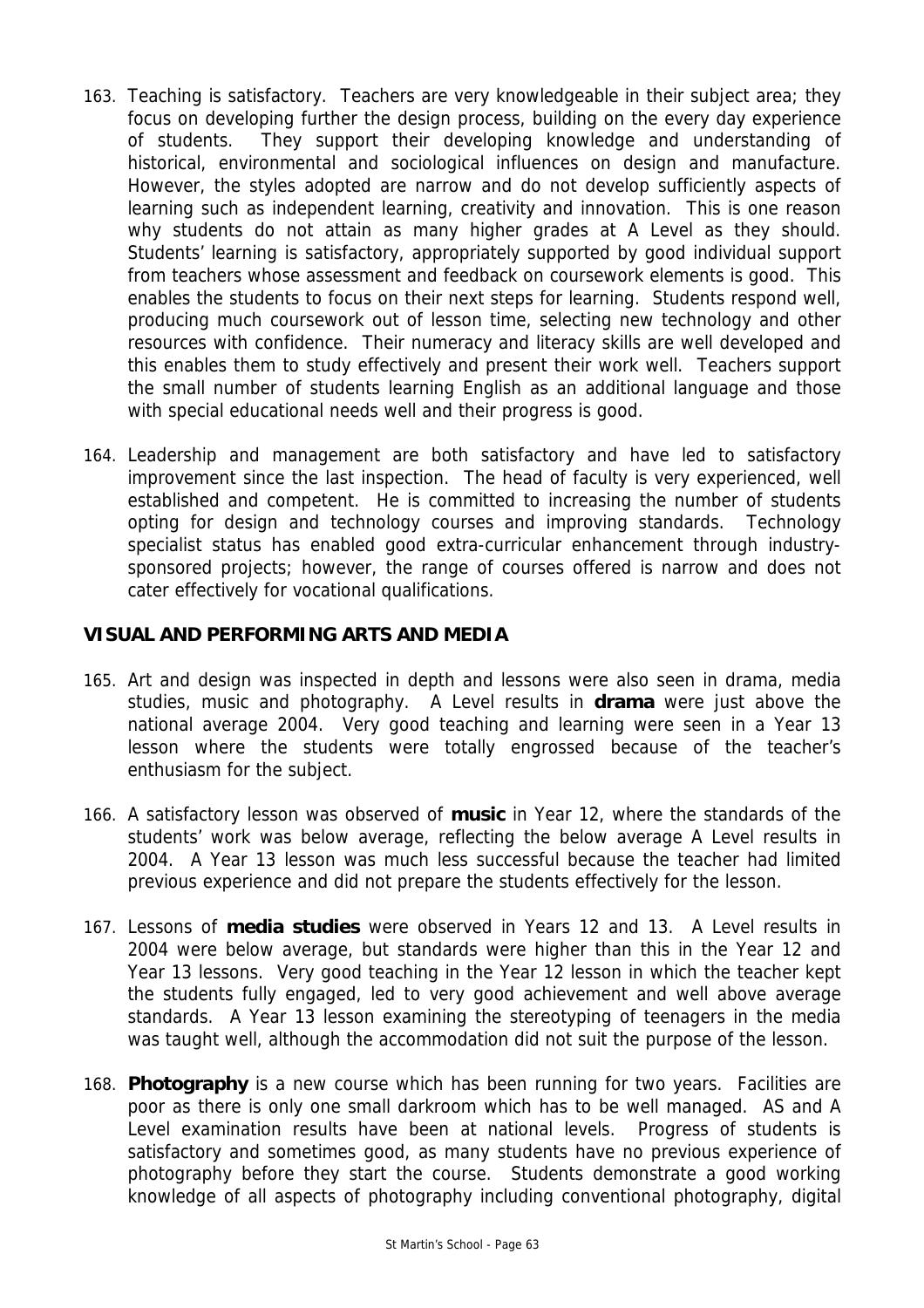163. Teaching is satisfactory. Teachers are very knowledgeable in their subject area; they focus on developing further the design process, building on the every day experience of students. They support their developing knowledge and understanding of historical, environmental and sociological influences on design and manufacture. However, the styles adopted are narrow and do not develop sufficiently aspects of learning such as independent learning, creativity and innovation. This is one reason why students do not attain as many higher grades at A Level as they should. Students' learning is satisfactory, appropriately supported by good individual support from teachers whose assessment and feedback on coursework elements is good. This enables the students to focus on their next steps for learning. Students respond well, producing much coursework out of lesson time, selecting new technology and other resources with confidence. Their numeracy and literacy skills are well developed and this enables them to study effectively and present their work well. Teachers support the small number of students learning English as an additional language and those with special educational needs well and their progress is good.

164. Leadership and management are both satisfactory and have led to satisfactory improvement since the last inspection. The head of faculty is very experienced, well established and competent. He is committed to increasing the number of students opting for design and technology courses and improving standards. Technology specialist status has enabled good extra-curricular enhancement through industry-sponsored projects; however, the range of courses offered is narrow and does not cater effectively for vocational qualifications.

## VISUAL AND PERFORMING ARTS AND MEDIA

165. Art and design was inspected in depth and lessons were also seen in drama, media studies, music and photography. A Level results in **drama** were just above the national average 2004. Very good teaching and learning were seen in a Year 13 lesson where the students were totally engrossed because of the teacher's enthusiasm for the subject.

166. A satisfactory lesson was observed of **music** in Year 12, where the standards of the students' work was below average, reflecting the below average A Level results in 2004. A Year 13 lesson was much less successful because the teacher had limited previous experience and did not prepare the students effectively for the lesson.

167. Lessons of **media studies** were observed in Years 12 and 13. A Level results in 2004 were below average, but standards were higher than this in the Year 12 and Year 13 lessons. Very good teaching in the Year 12 lesson in which the teacher kept the students fully engaged, led to very good achievement and well above average standards. A Year 13 lesson examining the stereotyping of teenagers in the media was taught well, although the accommodation did not suit the purpose of the lesson.

168. **Photography** is a new course which has been running for two years. Facilities are poor as there is only one small darkroom which has to be well managed. AS and A Level examination results have been at national levels. Progress of students is satisfactory and sometimes good, as many students have no previous experience of photography before they start the course. Students demonstrate a good working knowledge of all aspects of photography including conventional photography, digital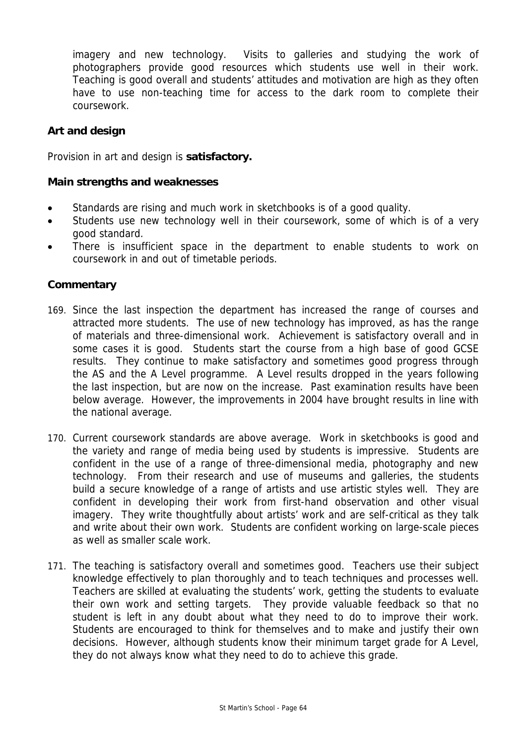imagery and new technology. Visits to galleries and studying the work of photographers provide good resources which students use well in their work. Teaching is good overall and students' attitudes and motivation are high as they often have to use non-teaching time for access to the dark room to complete their coursework.

### Art and design

Provision in art and design is **satisfactory.**

### Main strengths and weaknesses

- Standards are rising and much work in sketchbooks is of a good quality.
- Students use new technology well in their coursework, some of which is of a very good standard.
- There is insufficient space in the department to enable students to work on coursework in and out of timetable periods.

### Commentary

169. Since the last inspection the department has increased the range of courses and attracted more students. The use of new technology has improved, as has the range of materials and three-dimensional work. Achievement is satisfactory overall and in some cases it is good. Students start the course from a high base of good GCSE results. They continue to make satisfactory and sometimes good progress through the AS and the A Level programme. A Level results dropped in the years following the last inspection, but are now on the increase. Past examination results have been below average. However, the improvements in 2004 have brought results in line with the national average.

170. Current coursework standards are above average. Work in sketchbooks is good and the variety and range of media being used by students is impressive. Students are confident in the use of a range of three-dimensional media, photography and new technology. From their research and use of museums and galleries, the students build a secure knowledge of a range of artists and use artistic styles well. They are confident in developing their work from first-hand observation and other visual imagery. They write thoughtfully about artists' work and are self-critical as they talk and write about their own work. Students are confident working on large-scale pieces as well as smaller scale work.

171. The teaching is satisfactory overall and sometimes good. Teachers use their subject knowledge effectively to plan thoroughly and to teach techniques and processes well. Teachers are skilled at evaluating the students' work, getting the students to evaluate their own work and setting targets. They provide valuable feedback so that no student is left in any doubt about what they need to do to improve their work. Students are encouraged to think for themselves and to make and justify their own decisions. However, although students know their minimum target grade for A Level, they do not always know what they need to do to achieve this grade.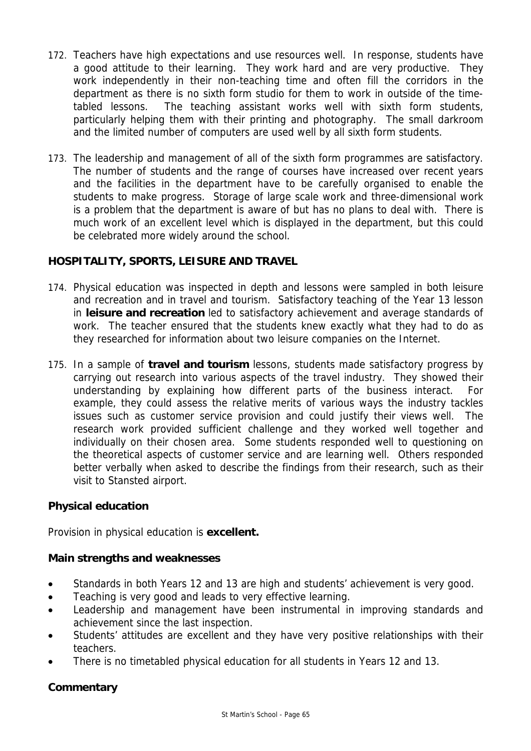172. Teachers have high expectations and use resources well. In response, students have a good attitude to their learning. They work hard and are very productive. They work independently in their non-teaching time and often fill the corridors in the department as there is no sixth form studio for them to work in outside of the time-tabled lessons. The teaching assistant works well with sixth form students, particularly helping them with their printing and photography. The small darkroom and the limited number of computers are used well by all sixth form students.

173. The leadership and management of all of the sixth form programmes are satisfactory. The number of students and the range of courses have increased over recent years and the facilities in the department have to be carefully organised to enable the students to make progress. Storage of large scale work and three-dimensional work is a problem that the department is aware of but has no plans to deal with. There is much work of an excellent level which is displayed in the department, but this could be celebrated more widely around the school.

## HOSPITALITY, SPORTS, LEISURE AND TRAVEL

174. Physical education was inspected in depth and lessons were sampled in both leisure and recreation and in travel and tourism. Satisfactory teaching of the Year 13 lesson in **leisure and recreation** led to satisfactory achievement and average standards of work. The teacher ensured that the students knew exactly what they had to do as they researched for information about two leisure companies on the Internet.

175. In a sample of **travel and tourism** lessons, students made satisfactory progress by carrying out research into various aspects of the travel industry. They showed their understanding by explaining how different parts of the business interact. For example, they could assess the relative merits of various ways the industry tackles issues such as customer service provision and could justify their views well. The research work provided sufficient challenge and they worked well together and individually on their chosen area. Some students responded well to questioning on the theoretical aspects of customer service and are learning well. Others responded better verbally when asked to describe the findings from their research, such as their visit to Stansted airport.

### Physical education

Provision in physical education is **excellent.**

### Main strengths and weaknesses

- Standards in both Years 12 and 13 are high and students' achievement is very good.
- Teaching is very good and leads to very effective learning.
- Leadership and management have been instrumental in improving standards and achievement since the last inspection.
- Students' attitudes are excellent and they have very positive relationships with their teachers.
- There is no timetabled physical education for all students in Years 12 and 13.

### Commentary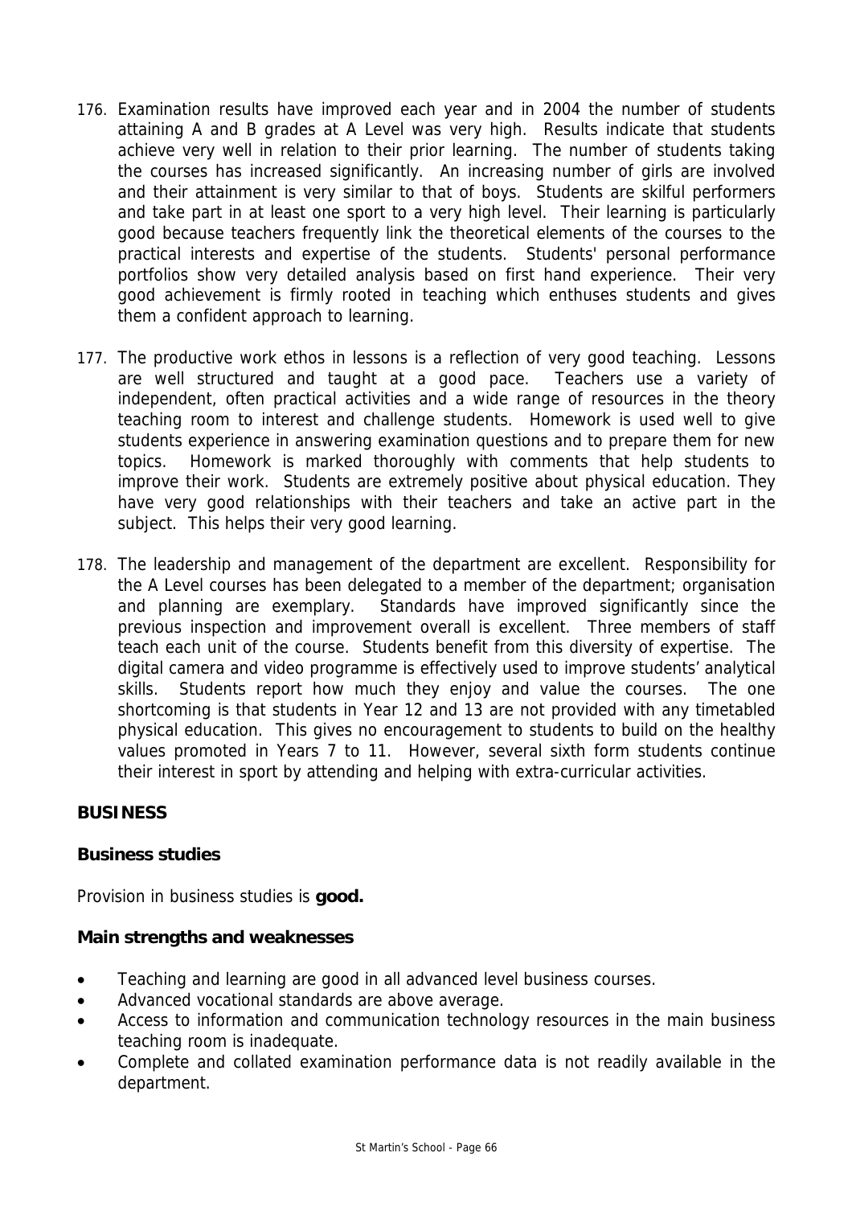176. Examination results have improved each year and in 2004 the number of students attaining A and B grades at A Level was very high. Results indicate that students achieve very well in relation to their prior learning. The number of students taking the courses has increased significantly. An increasing number of girls are involved and their attainment is very similar to that of boys. Students are skilful performers and take part in at least one sport to a very high level. Their learning is particularly good because teachers frequently link the theoretical elements of the courses to the practical interests and expertise of the students. Students' personal performance portfolios show very detailed analysis based on first hand experience. Their very good achievement is firmly rooted in teaching which enthuses students and gives them a confident approach to learning.

177. The productive work ethos in lessons is a reflection of very good teaching. Lessons are well structured and taught at a good pace. Teachers use a variety of independent, often practical activities and a wide range of resources in the theory teaching room to interest and challenge students. Homework is used well to give students experience in answering examination questions and to prepare them for new topics. Homework is marked thoroughly with comments that help students to improve their work. Students are extremely positive about physical education. They have very good relationships with their teachers and take an active part in the subject. This helps their very good learning.

178. The leadership and management of the department are excellent. Responsibility for the A Level courses has been delegated to a member of the department; organisation and planning are exemplary. Standards have improved significantly since the previous inspection and improvement overall is excellent. Three members of staff teach each unit of the course. Students benefit from this diversity of expertise. The digital camera and video programme is effectively used to improve students' analytical skills. Students report how much they enjoy and value the courses. The one shortcoming is that students in Year 12 and 13 are not provided with any timetabled physical education. This gives no encouragement to students to build on the healthy values promoted in Years 7 to 11. However, several sixth form students continue their interest in sport by attending and helping with extra-curricular activities.

## BUSINESS

### Business studies

Provision in business studies is **good.**

### Main strengths and weaknesses

- Teaching and learning are good in all advanced level business courses.
- Advanced vocational standards are above average.
- Access to information and communication technology resources in the main business teaching room is inadequate.
- Complete and collated examination performance data is not readily available in the department.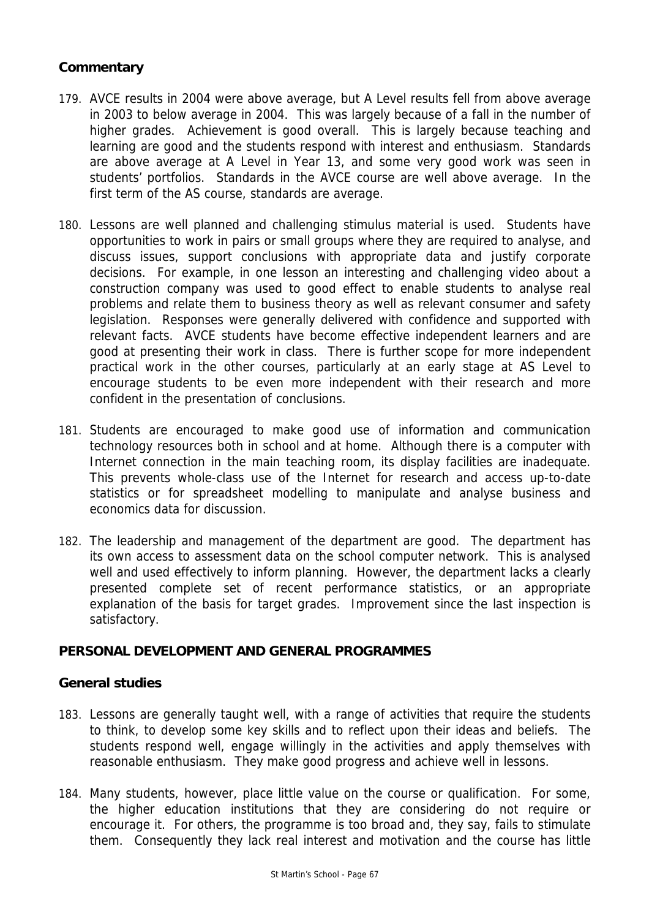### Commentary

179. AVCE results in 2004 were above average, but A Level results fell from above average in 2003 to below average in 2004. This was largely because of a fall in the number of higher grades. Achievement is good overall. This is largely because teaching and learning are good and the students respond with interest and enthusiasm. Standards are above average at A Level in Year 13, and some very good work was seen in students' portfolios. Standards in the AVCE course are well above average. In the first term of the AS course, standards are average.

180. Lessons are well planned and challenging stimulus material is used. Students have opportunities to work in pairs or small groups where they are required to analyse, and discuss issues, support conclusions with appropriate data and justify corporate decisions. For example, in one lesson an interesting and challenging video about a construction company was used to good effect to enable students to analyse real problems and relate them to business theory as well as relevant consumer and safety legislation. Responses were generally delivered with confidence and supported with relevant facts. AVCE students have become effective independent learners and are good at presenting their work in class. There is further scope for more independent practical work in the other courses, particularly at an early stage at AS Level to encourage students to be even more independent with their research and more confident in the presentation of conclusions.

181. Students are encouraged to make good use of information and communication technology resources both in school and at home. Although there is a computer with Internet connection in the main teaching room, its display facilities are inadequate. This prevents whole-class use of the Internet for research and access up-to-date statistics or for spreadsheet modelling to manipulate and analyse business and economics data for discussion.

182. The leadership and management of the department are good. The department has its own access to assessment data on the school computer network. This is analysed well and used effectively to inform planning. However, the department lacks a clearly presented complete set of recent performance statistics, or an appropriate explanation of the basis for target grades. Improvement since the last inspection is satisfactory.

## PERSONAL DEVELOPMENT AND GENERAL PROGRAMMES

### General studies

183. Lessons are generally taught well, with a range of activities that require the students to think, to develop some key skills and to reflect upon their ideas and beliefs. The students respond well, engage willingly in the activities and apply themselves with reasonable enthusiasm. They make good progress and achieve well in lessons.

184. Many students, however, place little value on the course or qualification. For some, the higher education institutions that they are considering do not require or encourage it. For others, the programme is too broad and, they say, fails to stimulate them. Consequently they lack real interest and motivation and the course has little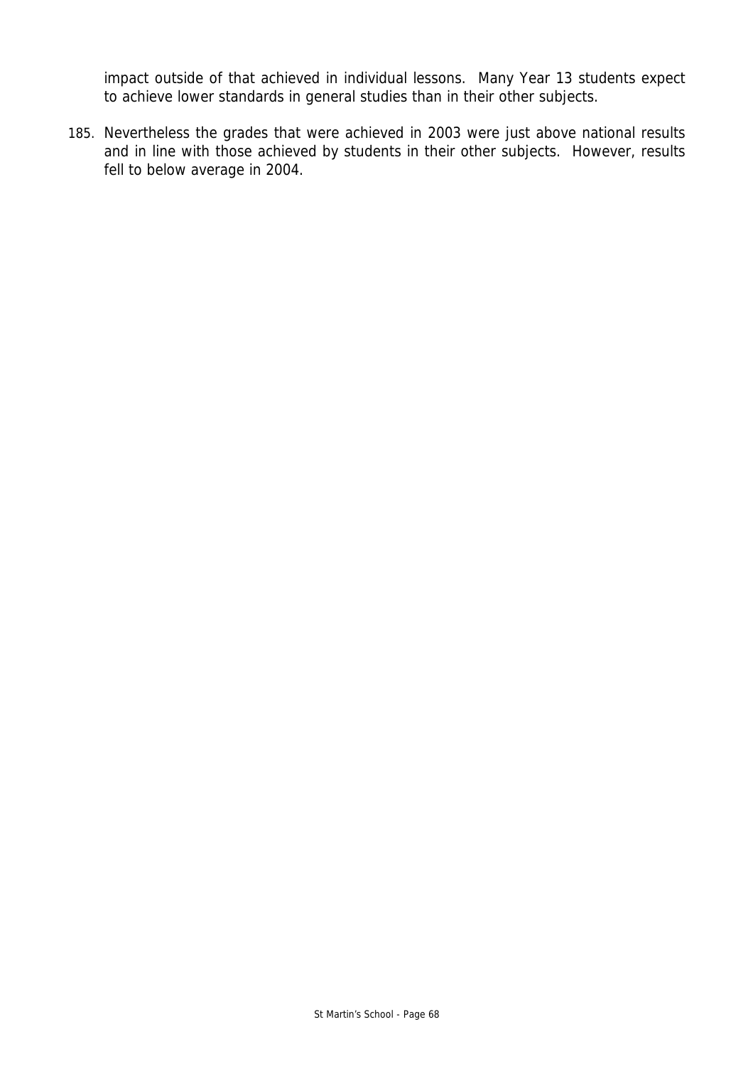impact outside of that achieved in individual lessons. Many Year 13 students expect to achieve lower standards in general studies than in their other subjects.

185. Nevertheless the grades that were achieved in 2003 were just above national results and in line with those achieved by students in their other subjects. However, results fell to below average in 2004.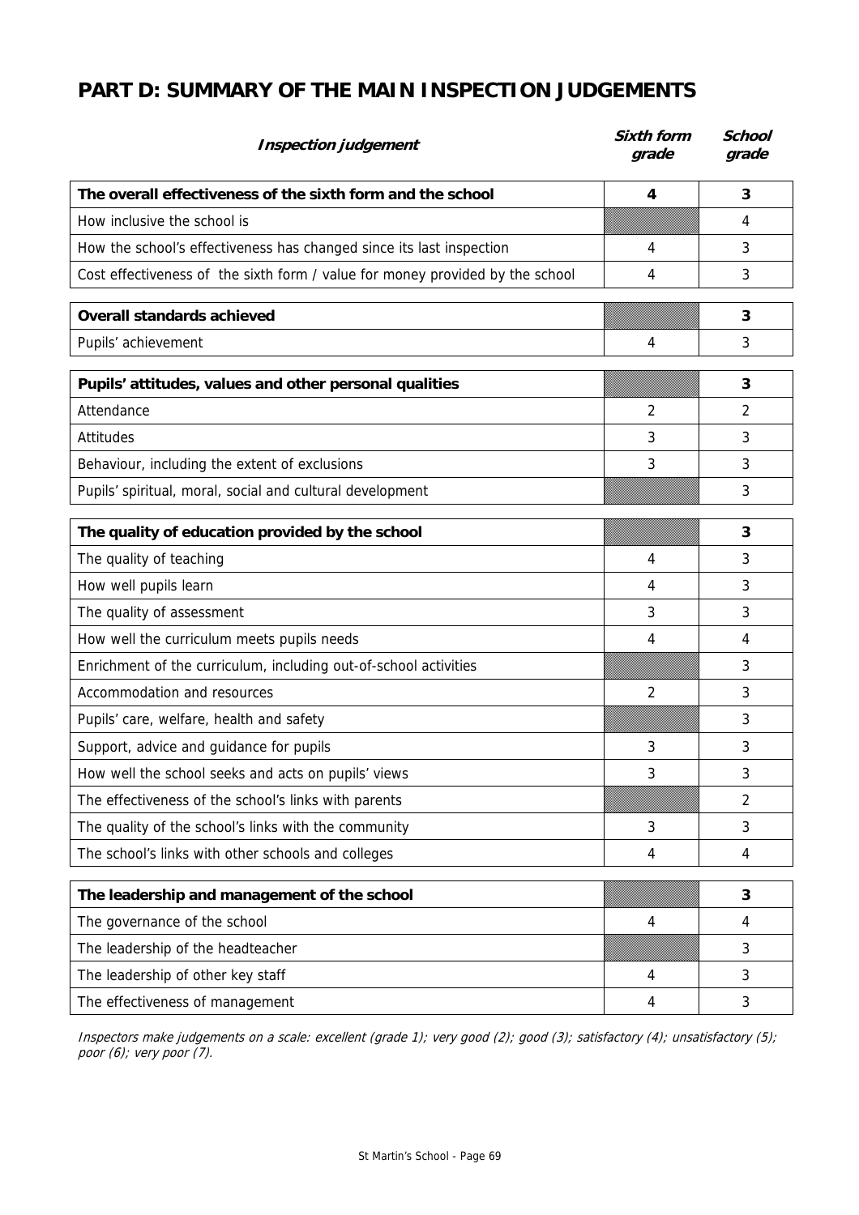# PART D: SUMMARY OF THE MAIN INSPECTION JUDGEMENTS

| *Inspection judgement* | *Sixth form grade* | *School grade* |
|---|---|---|
| **The overall effectiveness of the sixth form and the school** | **4** | **3** |
| How inclusive the school is | | 4 |
| How the school's effectiveness has changed since its last inspection | 4 | 3 |
| Cost effectiveness of the sixth form / value for money provided by the school | 4 | 3 |
| **Overall standards achieved** | | **3** |
| Pupils' achievement | 4 | 3 |
| **Pupils' attitudes, values and other personal qualities** | | **3** |
| Attendance | 2 | 2 |
| Attitudes | 3 | 3 |
| Behaviour, including the extent of exclusions | 3 | 3 |
| Pupils' spiritual, moral, social and cultural development | | 3 |
| **The quality of education provided by the school** | | **3** |
| The quality of teaching | 4 | 3 |
| How well pupils learn | 4 | 3 |
| The quality of assessment | 3 | 3 |
| How well the curriculum meets pupils needs | 4 | 4 |
| Enrichment of the curriculum, including out-of-school activities | | 3 |
| Accommodation and resources | 2 | 3 |
| Pupils' care, welfare, health and safety | | 3 |
| Support, advice and guidance for pupils | 3 | 3 |
| How well the school seeks and acts on pupils' views | 3 | 3 |
| The effectiveness of the school's links with parents | | 2 |
| The quality of the school's links with the community | 3 | 3 |
| The school's links with other schools and colleges | 4 | 4 |
| **The leadership and management of the school** | | **3** |
| The governance of the school | 4 | 4 |
| The leadership of the headteacher | | 3 |
| The leadership of other key staff | 4 | 3 |
| The effectiveness of management | 4 | 3 |

*Inspectors make judgements on a scale: excellent (grade 1); very good (2); good (3); satisfactory (4); unsatisfactory (5); poor (6); very poor (7).*